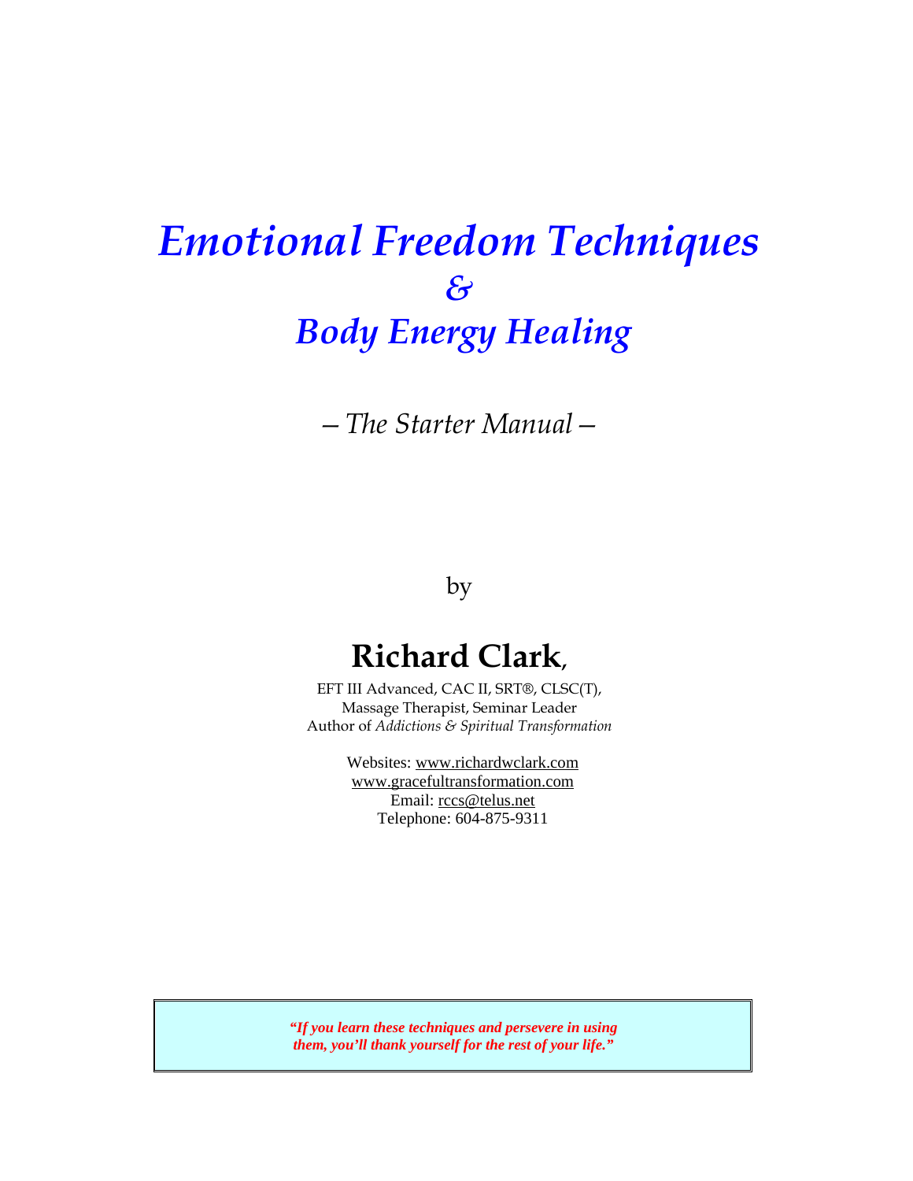# *Emotional Freedom Techniques*
# *&*
# *Body Energy Healing*

*– The Starter Manual –*

by

## Richard Clark,

EFT III Advanced, CAC II, SRT®, CLSC(T),
Massage Therapist, Seminar Leader
Author of *Addictions & Spiritual Transformation*

Websites: www.richardwclark.com
www.gracefultransformation.com
Email: rccs@telus.net
Telephone: 604-875-9311

> ***"If you learn these techniques and persevere in using them, you'll thank yourself for the rest of your life."***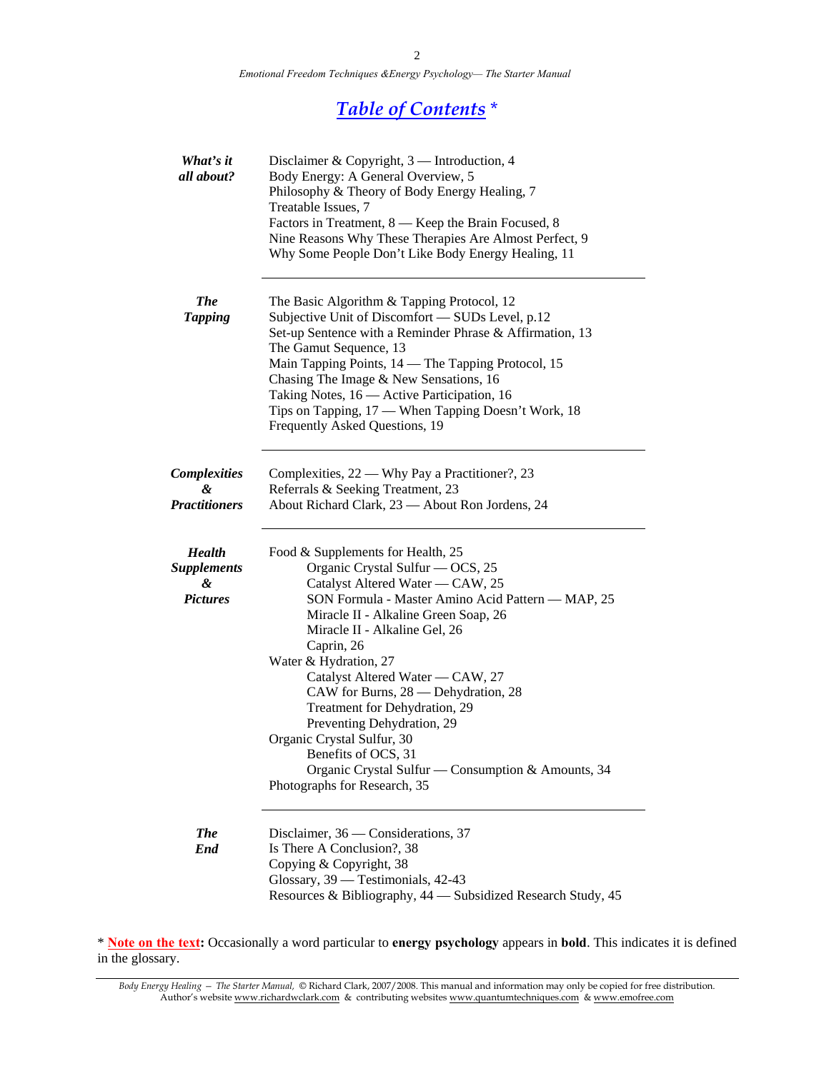# *Table of Contents* *

| | |
|---|---|
| ***What's it all about?*** | Disclaimer & Copyright, 3 — Introduction, 4<br>Body Energy: A General Overview, 5<br>Philosophy & Theory of Body Energy Healing, 7<br>Treatable Issues, 7<br>Factors in Treatment, 8 — Keep the Brain Focused, 8<br>Nine Reasons Why These Therapies Are Almost Perfect, 9<br>Why Some People Don't Like Body Energy Healing, 11 |
| ***The Tapping*** | The Basic Algorithm & Tapping Protocol, 12<br>Subjective Unit of Discomfort — SUDs Level, p.12<br>Set-up Sentence with a Reminder Phrase & Affirmation, 13<br>The Gamut Sequence, 13<br>Main Tapping Points, 14 — The Tapping Protocol, 15<br>Chasing The Image & New Sensations, 16<br>Taking Notes, 16 — Active Participation, 16<br>Tips on Tapping, 17 — When Tapping Doesn't Work, 18<br>Frequently Asked Questions, 19 |
| ***Complexities & Practitioners*** | Complexities, 22 — Why Pay a Practitioner?, 23<br>Referrals & Seeking Treatment, 23<br>About Richard Clark, 23 — About Ron Jordens, 24 |
| ***Health Supplements & Pictures*** | Food & Supplements for Health, 25<br>&nbsp;&nbsp;&nbsp;&nbsp;Organic Crystal Sulfur — OCS, 25<br>&nbsp;&nbsp;&nbsp;&nbsp;Catalyst Altered Water — CAW, 25<br>&nbsp;&nbsp;&nbsp;&nbsp;SON Formula - Master Amino Acid Pattern — MAP, 25<br>&nbsp;&nbsp;&nbsp;&nbsp;Miracle II - Alkaline Green Soap, 26<br>&nbsp;&nbsp;&nbsp;&nbsp;Miracle II - Alkaline Gel, 26<br>&nbsp;&nbsp;&nbsp;&nbsp;Caprin, 26<br>Water & Hydration, 27<br>&nbsp;&nbsp;&nbsp;&nbsp;Catalyst Altered Water — CAW, 27<br>&nbsp;&nbsp;&nbsp;&nbsp;CAW for Burns, 28 — Dehydration, 28<br>&nbsp;&nbsp;&nbsp;&nbsp;Treatment for Dehydration, 29<br>&nbsp;&nbsp;&nbsp;&nbsp;Preventing Dehydration, 29<br>Organic Crystal Sulfur, 30<br>&nbsp;&nbsp;&nbsp;&nbsp;Benefits of OCS, 31<br>&nbsp;&nbsp;&nbsp;&nbsp;Organic Crystal Sulfur — Consumption & Amounts, 34<br>Photographs for Research, 35 |
| ***The End*** | Disclaimer, 36 — Considerations, 37<br>Is There A Conclusion?, 38<br>Copying & Copyright, 38<br>Glossary, 39 — Testimonials, 42-43<br>Resources & Bibliography, 44 — Subsidized Research Study, 45 |

* **Note on the text:** Occasionally a word particular to **energy psychology** appears in **bold**. This indicates it is defined in the glossary.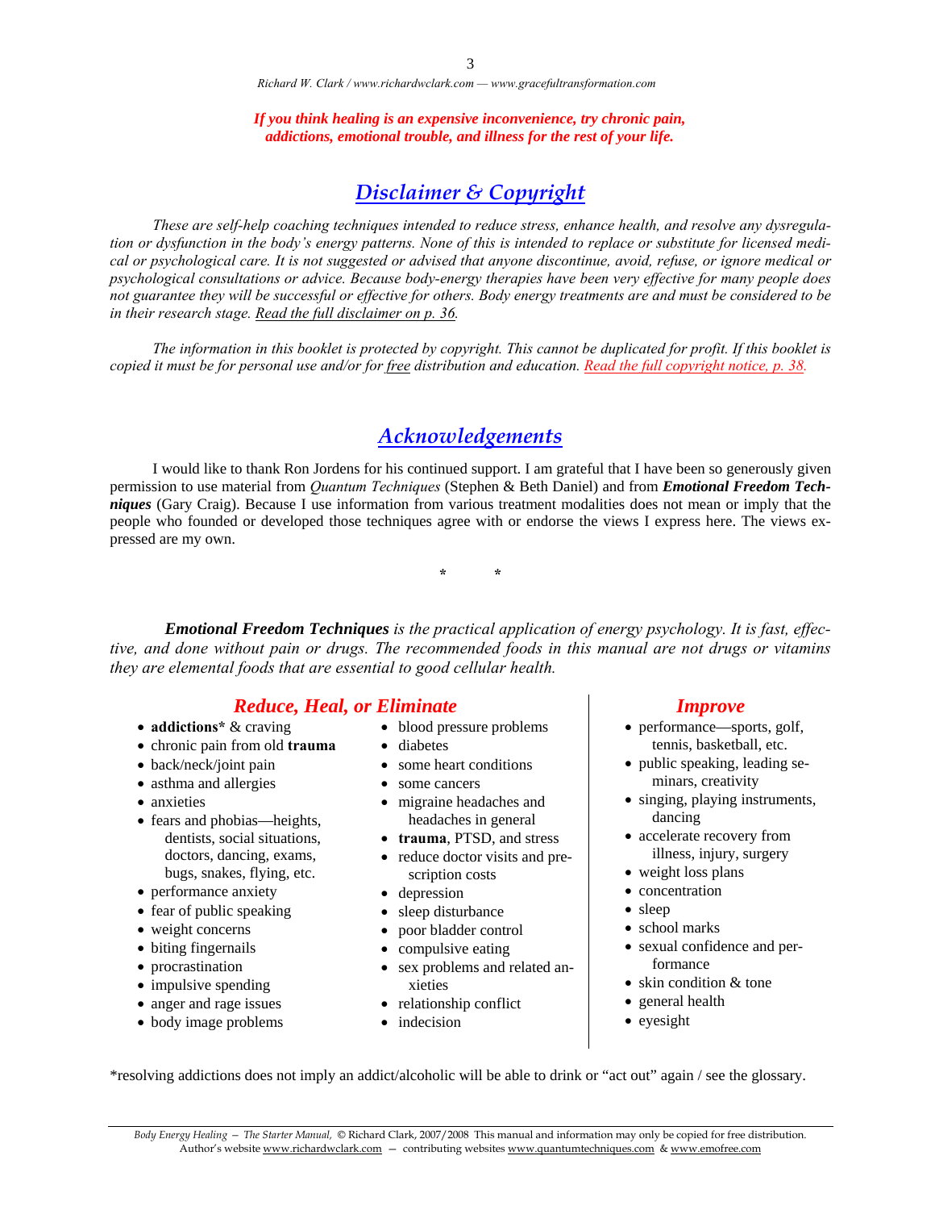*Richard W. Clark / www.richardwclark.com — www.gracefultransformation.com*

***If you think healing is an expensive inconvenience, try chronic pain, addictions, emotional trouble, and illness for the rest of your life.***

## *Disclaimer & Copyright*

*These are self-help coaching techniques intended to reduce stress, enhance health, and resolve any dysregulation or dysfunction in the body's energy patterns. None of this is intended to replace or substitute for licensed medical or psychological care. It is not suggested or advised that anyone discontinue, avoid, refuse, or ignore medical or psychological consultations or advice. Because body-energy therapies have been very effective for many people does not guarantee they will be successful or effective for others. Body energy treatments are and must be considered to be in their research stage. Read the full disclaimer on p. 36.*

*The information in this booklet is protected by copyright. This cannot be duplicated for profit. If this booklet is copied it must be for personal use and/or for free distribution and education. Read the full copyright notice, p. 38.*

## *Acknowledgements*

I would like to thank Ron Jordens for his continued support. I am grateful that I have been so generously given permission to use material from *Quantum Techniques* (Stephen & Beth Daniel) and from ***Emotional Freedom Techniques*** (Gary Craig). Because I use information from various treatment modalities does not mean or imply that the people who founded or developed those techniques agree with or endorse the views I express here. The views expressed are my own.

\* \*

***Emotional Freedom Techniques*** *is the practical application of energy psychology. It is fast, effective, and done without pain or drugs. The recommended foods in this manual are not drugs or vitamins they are elemental foods that are essential to good cellular health.*

### *Reduce, Heal, or Eliminate*

- **addictions*** & craving
- chronic pain from old **trauma**
- back/neck/joint pain
- asthma and allergies
- anxieties
- fears and phobias—heights, dentists, social situations, doctors, dancing, exams, bugs, snakes, flying, etc.
- performance anxiety
- fear of public speaking
- weight concerns
- biting fingernails
- procrastination
- impulsive spending
- anger and rage issues
- body image problems
- blood pressure problems
- diabetes
- some heart conditions
- some cancers
- migraine headaches and headaches in general
- **trauma**, PTSD, and stress
- reduce doctor visits and prescription costs
- depression
- sleep disturbance
- poor bladder control
- compulsive eating
- sex problems and related anxieties
- relationship conflict
- indecision

### *Improve*

- performance—sports, golf, tennis, basketball, etc.
- public speaking, leading seminars, creativity
- singing, playing instruments, dancing
- accelerate recovery from illness, injury, surgery
- weight loss plans
- concentration
- sleep
- school marks
- sexual confidence and performance
- skin condition & tone
- general health
- eyesight

*resolving addictions does not imply an addict/alcoholic will be able to drink or "act out" again / see the glossary.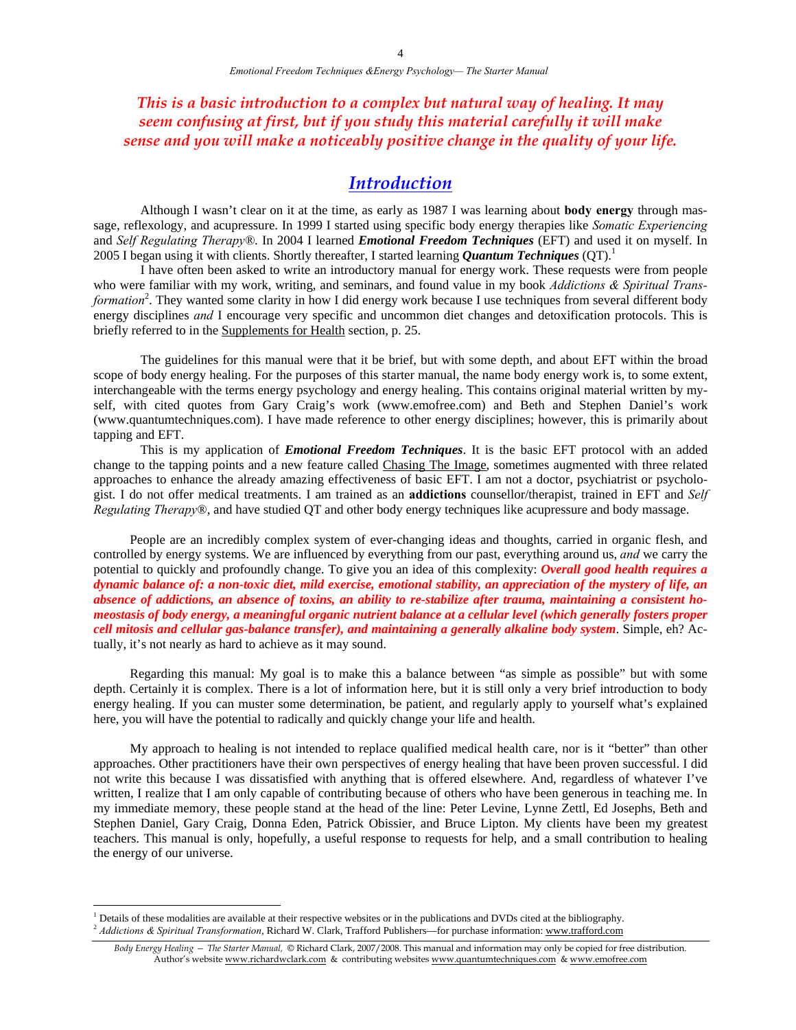***This is a basic introduction to a complex but natural way of healing. It may seem confusing at first, but if you study this material carefully it will make sense and you will make a noticeably positive change in the quality of your life.***

## *Introduction*

Although I wasn't clear on it at the time, as early as 1987 I was learning about **body energy** through massage, reflexology, and acupressure. In 1999 I started using specific body energy therapies like *Somatic Experiencing* and *Self Regulating Therapy®*. In 2004 I learned ***Emotional Freedom Techniques*** (EFT) and used it on myself. In 2005 I began using it with clients. Shortly thereafter, I started learning ***Quantum Techniques*** (QT).[1]

I have often been asked to write an introductory manual for energy work. These requests were from people who were familiar with my work, writing, and seminars, and found value in my book *Addictions & Spiritual Transformation*[2]. They wanted some clarity in how I did energy work because I use techniques from several different body energy disciplines *and* I encourage very specific and uncommon diet changes and detoxification protocols. This is briefly referred to in the Supplements for Health section, p. 25.

The guidelines for this manual were that it be brief, but with some depth, and about EFT within the broad scope of body energy healing. For the purposes of this starter manual, the name body energy work is, to some extent, interchangeable with the terms energy psychology and energy healing. This contains original material written by myself, with cited quotes from Gary Craig's work (www.emofree.com) and Beth and Stephen Daniel's work (www.quantumtechniques.com). I have made reference to other energy disciplines; however, this is primarily about tapping and EFT.

This is my application of ***Emotional Freedom Techniques***. It is the basic EFT protocol with an added change to the tapping points and a new feature called Chasing The Image, sometimes augmented with three related approaches to enhance the already amazing effectiveness of basic EFT. I am not a doctor, psychiatrist or psychologist. I do not offer medical treatments. I am trained as an **addictions** counsellor/therapist, trained in EFT and *Self Regulating Therapy®*, and have studied QT and other body energy techniques like acupressure and body massage.

People are an incredibly complex system of ever-changing ideas and thoughts, carried in organic flesh, and controlled by energy systems. We are influenced by everything from our past, everything around us, *and* we carry the potential to quickly and profoundly change. To give you an idea of this complexity: ***Overall good health requires a dynamic balance of: a non-toxic diet, mild exercise, emotional stability, an appreciation of the mystery of life, an absence of addictions, an absence of toxins, an ability to re-stabilize after trauma, maintaining a consistent homeostasis of body energy, a meaningful organic nutrient balance at a cellular level (which generally fosters proper cell mitosis and cellular gas-balance transfer), and maintaining a generally alkaline body system***. Simple, eh? Actually, it's not nearly as hard to achieve as it may sound.

Regarding this manual: My goal is to make this a balance between "as simple as possible" but with some depth. Certainly it is complex. There is a lot of information here, but it is still only a very brief introduction to body energy healing. If you can muster some determination, be patient, and regularly apply to yourself what's explained here, you will have the potential to radically and quickly change your life and health.

My approach to healing is not intended to replace qualified medical health care, nor is it "better" than other approaches. Other practitioners have their own perspectives of energy healing that have been proven successful. I did not write this because I was dissatisfied with anything that is offered elsewhere. And, regardless of whatever I've written, I realize that I am only capable of contributing because of others who have been generous in teaching me. In my immediate memory, these people stand at the head of the line: Peter Levine, Lynne Zettl, Ed Josephs, Beth and Stephen Daniel, Gary Craig, Donna Eden, Patrick Obissier, and Bruce Lipton. My clients have been my greatest teachers. This manual is only, hopefully, a useful response to requests for help, and a small contribution to healing the energy of our universe.

---

[1] Details of these modalities are available at their respective websites or in the publications and DVDs cited at the bibliography.

[2] *Addictions & Spiritual Transformation*, Richard W. Clark, Trafford Publishers—for purchase information: www.trafford.com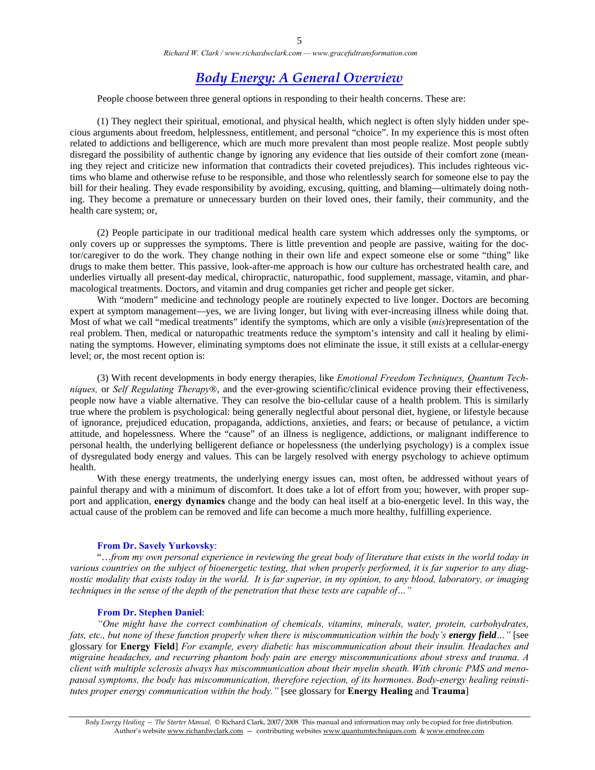# *Body Energy: A General Overview*

People choose between three general options in responding to their health concerns. These are:

(1) They neglect their spiritual, emotional, and physical health, which neglect is often slyly hidden under specious arguments about freedom, helplessness, entitlement, and personal "choice". In my experience this is most often related to addictions and belligerence, which are much more prevalent than most people realize. Most people subtly disregard the possibility of authentic change by ignoring any evidence that lies outside of their comfort zone (meaning they reject and criticize new information that contradicts their coveted prejudices). This includes righteous victims who blame and otherwise refuse to be responsible, and those who relentlessly search for someone else to pay the bill for their healing. They evade responsibility by avoiding, excusing, quitting, and blaming—ultimately doing nothing. They become a premature or unnecessary burden on their loved ones, their family, their community, and the health care system; or,

(2) People participate in our traditional medical health care system which addresses only the symptoms, or only covers up or suppresses the symptoms. There is little prevention and people are passive, waiting for the doctor/caregiver to do the work. They change nothing in their own life and expect someone else or some "thing" like drugs to make them better. This passive, look-after-me approach is how our culture has orchestrated health care, and underlies virtually all present-day medical, chiropractic, naturopathic, food supplement, massage, vitamin, and pharmacological treatments. Doctors, and vitamin and drug companies get richer and people get sicker.

With "modern" medicine and technology people are routinely expected to live longer. Doctors are becoming expert at symptom management—yes, we are living longer, but living with ever-increasing illness while doing that. Most of what we call "medical treatments" identify the symptoms, which are only a visible (*mis*)representation of the real problem. Then, medical or naturopathic treatments reduce the symptom's intensity and call it healing by eliminating the symptoms. However, eliminating symptoms does not eliminate the issue, it still exists at a cellular-energy level; or, the most recent option is:

(3) With recent developments in body energy therapies, like *Emotional Freedom Techniques, Quantum Techniques,* or *Self Regulating Therapy*®, and the ever-growing scientific/clinical evidence proving their effectiveness, people now have a viable alternative. They can resolve the bio-cellular cause of a health problem. This is similarly true where the problem is psychological: being generally neglectful about personal diet, hygiene, or lifestyle because of ignorance, prejudiced education, propaganda, addictions, anxieties, and fears; or because of petulance, a victim attitude, and hopelessness. Where the "cause" of an illness is negligence, addictions, or malignant indifference to personal health, the underlying belligerent defiance or hopelessness (the underlying psychology) is a complex issue of dysregulated body energy and values. This can be largely resolved with energy psychology to achieve optimum health.

With these energy treatments, the underlying energy issues can, most often, be addressed without years of painful therapy and with a minimum of discomfort. It does take a lot of effort from you; however, with proper support and application, **energy dynamics** change and the body can heal itself at a bio-energetic level. In this way, the actual cause of the problem can be removed and life can become a much more healthy, fulfilling experience.

**From Dr. Savely Yurkovsky**:

"*…from my own personal experience in reviewing the great body of literature that exists in the world today in various countries on the subject of bioenergetic testing, that when properly performed, it is far superior to any diagnostic modality that exists today in the world. It is far superior, in my opinion, to any blood, laboratory, or imaging techniques in the sense of the depth of the penetration that these tests are capable of…"*

**From Dr. Stephen Daniel**:

*"One might have the correct combination of chemicals, vitamins, minerals, water, protein, carbohydrates, fats, etc., but none of these function properly when there is miscommunication within the body's* ***energy field****…"* [see glossary for **Energy Field**] *For example, every diabetic has miscommunication about their insulin. Headaches and migraine headaches, and recurring phantom body pain are energy miscommunications about stress and trauma. A client with multiple sclerosis always has miscommunication about their myelin sheath. With chronic PMS and menopausal symptoms, the body has miscommunication, therefore rejection, of its hormones. Body-energy healing reinstitutes proper energy communication within the body."* [see glossary for **Energy Healing** and **Trauma**]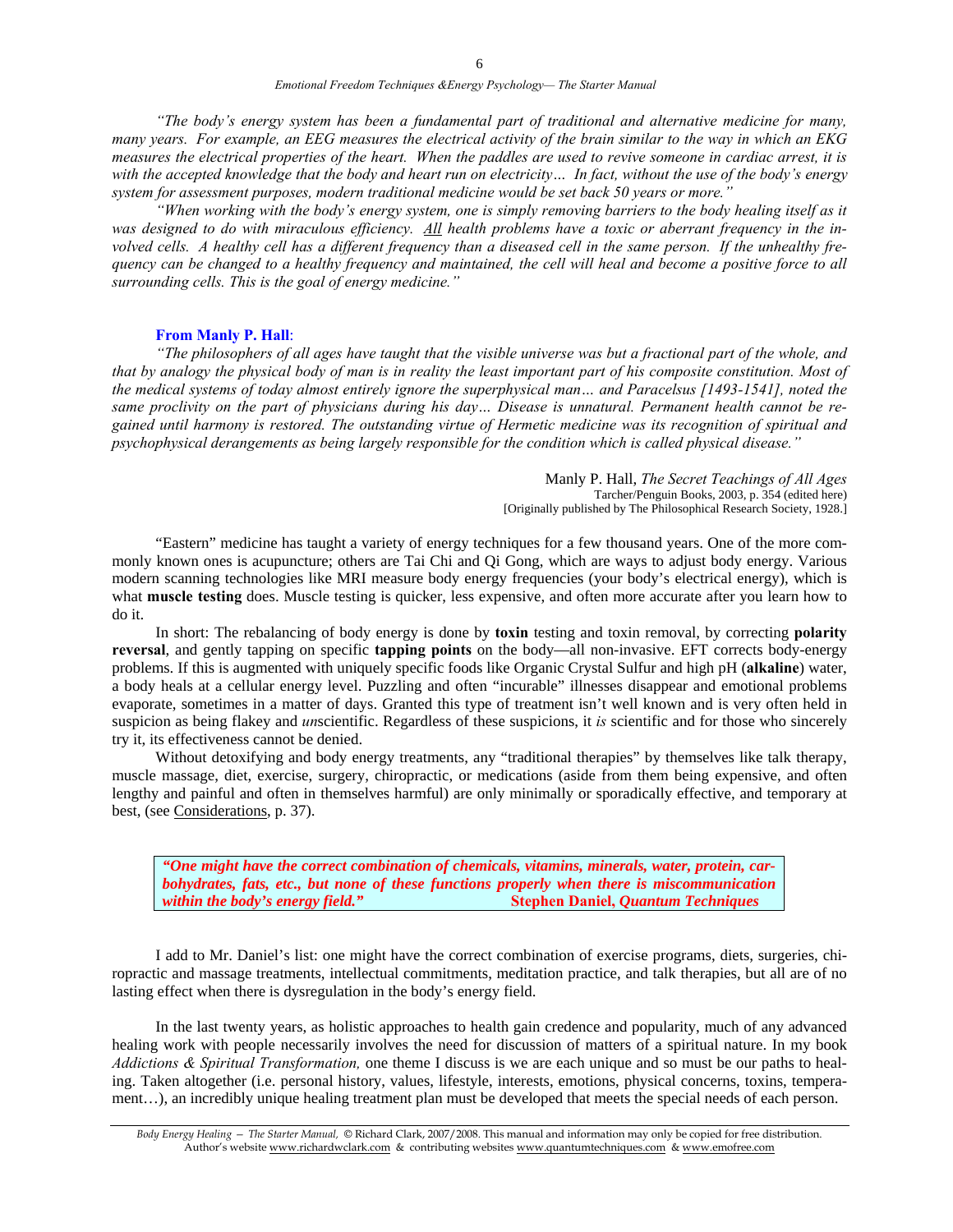*"The body's energy system has been a fundamental part of traditional and alternative medicine for many, many years. For example, an EEG measures the electrical activity of the brain similar to the way in which an EKG measures the electrical properties of the heart. When the paddles are used to revive someone in cardiac arrest, it is with the accepted knowledge that the body and heart run on electricity… In fact, without the use of the body's energy system for assessment purposes, modern traditional medicine would be set back 50 years or more."*

*"When working with the body's energy system, one is simply removing barriers to the body healing itself as it was designed to do with miraculous efficiency. All health problems have a toxic or aberrant frequency in the involved cells. A healthy cell has a different frequency than a diseased cell in the same person. If the unhealthy frequency can be changed to a healthy frequency and maintained, the cell will heal and become a positive force to all surrounding cells. This is the goal of energy medicine."*

**From Manly P. Hall**:

*"The philosophers of all ages have taught that the visible universe was but a fractional part of the whole, and that by analogy the physical body of man is in reality the least important part of his composite constitution. Most of the medical systems of today almost entirely ignore the superphysical man… and Paracelsus [1493-1541], noted the same proclivity on the part of physicians during his day… Disease is unnatural. Permanent health cannot be regained until harmony is restored. The outstanding virtue of Hermetic medicine was its recognition of spiritual and psychophysical derangements as being largely responsible for the condition which is called physical disease."*

Manly P. Hall, *The Secret Teachings of All Ages*
Tarcher/Penguin Books, 2003, p. 354 (edited here)
[Originally published by The Philosophical Research Society, 1928.]

"Eastern" medicine has taught a variety of energy techniques for a few thousand years. One of the more commonly known ones is acupuncture; others are Tai Chi and Qi Gong, which are ways to adjust body energy. Various modern scanning technologies like MRI measure body energy frequencies (your body's electrical energy), which is what **muscle testing** does. Muscle testing is quicker, less expensive, and often more accurate after you learn how to do it.

In short: The rebalancing of body energy is done by **toxin** testing and toxin removal, by correcting **polarity reversal**, and gently tapping on specific **tapping points** on the body—all non-invasive. EFT corrects body-energy problems. If this is augmented with uniquely specific foods like Organic Crystal Sulfur and high pH (**alkaline**) water, a body heals at a cellular energy level. Puzzling and often "incurable" illnesses disappear and emotional problems evaporate, sometimes in a matter of days. Granted this type of treatment isn't well known and is very often held in suspicion as being flakey and *un*scientific. Regardless of these suspicions, it *is* scientific and for those who sincerely try it, its effectiveness cannot be denied.

Without detoxifying and body energy treatments, any "traditional therapies" by themselves like talk therapy, muscle massage, diet, exercise, surgery, chiropractic, or medications (aside from them being expensive, and often lengthy and painful and often in themselves harmful) are only minimally or sporadically effective, and temporary at best, (see Considerations, p. 37).

> ***"One might have the correct combination of chemicals, vitamins, minerals, water, protein, carbohydrates, fats, etc., but none of these functions properly when there is miscommunication within the body's energy field."*** **Stephen Daniel, *Quantum Techniques***

I add to Mr. Daniel's list: one might have the correct combination of exercise programs, diets, surgeries, chiropractic and massage treatments, intellectual commitments, meditation practice, and talk therapies, but all are of no lasting effect when there is dysregulation in the body's energy field.

In the last twenty years, as holistic approaches to health gain credence and popularity, much of any advanced healing work with people necessarily involves the need for discussion of matters of a spiritual nature. In my book *Addictions & Spiritual Transformation,* one theme I discuss is we are each unique and so must be our paths to healing. Taken altogether (i.e. personal history, values, lifestyle, interests, emotions, physical concerns, toxins, temperament…), an incredibly unique healing treatment plan must be developed that meets the special needs of each person.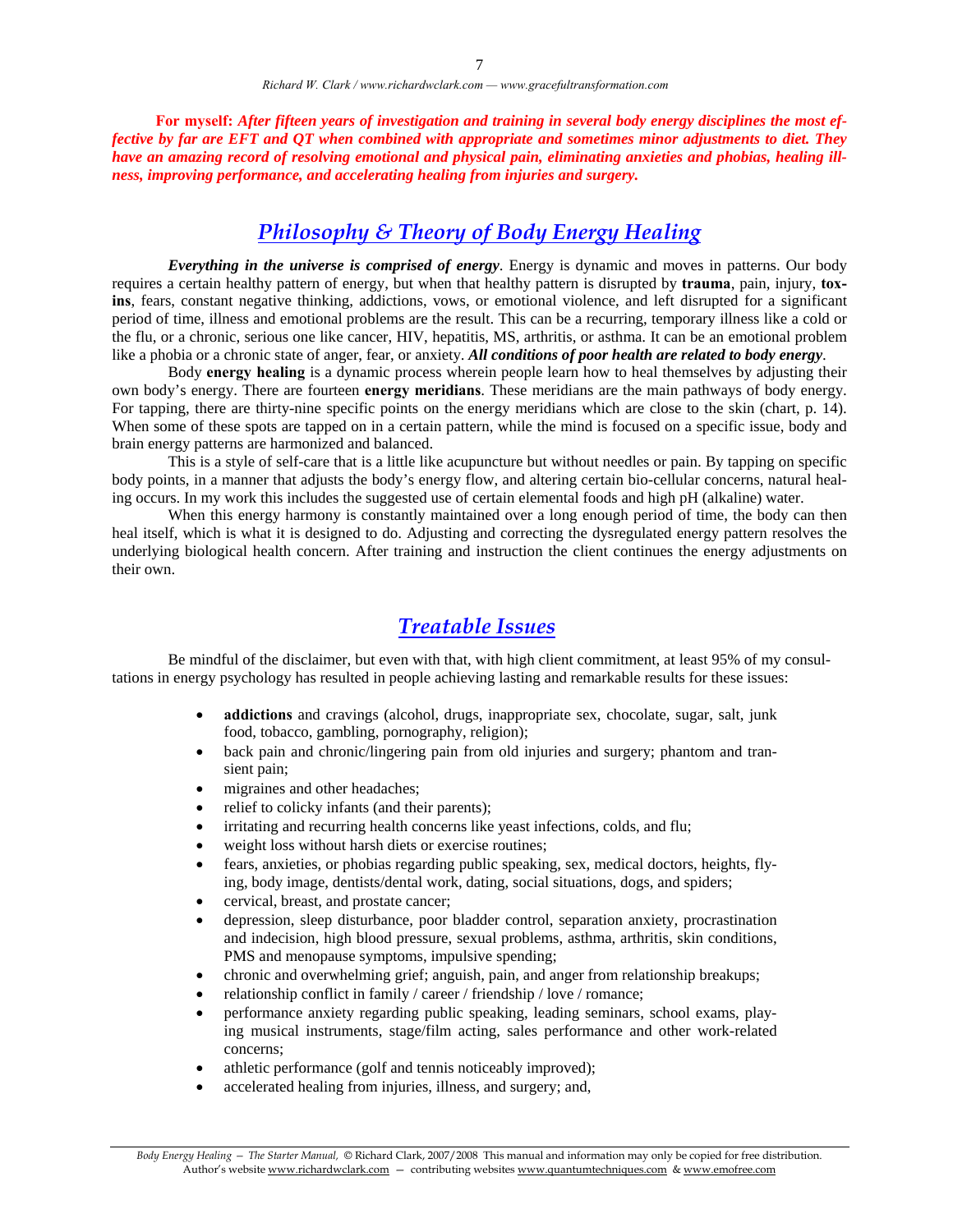**For myself:** ***After fifteen years of investigation and training in several body energy disciplines the most effective by far are EFT and QT when combined with appropriate and sometimes minor adjustments to diet. They have an amazing record of resolving emotional and physical pain, eliminating anxieties and phobias, healing illness, improving performance, and accelerating healing from injuries and surgery.***

## *Philosophy & Theory of Body Energy Healing*

***Everything in the universe is comprised of energy***. Energy is dynamic and moves in patterns. Our body requires a certain healthy pattern of energy, but when that healthy pattern is disrupted by **trauma**, pain, injury, **toxins**, fears, constant negative thinking, addictions, vows, or emotional violence, and left disrupted for a significant period of time, illness and emotional problems are the result. This can be a recurring, temporary illness like a cold or the flu, or a chronic, serious one like cancer, HIV, hepatitis, MS, arthritis, or asthma. It can be an emotional problem like a phobia or a chronic state of anger, fear, or anxiety. ***All conditions of poor health are related to body energy***.

Body **energy healing** is a dynamic process wherein people learn how to heal themselves by adjusting their own body's energy. There are fourteen **energy meridians**. These meridians are the main pathways of body energy. For tapping, there are thirty-nine specific points on the energy meridians which are close to the skin (chart, p. 14). When some of these spots are tapped on in a certain pattern, while the mind is focused on a specific issue, body and brain energy patterns are harmonized and balanced.

This is a style of self-care that is a little like acupuncture but without needles or pain. By tapping on specific body points, in a manner that adjusts the body's energy flow, and altering certain bio-cellular concerns, natural healing occurs. In my work this includes the suggested use of certain elemental foods and high pH (alkaline) water.

When this energy harmony is constantly maintained over a long enough period of time, the body can then heal itself, which is what it is designed to do. Adjusting and correcting the dysregulated energy pattern resolves the underlying biological health concern. After training and instruction the client continues the energy adjustments on their own.

## *Treatable Issues*

Be mindful of the disclaimer, but even with that, with high client commitment, at least 95% of my consultations in energy psychology has resulted in people achieving lasting and remarkable results for these issues:

- **addictions** and cravings (alcohol, drugs, inappropriate sex, chocolate, sugar, salt, junk food, tobacco, gambling, pornography, religion);
- back pain and chronic/lingering pain from old injuries and surgery; phantom and transient pain;
- migraines and other headaches;
- relief to colicky infants (and their parents);
- irritating and recurring health concerns like yeast infections, colds, and flu;
- weight loss without harsh diets or exercise routines;
- fears, anxieties, or phobias regarding public speaking, sex, medical doctors, heights, flying, body image, dentists/dental work, dating, social situations, dogs, and spiders;
- cervical, breast, and prostate cancer;
- depression, sleep disturbance, poor bladder control, separation anxiety, procrastination and indecision, high blood pressure, sexual problems, asthma, arthritis, skin conditions, PMS and menopause symptoms, impulsive spending;
- chronic and overwhelming grief; anguish, pain, and anger from relationship breakups;
- relationship conflict in family / career / friendship / love / romance;
- performance anxiety regarding public speaking, leading seminars, school exams, playing musical instruments, stage/film acting, sales performance and other work-related concerns;
- athletic performance (golf and tennis noticeably improved);
- accelerated healing from injuries, illness, and surgery; and,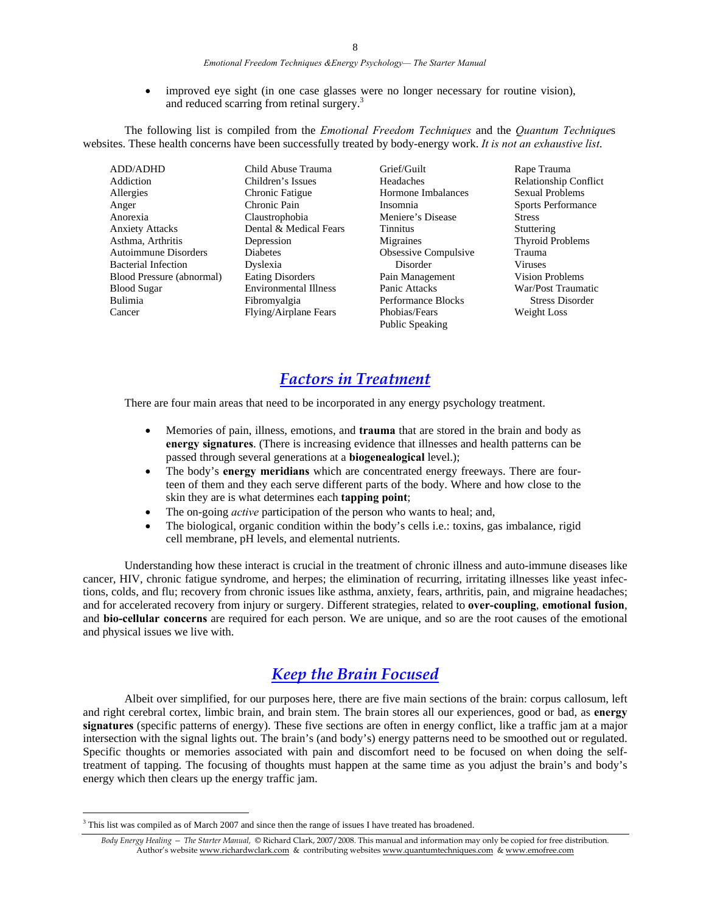- improved eye sight (in one case glasses were no longer necessary for routine vision), and reduced scarring from retinal surgery.[3]

The following list is compiled from the *Emotional Freedom Techniques* and the *Quantum Technique*s websites. These health concerns have been successfully treated by body-energy work. *It is not an exhaustive list.*

ADD/ADHD
Addiction
Allergies
Anger
Anorexia
Anxiety Attacks
Asthma, Arthritis
Autoimmune Disorders
Bacterial Infection
Blood Pressure (abnormal)
Blood Sugar
Bulimia
Cancer
Child Abuse Trauma
Children's Issues
Chronic Fatigue
Chronic Pain
Claustrophobia
Dental & Medical Fears
Depression
Diabetes
Dyslexia
Eating Disorders
Environmental Illness
Fibromyalgia
Flying/Airplane Fears
Grief/Guilt
Headaches
Hormone Imbalances
Insomnia
Meniere's Disease
Tinnitus
Migraines
Obsessive Compulsive Disorder
Pain Management
Panic Attacks
Performance Blocks
Phobias/Fears
Public Speaking
Rape Trauma
Relationship Conflict
Sexual Problems
Sports Performance
Stress
Stuttering
Thyroid Problems
Trauma
Viruses
Vision Problems
War/Post Traumatic Stress Disorder
Weight Loss

## *Factors in Treatment*

There are four main areas that need to be incorporated in any energy psychology treatment.

- Memories of pain, illness, emotions, and **trauma** that are stored in the brain and body as **energy signatures**. (There is increasing evidence that illnesses and health patterns can be passed through several generations at a **biogenealogical** level.);
- The body's **energy meridians** which are concentrated energy freeways. There are fourteen of them and they each serve different parts of the body. Where and how close to the skin they are is what determines each **tapping point**;
- The on-going *active* participation of the person who wants to heal; and,
- The biological, organic condition within the body's cells i.e.: toxins, gas imbalance, rigid cell membrane, pH levels, and elemental nutrients.

Understanding how these interact is crucial in the treatment of chronic illness and auto-immune diseases like cancer, HIV, chronic fatigue syndrome, and herpes; the elimination of recurring, irritating illnesses like yeast infections, colds, and flu; recovery from chronic issues like asthma, anxiety, fears, arthritis, pain, and migraine headaches; and for accelerated recovery from injury or surgery. Different strategies, related to **over-coupling**, **emotional fusion**, and **bio-cellular concerns** are required for each person. We are unique, and so are the root causes of the emotional and physical issues we live with.

## *Keep the Brain Focused*

Albeit over simplified, for our purposes here, there are five main sections of the brain: corpus callosum, left and right cerebral cortex, limbic brain, and brain stem. The brain stores all our experiences, good or bad, as **energy signatures** (specific patterns of energy). These five sections are often in energy conflict, like a traffic jam at a major intersection with the signal lights out. The brain's (and body's) energy patterns need to be smoothed out or regulated. Specific thoughts or memories associated with pain and discomfort need to be focused on when doing the self-treatment of tapping. The focusing of thoughts must happen at the same time as you adjust the brain's and body's energy which then clears up the energy traffic jam.

[3] This list was compiled as of March 2007 and since then the range of issues I have treated has broadened.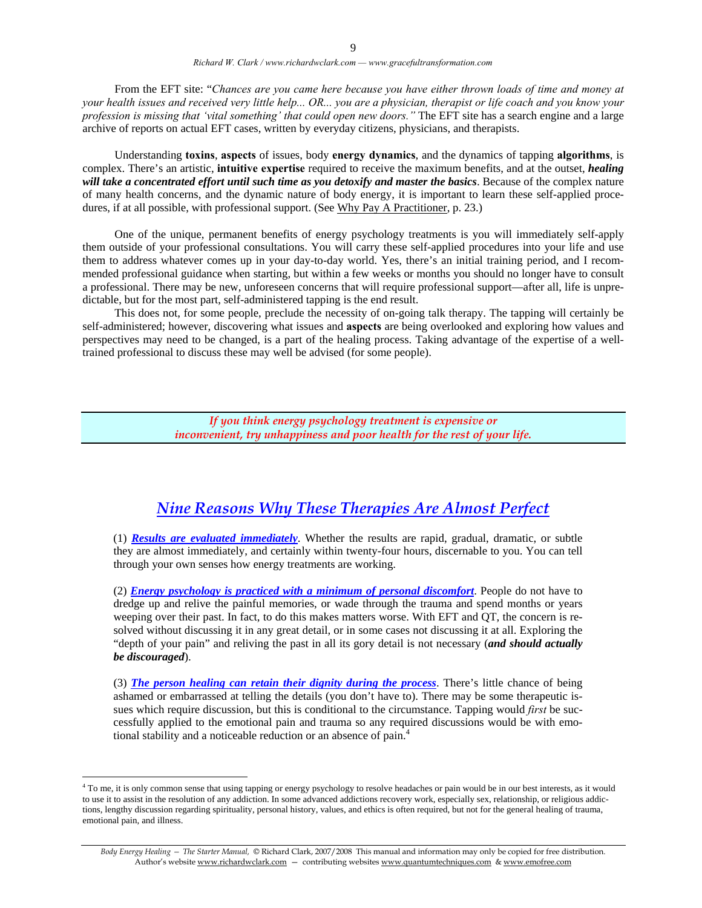From the EFT site: "*Chances are you came here because you have either thrown loads of time and money at your health issues and received very little help... OR... you are a physician, therapist or life coach and you know your profession is missing that 'vital something' that could open new doors.*" The EFT site has a search engine and a large archive of reports on actual EFT cases, written by everyday citizens, physicians, and therapists.

Understanding **toxins**, **aspects** of issues, body **energy dynamics**, and the dynamics of tapping **algorithms**, is complex. There's an artistic, **intuitive expertise** required to receive the maximum benefits, and at the outset, ***healing will take a concentrated effort until such time as you detoxify and master the basics***. Because of the complex nature of many health concerns, and the dynamic nature of body energy, it is important to learn these self-applied procedures, if at all possible, with professional support. (See Why Pay A Practitioner, p. 23.)

One of the unique, permanent benefits of energy psychology treatments is you will immediately self-apply them outside of your professional consultations. You will carry these self-applied procedures into your life and use them to address whatever comes up in your day-to-day world. Yes, there's an initial training period, and I recommended professional guidance when starting, but within a few weeks or months you should no longer have to consult a professional. There may be new, unforeseen concerns that will require professional support—after all, life is unpredictable, but for the most part, self-administered tapping is the end result.

This does not, for some people, preclude the necessity of on-going talk therapy. The tapping will certainly be self-administered; however, discovering what issues and **aspects** are being overlooked and exploring how values and perspectives may need to be changed, is a part of the healing process. Taking advantage of the expertise of a well-trained professional to discuss these may well be advised (for some people).

> ***If you think energy psychology treatment is expensive or inconvenient, try unhappiness and poor health for the rest of your life.***

## *Nine Reasons Why These Therapies Are Almost Perfect*

(1) ***Results are evaluated immediately***. Whether the results are rapid, gradual, dramatic, or subtle they are almost immediately, and certainly within twenty-four hours, discernable to you. You can tell through your own senses how energy treatments are working.

(2) ***Energy psychology is practiced with a minimum of personal discomfort***. People do not have to dredge up and relive the painful memories, or wade through the trauma and spend months or years weeping over their past. In fact, to do this makes matters worse. With EFT and QT, the concern is resolved without discussing it in any great detail, or in some cases not discussing it at all. Exploring the "depth of your pain" and reliving the past in all its gory detail is not necessary (***and should actually be discouraged***).

(3) ***The person healing can retain their dignity during the process***. There's little chance of being ashamed or embarrassed at telling the details (you don't have to). There may be some therapeutic issues which require discussion, but this is conditional to the circumstance. Tapping would *first* be successfully applied to the emotional pain and trauma so any required discussions would be with emotional stability and a noticeable reduction or an absence of pain.[4]

---

[4] To me, it is only common sense that using tapping or energy psychology to resolve headaches or pain would be in our best interests, as it would to use it to assist in the resolution of any addiction. In some advanced addictions recovery work, especially sex, relationship, or religious addictions, lengthy discussion regarding spirituality, personal history, values, and ethics is often required, but not for the general healing of trauma, emotional pain, and illness.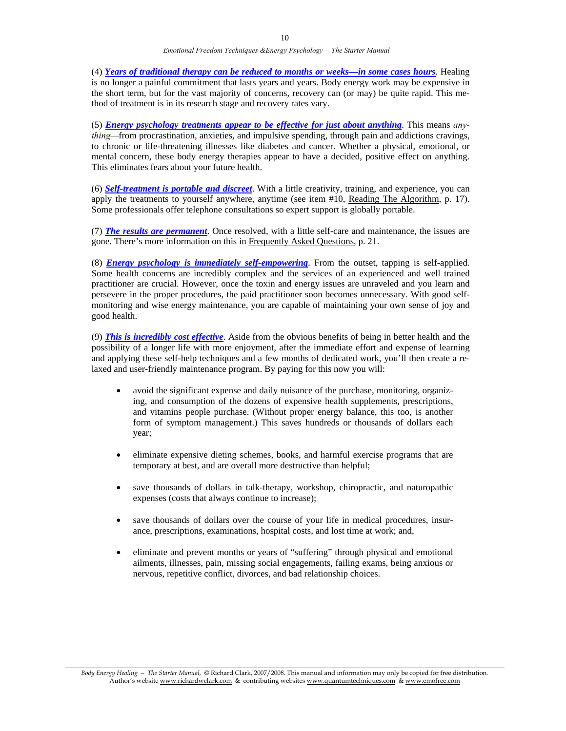(4) ***Years of traditional therapy can be reduced to months or weeks—in some cases hours***. Healing is no longer a painful commitment that lasts years and years. Body energy work may be expensive in the short term, but for the vast majority of concerns, recovery can (or may) be quite rapid. This method of treatment is in its research stage and recovery rates vary.

(5) ***Energy psychology treatments appear to be effective for just about anything***. This means *anything*—from procrastination, anxieties, and impulsive spending, through pain and addictions cravings, to chronic or life-threatening illnesses like diabetes and cancer. Whether a physical, emotional, or mental concern, these body energy therapies appear to have a decided, positive effect on anything. This eliminates fears about your future health.

(6) ***Self-treatment is portable and discreet***. With a little creativity, training, and experience, you can apply the treatments to yourself anywhere, anytime (see item #10, Reading The Algorithm, p. 17). Some professionals offer telephone consultations so expert support is globally portable.

(7) ***The results are permanent***. Once resolved, with a little self-care and maintenance, the issues are gone. There's more information on this in Frequently Asked Questions, p. 21.

(8) ***Energy psychology is immediately self-empowering***. From the outset, tapping is self-applied. Some health concerns are incredibly complex and the services of an experienced and well trained practitioner are crucial. However, once the toxin and energy issues are unraveled and you learn and persevere in the proper procedures, the paid practitioner soon becomes unnecessary. With good self-monitoring and wise energy maintenance, you are capable of maintaining your own sense of joy and good health.

(9) ***This is incredibly cost effective***. Aside from the obvious benefits of being in better health and the possibility of a longer life with more enjoyment, after the immediate effort and expense of learning and applying these self-help techniques and a few months of dedicated work, you'll then create a relaxed and user-friendly maintenance program. By paying for this now you will:

- avoid the significant expense and daily nuisance of the purchase, monitoring, organizing, and consumption of the dozens of expensive health supplements, prescriptions, and vitamins people purchase. (Without proper energy balance, this too, is another form of symptom management.) This saves hundreds or thousands of dollars each year;

- eliminate expensive dieting schemes, books, and harmful exercise programs that are temporary at best, and are overall more destructive than helpful;

- save thousands of dollars in talk-therapy, workshop, chiropractic, and naturopathic expenses (costs that always continue to increase);

- save thousands of dollars over the course of your life in medical procedures, insurance, prescriptions, examinations, hospital costs, and lost time at work; and,

- eliminate and prevent months or years of "suffering" through physical and emotional ailments, illnesses, pain, missing social engagements, failing exams, being anxious or nervous, repetitive conflict, divorces, and bad relationship choices.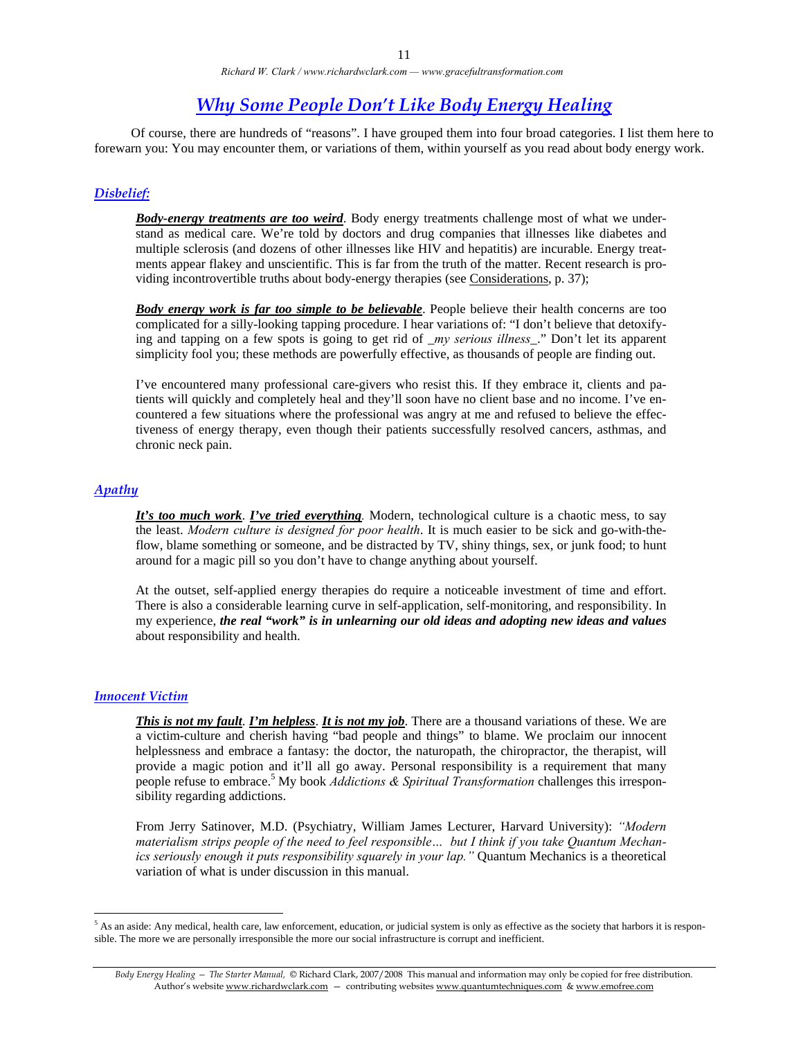# *Why Some People Don't Like Body Energy Healing*

Of course, there are hundreds of "reasons". I have grouped them into four broad categories. I list them here to forewarn you: You may encounter them, or variations of them, within yourself as you read about body energy work.

## *Disbelief:*

***Body-energy treatments are too weird***. Body energy treatments challenge most of what we understand as medical care. We're told by doctors and drug companies that illnesses like diabetes and multiple sclerosis (and dozens of other illnesses like HIV and hepatitis) are incurable. Energy treatments appear flakey and unscientific. This is far from the truth of the matter. Recent research is providing incontrovertible truths about body-energy therapies (see Considerations, p. 37);

***Body energy work is far too simple to be believable***. People believe their health concerns are too complicated for a silly-looking tapping procedure. I hear variations of: "I don't believe that detoxifying and tapping on a few spots is going to get rid of *_my serious illness_*." Don't let its apparent simplicity fool you; these methods are powerfully effective, as thousands of people are finding out.

I've encountered many professional care-givers who resist this. If they embrace it, clients and patients will quickly and completely heal and they'll soon have no client base and no income. I've encountered a few situations where the professional was angry at me and refused to believe the effectiveness of energy therapy, even though their patients successfully resolved cancers, asthmas, and chronic neck pain.

## *Apathy*

***It's too much work***. ***I've tried everything***. Modern, technological culture is a chaotic mess, to say the least. *Modern culture is designed for poor health*. It is much easier to be sick and go-with-the-flow, blame something or someone, and be distracted by TV, shiny things, sex, or junk food; to hunt around for a magic pill so you don't have to change anything about yourself.

At the outset, self-applied energy therapies do require a noticeable investment of time and effort. There is also a considerable learning curve in self-application, self-monitoring, and responsibility. In my experience, ***the real "work" is in unlearning our old ideas and adopting new ideas and values*** about responsibility and health.

## *Innocent Victim*

***This is not my fault***. ***I'm helpless***. ***It is not my job***. There are a thousand variations of these. We are a victim-culture and cherish having "bad people and things" to blame. We proclaim our innocent helplessness and embrace a fantasy: the doctor, the naturopath, the chiropractor, the therapist, will provide a magic potion and it'll all go away. Personal responsibility is a requirement that many people refuse to embrace.[5] My book *Addictions & Spiritual Transformation* challenges this irresponsibility regarding addictions.

From Jerry Satinover, M.D. (Psychiatry, William James Lecturer, Harvard University): *"Modern materialism strips people of the need to feel responsible… but I think if you take Quantum Mechanics seriously enough it puts responsibility squarely in your lap."* Quantum Mechanics is a theoretical variation of what is under discussion in this manual.

---

[5] As an aside: Any medical, health care, law enforcement, education, or judicial system is only as effective as the society that harbors it is responsible. The more we are personally irresponsible the more our social infrastructure is corrupt and inefficient.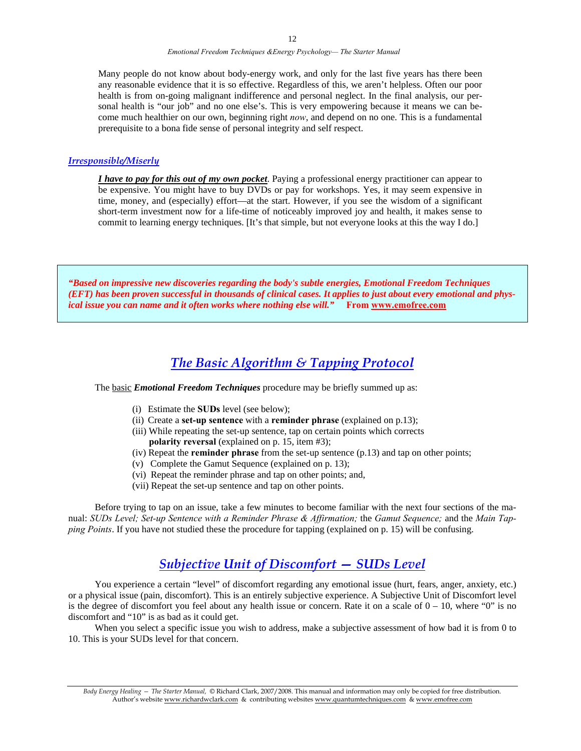Many people do not know about body-energy work, and only for the last five years has there been any reasonable evidence that it is so effective. Regardless of this, we aren't helpless. Often our poor health is from on-going malignant indifference and personal neglect. In the final analysis, our personal health is "our job" and no one else's. This is very empowering because it means we can become much healthier on our own, beginning right *now*, and depend on no one. This is a fundamental prerequisite to a bona fide sense of personal integrity and self respect.

### *Irresponsible/Miserly*

***I have to pay for this out of my own pocket***. Paying a professional energy practitioner can appear to be expensive. You might have to buy DVDs or pay for workshops. Yes, it may seem expensive in time, money, and (especially) effort—at the start. However, if you see the wisdom of a significant short-term investment now for a life-time of noticeably improved joy and health, it makes sense to commit to learning energy techniques. [It's that simple, but not everyone looks at this the way I do.]

> ***"Based on impressive new discoveries regarding the body's subtle energies, Emotional Freedom Techniques (EFT) has been proven successful in thousands of clinical cases. It applies to just about every emotional and physical issue you can name and it often works where nothing else will."*** **From www.emofree.com**

## *The Basic Algorithm & Tapping Protocol*

The basic ***Emotional Freedom Techniques*** procedure may be briefly summed up as:

(i) Estimate the **SUDs** level (see below);
(ii) Create a **set-up sentence** with a **reminder phrase** (explained on p.13);
(iii) While repeating the set-up sentence, tap on certain points which corrects **polarity reversal** (explained on p. 15, item #3);
(iv) Repeat the **reminder phrase** from the set-up sentence (p.13) and tap on other points;
(v) Complete the Gamut Sequence (explained on p. 13);
(vi) Repeat the reminder phrase and tap on other points; and,
(vii) Repeat the set-up sentence and tap on other points.

Before trying to tap on an issue, take a few minutes to become familiar with the next four sections of the manual: *SUDs Level; Set-up Sentence with a Reminder Phrase & Affirmation;* the *Gamut Sequence;* and the *Main Tapping Points*. If you have not studied these the procedure for tapping (explained on p. 15) will be confusing.

## *Subjective Unit of Discomfort — SUDs Level*

You experience a certain "level" of discomfort regarding any emotional issue (hurt, fears, anger, anxiety, etc.) or a physical issue (pain, discomfort). This is an entirely subjective experience. A Subjective Unit of Discomfort level is the degree of discomfort you feel about any health issue or concern. Rate it on a scale of 0 – 10, where "0" is no discomfort and "10" is as bad as it could get.

When you select a specific issue you wish to address, make a subjective assessment of how bad it is from 0 to 10. This is your SUDs level for that concern.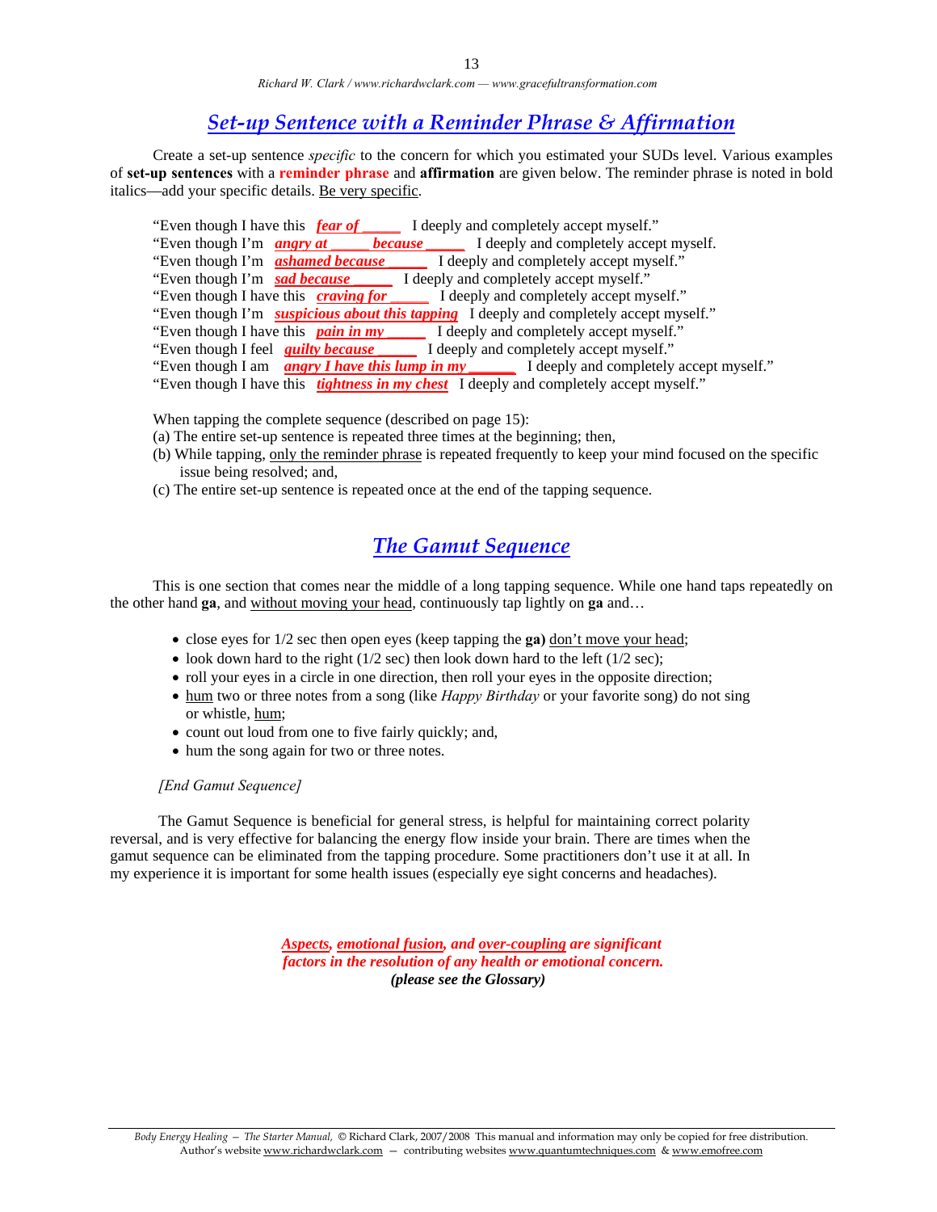## Set-up Sentence with a Reminder Phrase & Affirmation

Create a set-up sentence *specific* to the concern for which you estimated your SUDs level. Various examples of **set-up sentences** with a **reminder phrase** and **affirmation** are given below. The reminder phrase is noted in bold italics—add your specific details. Be very specific.

"Even though I have this ***fear of _____*** I deeply and completely accept myself."
"Even though I'm ***angry at _____ because _____*** I deeply and completely accept myself.
"Even though I'm ***ashamed because _____*** I deeply and completely accept myself."
"Even though I'm ***sad because _____*** I deeply and completely accept myself."
"Even though I have this ***craving for _____*** I deeply and completely accept myself."
"Even though I'm ***suspicious about this tapping*** I deeply and completely accept myself."
"Even though I have this ***pain in my _____*** I deeply and completely accept myself."
"Even though I feel ***guilty because _____*** I deeply and completely accept myself."
"Even though I am ***angry I have this lump in my ______*** I deeply and completely accept myself."
"Even though I have this ***tightness in my chest*** I deeply and completely accept myself."

When tapping the complete sequence (described on page 15):
(a) The entire set-up sentence is repeated three times at the beginning; then,
(b) While tapping, only the reminder phrase is repeated frequently to keep your mind focused on the specific issue being resolved; and,
(c) The entire set-up sentence is repeated once at the end of the tapping sequence.

## The Gamut Sequence

This is one section that comes near the middle of a long tapping sequence. While one hand taps repeatedly on the other hand **ga**, and without moving your head, continuously tap lightly on **ga** and…

- close eyes for 1/2 sec then open eyes (keep tapping the **ga)** don't move your head;
- look down hard to the right (1/2 sec) then look down hard to the left (1/2 sec);
- roll your eyes in a circle in one direction, then roll your eyes in the opposite direction;
- hum two or three notes from a song (like *Happy Birthday* or your favorite song) do not sing or whistle, hum;
- count out loud from one to five fairly quickly; and,
- hum the song again for two or three notes.

*[End Gamut Sequence]*

The Gamut Sequence is beneficial for general stress, is helpful for maintaining correct polarity reversal, and is very effective for balancing the energy flow inside your brain. There are times when the gamut sequence can be eliminated from the tapping procedure. Some practitioners don't use it at all. In my experience it is important for some health issues (especially eye sight concerns and headaches).

***Aspects, emotional fusion, and over-coupling are significant factors in the resolution of any health or emotional concern.***
***(please see the Glossary)***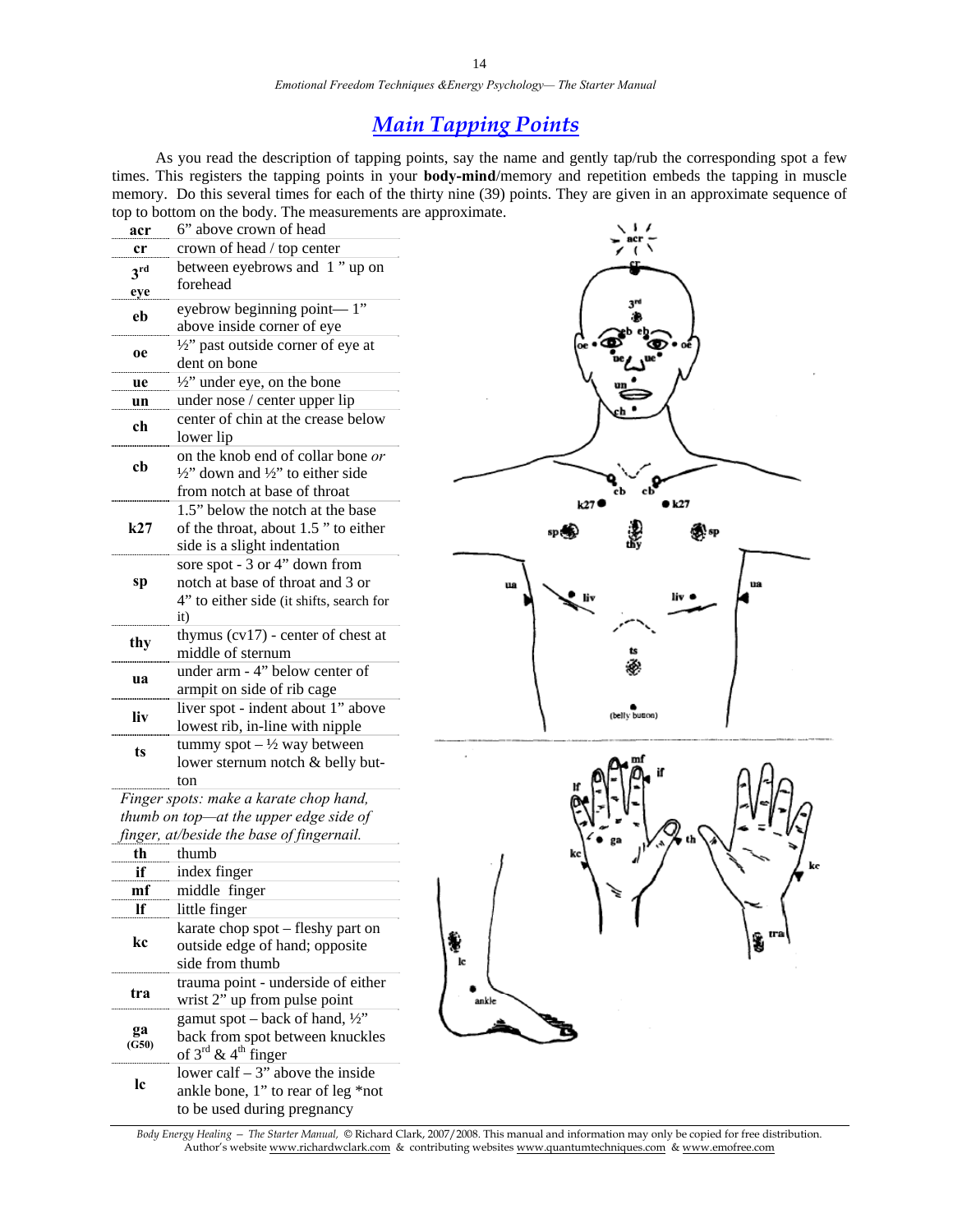## *Main Tapping Points*

As you read the description of tapping points, say the name and gently tap/rub the corresponding spot a few times. This registers the tapping points in your **body-mind**/memory and repetition embeds the tapping in muscle memory. Do this several times for each of the thirty nine (39) points. They are given in an approximate sequence of top to bottom on the body. The measurements are approximate.

| | |
|---|---|
| **acr** | 6" above crown of head |
| **cr** | crown of head / top center |
| **3rd eye** | between eyebrows and 1" up on forehead |
| **eb** | eyebrow beginning point— 1" above inside corner of eye |
| **oe** | ½" past outside corner of eye at dent on bone |
| **ue** | ½" under eye, on the bone |
| **un** | under nose / center upper lip |
| **ch** | center of chin at the crease below lower lip |
| **cb** | on the knob end of collar bone *or* ½" down and ½" to either side from notch at base of throat |
| **k27** | 1.5" below the notch at the base of the throat, about 1.5" to either side is a slight indentation |
| **sp** | sore spot - 3 or 4" down from notch at base of throat and 3 or 4" to either side (it shifts, search for it) |
| **thy** | thymus (cv17) - center of chest at middle of sternum |
| **ua** | under arm - 4" below center of armpit on side of rib cage |
| **liv** | liver spot - indent about 1" above lowest rib, in-line with nipple |
| **ts** | tummy spot – ½ way between lower sternum notch & belly button |

*Finger spots: make a karate chop hand, thumb on top—at the upper edge side of finger, at/beside the base of fingernail.*

| | |
|---|---|
| **th** | thumb |
| **if** | index finger |
| **mf** | middle finger |
| **lf** | little finger |
| **kc** | karate chop spot – fleshy part on outside edge of hand; opposite side from thumb |
| **tra** | trauma point - underside of either wrist 2" up from pulse point |
| **ga (G50)** | gamut spot – back of hand, ½" back from spot between knuckles of 3rd & 4th finger |
| **lc** | lower calf – 3" above the inside ankle bone, 1" to rear of leg *not to be used during pregnancy |

*Body Energy Healing – The Starter Manual,* © Richard Clark, 2007/2008. This manual and information may only be copied for free distribution. Author's website www.richardwclark.com & contributing websites www.quantumtechniques.com & www.emofree.com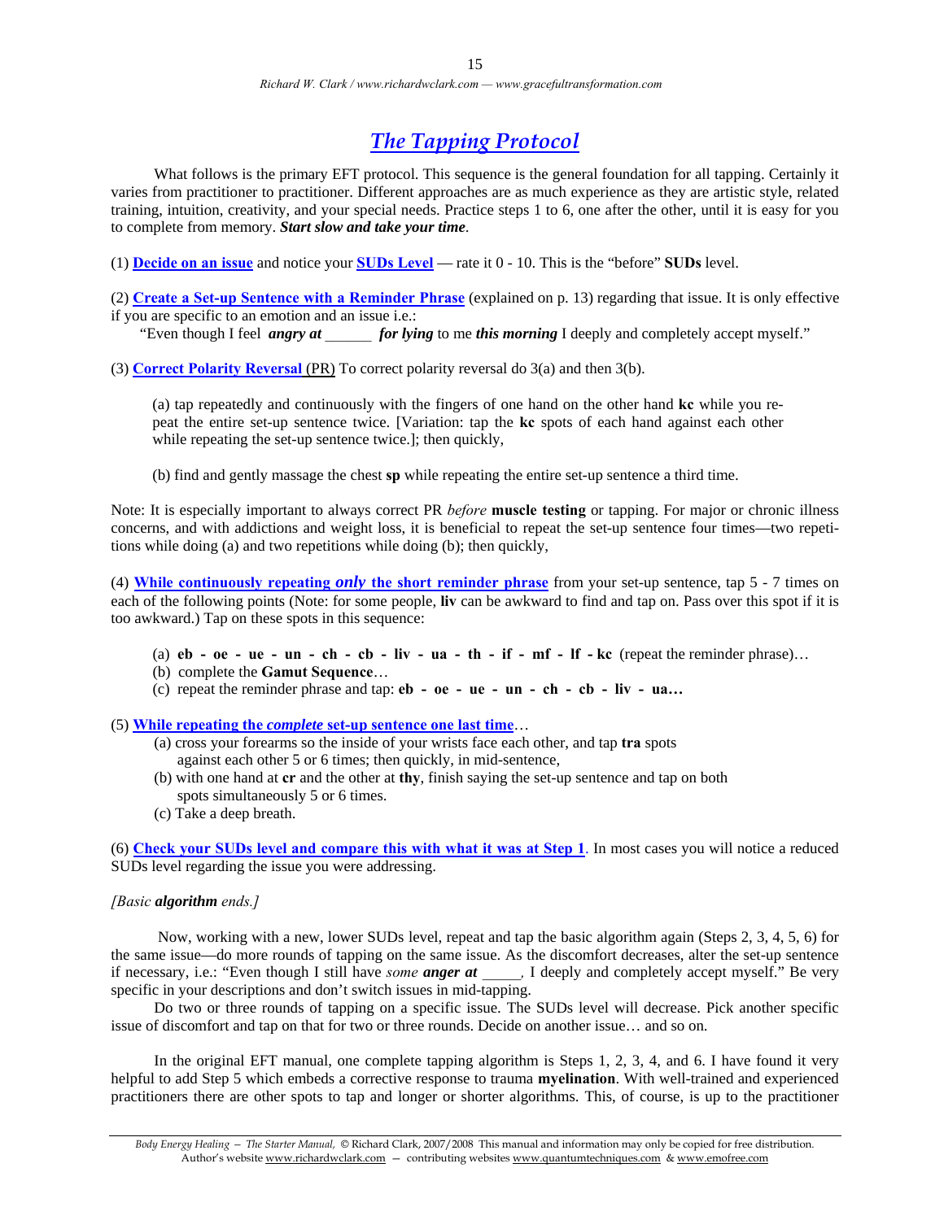# *The Tapping Protocol*

What follows is the primary EFT protocol. This sequence is the general foundation for all tapping. Certainly it varies from practitioner to practitioner. Different approaches are as much experience as they are artistic style, related training, intuition, creativity, and your special needs. Practice steps 1 to 6, one after the other, until it is easy for you to complete from memory. ***Start slow and take your time***.

(1) **Decide on an issue** and notice your **SUDs Level** — rate it 0 - 10. This is the "before" **SUDs** level.

(2) **Create a Set-up Sentence with a Reminder Phrase** (explained on p. 13) regarding that issue. It is only effective if you are specific to an emotion and an issue i.e.:

"Even though I feel ***angry at*** ______ ***for lying*** to me ***this morning*** I deeply and completely accept myself."

(3) **Correct Polarity Reversal** (PR) To correct polarity reversal do 3(a) and then 3(b).

(a) tap repeatedly and continuously with the fingers of one hand on the other hand **kc** while you repeat the entire set-up sentence twice. [Variation: tap the **kc** spots of each hand against each other while repeating the set-up sentence twice.]; then quickly,

(b) find and gently massage the chest **sp** while repeating the entire set-up sentence a third time.

Note: It is especially important to always correct PR *before* **muscle testing** or tapping. For major or chronic illness concerns, and with addictions and weight loss, it is beneficial to repeat the set-up sentence four times—two repetitions while doing (a) and two repetitions while doing (b); then quickly,

(4) **While continuously repeating *only* the short reminder phrase** from your set-up sentence, tap 5 - 7 times on each of the following points (Note: for some people, **liv** can be awkward to find and tap on. Pass over this spot if it is too awkward.) Tap on these spots in this sequence:

(a) **eb - oe - ue - un - ch - cb - liv - ua - th - if - mf - lf - kc** (repeat the reminder phrase)…
(b) complete the **Gamut Sequence**…
(c) repeat the reminder phrase and tap: **eb - oe - ue - un - ch - cb - liv - ua…**

(5) **While repeating the *complete* set-up sentence one last time**…

(a) cross your forearms so the inside of your wrists face each other, and tap **tra** spots against each other 5 or 6 times; then quickly, in mid-sentence,
(b) with one hand at **cr** and the other at **thy**, finish saying the set-up sentence and tap on both spots simultaneously 5 or 6 times.
(c) Take a deep breath.

(6) **Check your SUDs level and compare this with what it was at Step 1**. In most cases you will notice a reduced SUDs level regarding the issue you were addressing.

*[Basic* ***algorithm*** *ends.]*

Now, working with a new, lower SUDs level, repeat and tap the basic algorithm again (Steps 2, 3, 4, 5, 6) for the same issue—do more rounds of tapping on the same issue. As the discomfort decreases, alter the set-up sentence if necessary, i.e.: "Even though I still have *some* ***anger at*** _____*,* I deeply and completely accept myself." Be very specific in your descriptions and don't switch issues in mid-tapping.

Do two or three rounds of tapping on a specific issue. The SUDs level will decrease. Pick another specific issue of discomfort and tap on that for two or three rounds. Decide on another issue… and so on.

In the original EFT manual, one complete tapping algorithm is Steps 1, 2, 3, 4, and 6. I have found it very helpful to add Step 5 which embeds a corrective response to trauma **myelination**. With well-trained and experienced practitioners there are other spots to tap and longer or shorter algorithms. This, of course, is up to the practitioner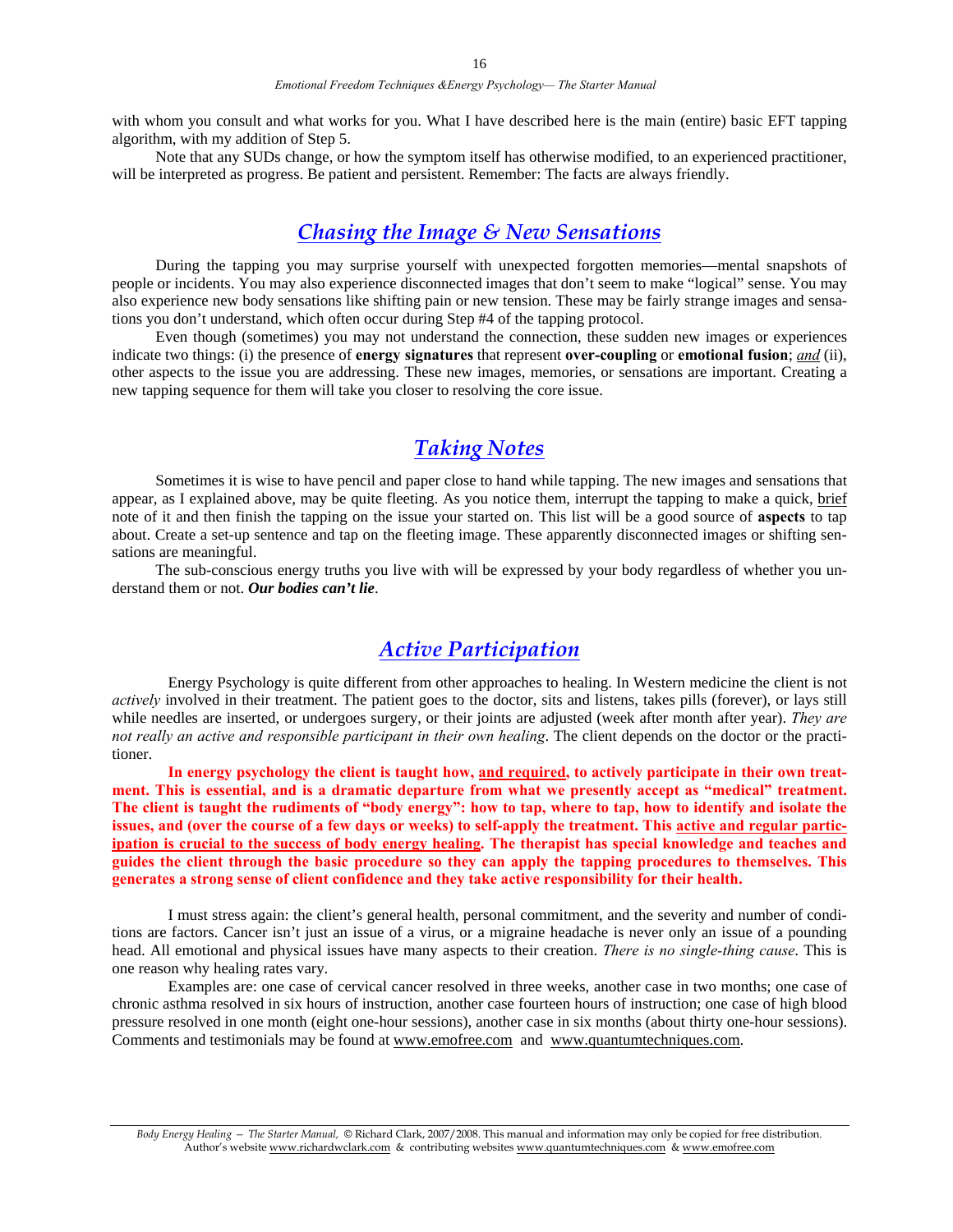with whom you consult and what works for you. What I have described here is the main (entire) basic EFT tapping algorithm, with my addition of Step 5.

Note that any SUDs change, or how the symptom itself has otherwise modified, to an experienced practitioner, will be interpreted as progress. Be patient and persistent. Remember: The facts are always friendly.

## *Chasing the Image & New Sensations*

During the tapping you may surprise yourself with unexpected forgotten memories—mental snapshots of people or incidents. You may also experience disconnected images that don't seem to make "logical" sense. You may also experience new body sensations like shifting pain or new tension. These may be fairly strange images and sensations you don't understand, which often occur during Step #4 of the tapping protocol.

Even though (sometimes) you may not understand the connection, these sudden new images or experiences indicate two things: (i) the presence of **energy signatures** that represent **over-coupling** or **emotional fusion**; *and* (ii), other aspects to the issue you are addressing. These new images, memories, or sensations are important. Creating a new tapping sequence for them will take you closer to resolving the core issue.

## *Taking Notes*

Sometimes it is wise to have pencil and paper close to hand while tapping. The new images and sensations that appear, as I explained above, may be quite fleeting. As you notice them, interrupt the tapping to make a quick, brief note of it and then finish the tapping on the issue your started on. This list will be a good source of **aspects** to tap about. Create a set-up sentence and tap on the fleeting image. These apparently disconnected images or shifting sensations are meaningful.

The sub-conscious energy truths you live with will be expressed by your body regardless of whether you understand them or not. ***Our bodies can't lie***.

## *Active Participation*

Energy Psychology is quite different from other approaches to healing. In Western medicine the client is not *actively* involved in their treatment. The patient goes to the doctor, sits and listens, takes pills (forever), or lays still while needles are inserted, or undergoes surgery, or their joints are adjusted (week after month after year). *They are not really an active and responsible participant in their own healing*. The client depends on the doctor or the practitioner.

**In energy psychology the client is taught how, and required, to actively participate in their own treatment. This is essential, and is a dramatic departure from what we presently accept as "medical" treatment. The client is taught the rudiments of "body energy": how to tap, where to tap, how to identify and isolate the issues, and (over the course of a few days or weeks) to self-apply the treatment. This active and regular participation is crucial to the success of body energy healing. The therapist has special knowledge and teaches and guides the client through the basic procedure so they can apply the tapping procedures to themselves. This generates a strong sense of client confidence and they take active responsibility for their health.**

I must stress again: the client's general health, personal commitment, and the severity and number of conditions are factors. Cancer isn't just an issue of a virus, or a migraine headache is never only an issue of a pounding head. All emotional and physical issues have many aspects to their creation. *There is no single-thing cause*. This is one reason why healing rates vary.

Examples are: one case of cervical cancer resolved in three weeks, another case in two months; one case of chronic asthma resolved in six hours of instruction, another case fourteen hours of instruction; one case of high blood pressure resolved in one month (eight one-hour sessions), another case in six months (about thirty one-hour sessions). Comments and testimonials may be found at www.emofree.com and www.quantumtechniques.com.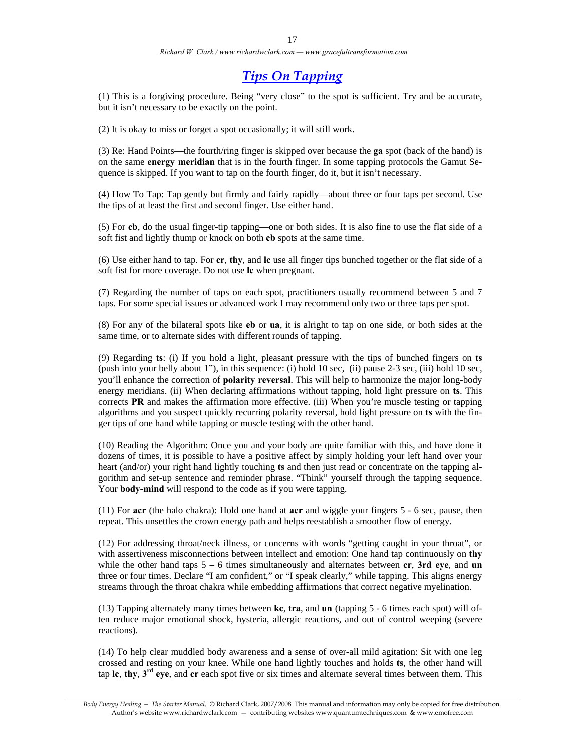## *Tips On Tapping*

(1) This is a forgiving procedure. Being "very close" to the spot is sufficient. Try and be accurate, but it isn't necessary to be exactly on the point.

(2) It is okay to miss or forget a spot occasionally; it will still work.

(3) Re: Hand Points—the fourth/ring finger is skipped over because the **ga** spot (back of the hand) is on the same **energy meridian** that is in the fourth finger. In some tapping protocols the Gamut Sequence is skipped. If you want to tap on the fourth finger, do it, but it isn't necessary.

(4) How To Tap: Tap gently but firmly and fairly rapidly—about three or four taps per second. Use the tips of at least the first and second finger. Use either hand.

(5) For **cb**, do the usual finger-tip tapping—one or both sides. It is also fine to use the flat side of a soft fist and lightly thump or knock on both **cb** spots at the same time.

(6) Use either hand to tap. For **cr**, **thy**, and **lc** use all finger tips bunched together or the flat side of a soft fist for more coverage. Do not use **lc** when pregnant.

(7) Regarding the number of taps on each spot, practitioners usually recommend between 5 and 7 taps. For some special issues or advanced work I may recommend only two or three taps per spot.

(8) For any of the bilateral spots like **eb** or **ua**, it is alright to tap on one side, or both sides at the same time, or to alternate sides with different rounds of tapping.

(9) Regarding **ts**: (i) If you hold a light, pleasant pressure with the tips of bunched fingers on **ts** (push into your belly about 1"), in this sequence: (i) hold 10 sec, (ii) pause 2-3 sec, (iii) hold 10 sec, you'll enhance the correction of **polarity reversal**. This will help to harmonize the major long-body energy meridians. (ii) When declaring affirmations without tapping, hold light pressure on **ts**. This corrects **PR** and makes the affirmation more effective. (iii) When you're muscle testing or tapping algorithms and you suspect quickly recurring polarity reversal, hold light pressure on **ts** with the finger tips of one hand while tapping or muscle testing with the other hand.

(10) Reading the Algorithm: Once you and your body are quite familiar with this, and have done it dozens of times, it is possible to have a positive affect by simply holding your left hand over your heart (and/or) your right hand lightly touching **ts** and then just read or concentrate on the tapping algorithm and set-up sentence and reminder phrase. "Think" yourself through the tapping sequence. Your **body-mind** will respond to the code as if you were tapping.

(11) For **acr** (the halo chakra): Hold one hand at **acr** and wiggle your fingers 5 - 6 sec, pause, then repeat. This unsettles the crown energy path and helps reestablish a smoother flow of energy.

(12) For addressing throat/neck illness, or concerns with words "getting caught in your throat", or with assertiveness misconnections between intellect and emotion: One hand tap continuously on **thy** while the other hand taps 5 – 6 times simultaneously and alternates between **cr**, **3rd eye**, and **un** three or four times. Declare "I am confident," or "I speak clearly," while tapping. This aligns energy streams through the throat chakra while embedding affirmations that correct negative myelination.

(13) Tapping alternately many times between **kc**, **tra**, and **un** (tapping 5 - 6 times each spot) will often reduce major emotional shock, hysteria, allergic reactions, and out of control weeping (severe reactions).

(14) To help clear muddled body awareness and a sense of over-all mild agitation: Sit with one leg crossed and resting on your knee. While one hand lightly touches and holds **ts**, the other hand will tap **lc**, **thy**, **3rd eye**, and **cr** each spot five or six times and alternate several times between them. This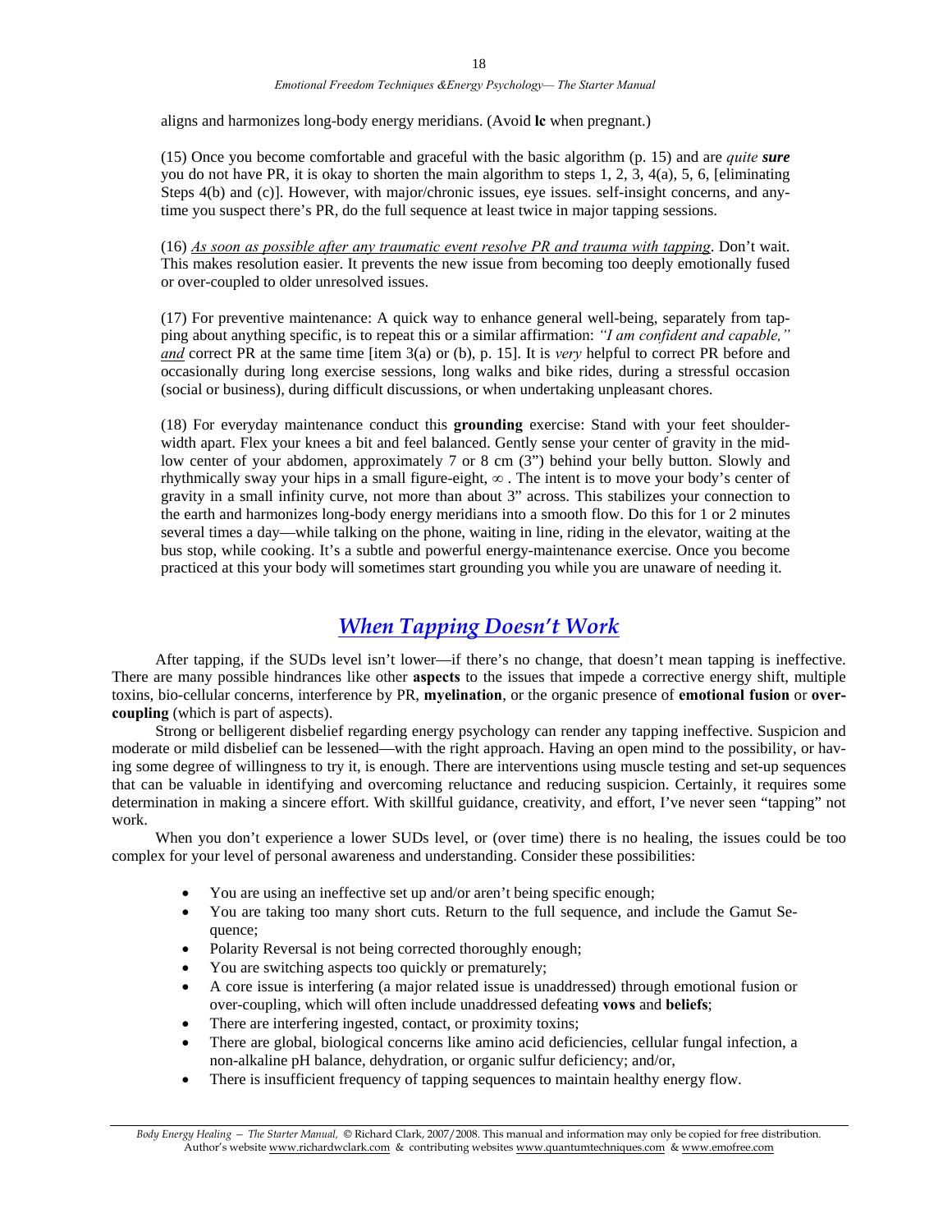aligns and harmonizes long-body energy meridians. (Avoid **lc** when pregnant.)

(15) Once you become comfortable and graceful with the basic algorithm (p. 15) and are *quite* ***sure*** you do not have PR, it is okay to shorten the main algorithm to steps 1, 2, 3, 4(a), 5, 6, [eliminating Steps 4(b) and (c)]. However, with major/chronic issues, eye issues. self-insight concerns, and anytime you suspect there's PR, do the full sequence at least twice in major tapping sessions.

(16) <u>*As soon as possible after any traumatic event resolve PR and trauma with tapping*</u>. Don't wait. This makes resolution easier. It prevents the new issue from becoming too deeply emotionally fused or over-coupled to older unresolved issues.

(17) For preventive maintenance: A quick way to enhance general well-being, separately from tapping about anything specific, is to repeat this or a similar affirmation: *"I am confident and capable,"* <u>*and*</u> correct PR at the same time [item 3(a) or (b), p. 15]. It is *very* helpful to correct PR before and occasionally during long exercise sessions, long walks and bike rides, during a stressful occasion (social or business), during difficult discussions, or when undertaking unpleasant chores.

(18) For everyday maintenance conduct this **grounding** exercise: Stand with your feet shoulder-width apart. Flex your knees a bit and feel balanced. Gently sense your center of gravity in the mid-low center of your abdomen, approximately 7 or 8 cm (3") behind your belly button. Slowly and rhythmically sway your hips in a small figure-eight, ∞ . The intent is to move your body's center of gravity in a small infinity curve, not more than about 3" across. This stabilizes your connection to the earth and harmonizes long-body energy meridians into a smooth flow. Do this for 1 or 2 minutes several times a day—while talking on the phone, waiting in line, riding in the elevator, waiting at the bus stop, while cooking. It's a subtle and powerful energy-maintenance exercise. Once you become practiced at this your body will sometimes start grounding you while you are unaware of needing it.

## *When Tapping Doesn't Work*

After tapping, if the SUDs level isn't lower—if there's no change, that doesn't mean tapping is ineffective. There are many possible hindrances like other **aspects** to the issues that impede a corrective energy shift, multiple toxins, bio-cellular concerns, interference by PR, **myelination**, or the organic presence of **emotional fusion** or **over-coupling** (which is part of aspects).

Strong or belligerent disbelief regarding energy psychology can render any tapping ineffective. Suspicion and moderate or mild disbelief can be lessened—with the right approach. Having an open mind to the possibility, or having some degree of willingness to try it, is enough. There are interventions using muscle testing and set-up sequences that can be valuable in identifying and overcoming reluctance and reducing suspicion. Certainly, it requires some determination in making a sincere effort. With skillful guidance, creativity, and effort, I've never seen "tapping" not work.

When you don't experience a lower SUDs level, or (over time) there is no healing, the issues could be too complex for your level of personal awareness and understanding. Consider these possibilities:

- You are using an ineffective set up and/or aren't being specific enough;
- You are taking too many short cuts. Return to the full sequence, and include the Gamut Sequence;
- Polarity Reversal is not being corrected thoroughly enough;
- You are switching aspects too quickly or prematurely;
- A core issue is interfering (a major related issue is unaddressed) through emotional fusion or over-coupling, which will often include unaddressed defeating **vows** and **beliefs**;
- There are interfering ingested, contact, or proximity toxins;
- There are global, biological concerns like amino acid deficiencies, cellular fungal infection, a non-alkaline pH balance, dehydration, or organic sulfur deficiency; and/or,
- There is insufficient frequency of tapping sequences to maintain healthy energy flow.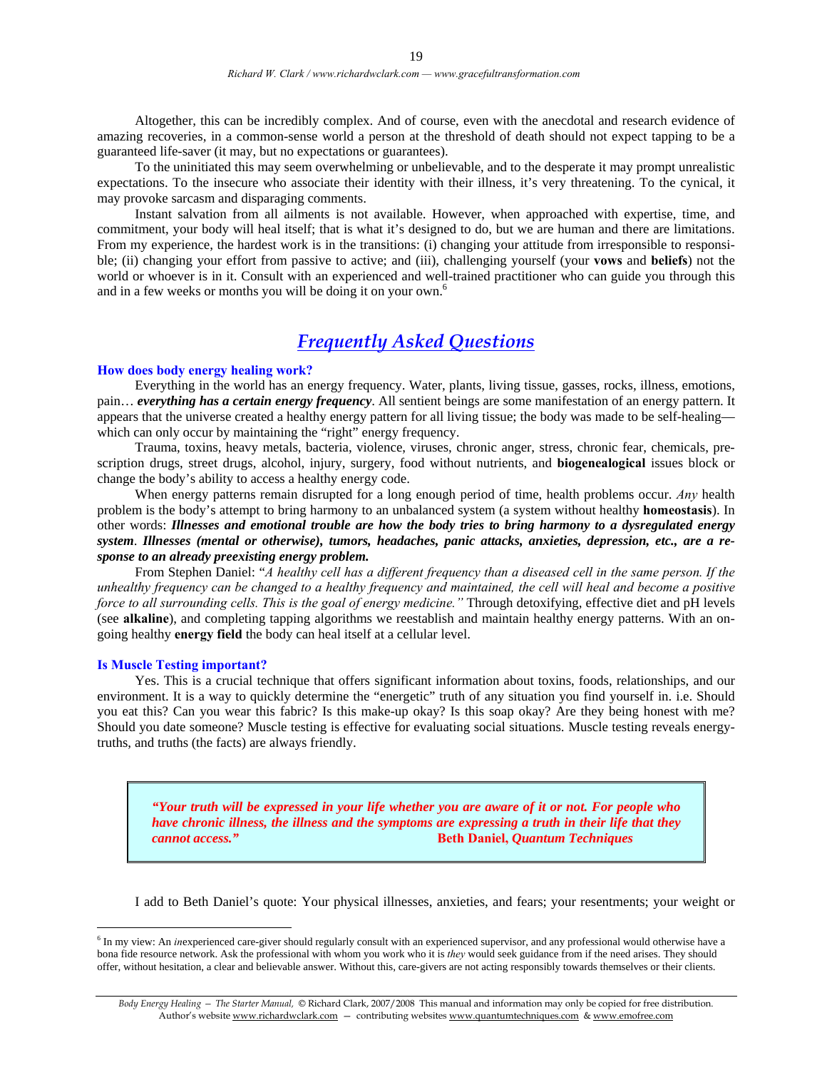Altogether, this can be incredibly complex. And of course, even with the anecdotal and research evidence of amazing recoveries, in a common-sense world a person at the threshold of death should not expect tapping to be a guaranteed life-saver (it may, but no expectations or guarantees).

To the uninitiated this may seem overwhelming or unbelievable, and to the desperate it may prompt unrealistic expectations. To the insecure who associate their identity with their illness, it's very threatening. To the cynical, it may provoke sarcasm and disparaging comments.

Instant salvation from all ailments is not available. However, when approached with expertise, time, and commitment, your body will heal itself; that is what it's designed to do, but we are human and there are limitations. From my experience, the hardest work is in the transitions: (i) changing your attitude from irresponsible to responsible; (ii) changing your effort from passive to active; and (iii), challenging yourself (your **vows** and **beliefs**) not the world or whoever is in it. Consult with an experienced and well-trained practitioner who can guide you through this and in a few weeks or months you will be doing it on your own.[6]

## *Frequently Asked Questions*

### How does body energy healing work?

Everything in the world has an energy frequency. Water, plants, living tissue, gasses, rocks, illness, emotions, pain… ***everything has a certain energy frequency***. All sentient beings are some manifestation of an energy pattern. It appears that the universe created a healthy energy pattern for all living tissue; the body was made to be self-healing—which can only occur by maintaining the "right" energy frequency.

Trauma, toxins, heavy metals, bacteria, violence, viruses, chronic anger, stress, chronic fear, chemicals, prescription drugs, street drugs, alcohol, injury, surgery, food without nutrients, and **biogenealogical** issues block or change the body's ability to access a healthy energy code.

When energy patterns remain disrupted for a long enough period of time, health problems occur. *Any* health problem is the body's attempt to bring harmony to an unbalanced system (a system without healthy **homeostasis**). In other words: ***Illnesses and emotional trouble are how the body tries to bring harmony to a dysregulated energy system***. ***Illnesses (mental or otherwise), tumors, headaches, panic attacks, anxieties, depression, etc., are a response to an already preexisting energy problem.***

From Stephen Daniel: "*A healthy cell has a different frequency than a diseased cell in the same person. If the unhealthy frequency can be changed to a healthy frequency and maintained, the cell will heal and become a positive force to all surrounding cells. This is the goal of energy medicine."* Through detoxifying, effective diet and pH levels (see **alkaline**), and completing tapping algorithms we reestablish and maintain healthy energy patterns. With an ongoing healthy **energy field** the body can heal itself at a cellular level.

### Is Muscle Testing important?

Yes. This is a crucial technique that offers significant information about toxins, foods, relationships, and our environment. It is a way to quickly determine the "energetic" truth of any situation you find yourself in. i.e. Should you eat this? Can you wear this fabric? Is this make-up okay? Is this soap okay? Are they being honest with me? Should you date someone? Muscle testing is effective for evaluating social situations. Muscle testing reveals energy-truths, and truths (the facts) are always friendly.

> ***"Your truth will be expressed in your life whether you are aware of it or not. For people who have chronic illness, the illness and the symptoms are expressing a truth in their life that they cannot access."*** **Beth Daniel, *Quantum Techniques***

I add to Beth Daniel's quote: Your physical illnesses, anxieties, and fears; your resentments; your weight or

---

[6] In my view: An *in*experienced care-giver should regularly consult with an experienced supervisor, and any professional would otherwise have a bona fide resource network. Ask the professional with whom you work who it is *they* would seek guidance from if the need arises. They should offer, without hesitation, a clear and believable answer. Without this, care-givers are not acting responsibly towards themselves or their clients.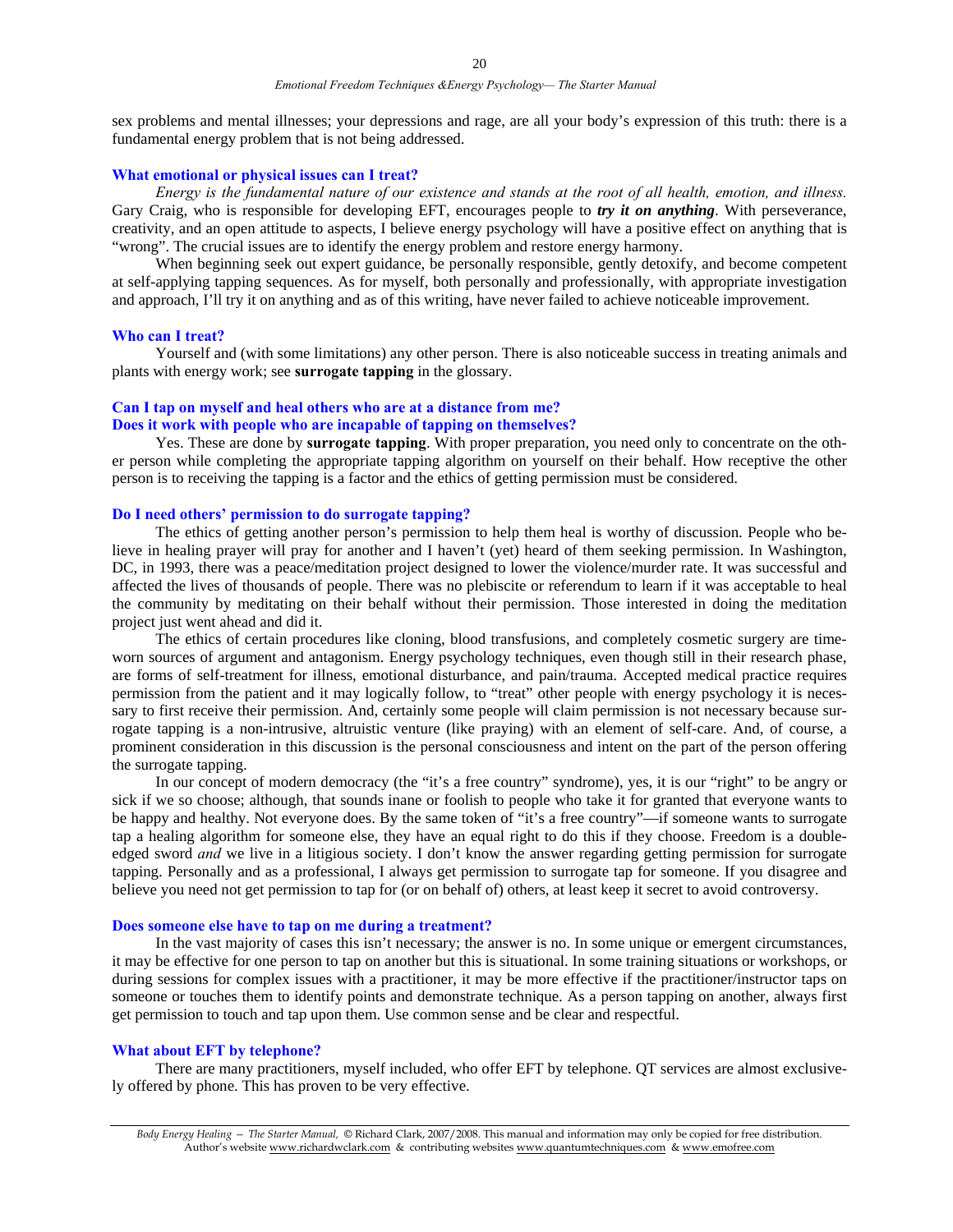sex problems and mental illnesses; your depressions and rage, are all your body's expression of this truth: there is a fundamental energy problem that is not being addressed.

### What emotional or physical issues can I treat?

*Energy is the fundamental nature of our existence and stands at the root of all health, emotion, and illness.* Gary Craig, who is responsible for developing EFT, encourages people to ***try it on anything***. With perseverance, creativity, and an open attitude to aspects, I believe energy psychology will have a positive effect on anything that is "wrong". The crucial issues are to identify the energy problem and restore energy harmony.

When beginning seek out expert guidance, be personally responsible, gently detoxify, and become competent at self-applying tapping sequences. As for myself, both personally and professionally, with appropriate investigation and approach, I'll try it on anything and as of this writing, have never failed to achieve noticeable improvement.

### Who can I treat?

Yourself and (with some limitations) any other person. There is also noticeable success in treating animals and plants with energy work; see **surrogate tapping** in the glossary.

### Can I tap on myself and heal others who are at a distance from me?
### Does it work with people who are incapable of tapping on themselves?

Yes. These are done by **surrogate tapping**. With proper preparation, you need only to concentrate on the other person while completing the appropriate tapping algorithm on yourself on their behalf. How receptive the other person is to receiving the tapping is a factor and the ethics of getting permission must be considered.

### Do I need others' permission to do surrogate tapping?

The ethics of getting another person's permission to help them heal is worthy of discussion. People who believe in healing prayer will pray for another and I haven't (yet) heard of them seeking permission. In Washington, DC, in 1993, there was a peace/meditation project designed to lower the violence/murder rate. It was successful and affected the lives of thousands of people. There was no plebiscite or referendum to learn if it was acceptable to heal the community by meditating on their behalf without their permission. Those interested in doing the meditation project just went ahead and did it.

The ethics of certain procedures like cloning, blood transfusions, and completely cosmetic surgery are time-worn sources of argument and antagonism. Energy psychology techniques, even though still in their research phase, are forms of self-treatment for illness, emotional disturbance, and pain/trauma. Accepted medical practice requires permission from the patient and it may logically follow, to "treat" other people with energy psychology it is necessary to first receive their permission. And, certainly some people will claim permission is not necessary because surrogate tapping is a non-intrusive, altruistic venture (like praying) with an element of self-care. And, of course, a prominent consideration in this discussion is the personal consciousness and intent on the part of the person offering the surrogate tapping.

In our concept of modern democracy (the "it's a free country" syndrome), yes, it is our "right" to be angry or sick if we so choose; although, that sounds inane or foolish to people who take it for granted that everyone wants to be happy and healthy. Not everyone does. By the same token of "it's a free country"—if someone wants to surrogate tap a healing algorithm for someone else, they have an equal right to do this if they choose. Freedom is a double-edged sword *and* we live in a litigious society. I don't know the answer regarding getting permission for surrogate tapping. Personally and as a professional, I always get permission to surrogate tap for someone. If you disagree and believe you need not get permission to tap for (or on behalf of) others, at least keep it secret to avoid controversy.

### Does someone else have to tap on me during a treatment?

In the vast majority of cases this isn't necessary; the answer is no. In some unique or emergent circumstances, it may be effective for one person to tap on another but this is situational. In some training situations or workshops, or during sessions for complex issues with a practitioner, it may be more effective if the practitioner/instructor taps on someone or touches them to identify points and demonstrate technique. As a person tapping on another, always first get permission to touch and tap upon them. Use common sense and be clear and respectful.

### What about EFT by telephone?

There are many practitioners, myself included, who offer EFT by telephone. QT services are almost exclusively offered by phone. This has proven to be very effective.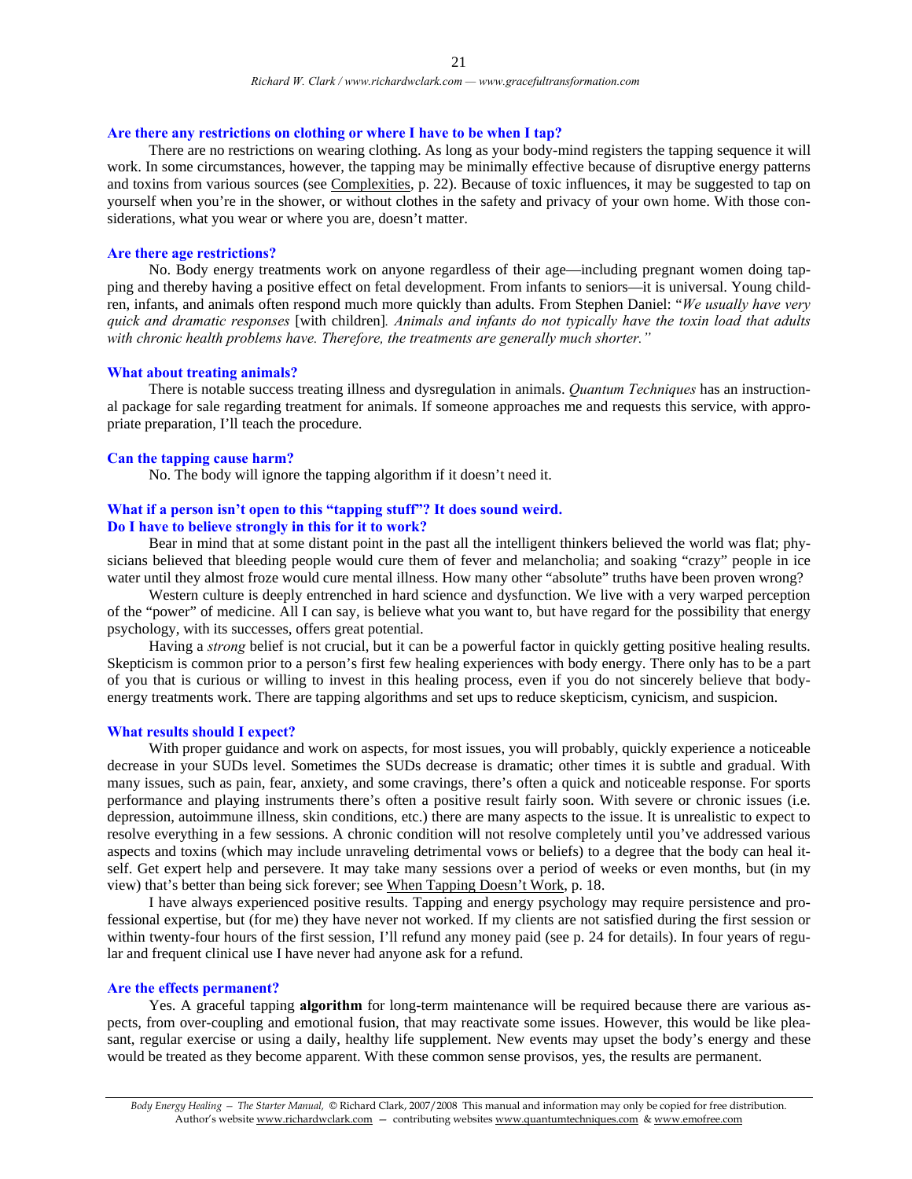### Are there any restrictions on clothing or where I have to be when I tap?

There are no restrictions on wearing clothing. As long as your body-mind registers the tapping sequence it will work. In some circumstances, however, the tapping may be minimally effective because of disruptive energy patterns and toxins from various sources (see Complexities, p. 22). Because of toxic influences, it may be suggested to tap on yourself when you're in the shower, or without clothes in the safety and privacy of your own home. With those considerations, what you wear or where you are, doesn't matter.

### Are there age restrictions?

No. Body energy treatments work on anyone regardless of their age—including pregnant women doing tapping and thereby having a positive effect on fetal development. From infants to seniors—it is universal. Young children, infants, and animals often respond much more quickly than adults. From Stephen Daniel: "*We usually have very quick and dramatic responses* [with children]*. Animals and infants do not typically have the toxin load that adults with chronic health problems have. Therefore, the treatments are generally much shorter."*

### What about treating animals?

There is notable success treating illness and dysregulation in animals. *Quantum Techniques* has an instructional package for sale regarding treatment for animals. If someone approaches me and requests this service, with appropriate preparation, I'll teach the procedure.

### Can the tapping cause harm?

No. The body will ignore the tapping algorithm if it doesn't need it.

### What if a person isn't open to this "tapping stuff"? It does sound weird. Do I have to believe strongly in this for it to work?

Bear in mind that at some distant point in the past all the intelligent thinkers believed the world was flat; physicians believed that bleeding people would cure them of fever and melancholia; and soaking "crazy" people in ice water until they almost froze would cure mental illness. How many other "absolute" truths have been proven wrong?

Western culture is deeply entrenched in hard science and dysfunction. We live with a very warped perception of the "power" of medicine. All I can say, is believe what you want to, but have regard for the possibility that energy psychology, with its successes, offers great potential.

Having a *strong* belief is not crucial, but it can be a powerful factor in quickly getting positive healing results. Skepticism is common prior to a person's first few healing experiences with body energy. There only has to be a part of you that is curious or willing to invest in this healing process, even if you do not sincerely believe that body-energy treatments work. There are tapping algorithms and set ups to reduce skepticism, cynicism, and suspicion.

### What results should I expect?

With proper guidance and work on aspects, for most issues, you will probably, quickly experience a noticeable decrease in your SUDs level. Sometimes the SUDs decrease is dramatic; other times it is subtle and gradual. With many issues, such as pain, fear, anxiety, and some cravings, there's often a quick and noticeable response. For sports performance and playing instruments there's often a positive result fairly soon. With severe or chronic issues (i.e. depression, autoimmune illness, skin conditions, etc.) there are many aspects to the issue. It is unrealistic to expect to resolve everything in a few sessions. A chronic condition will not resolve completely until you've addressed various aspects and toxins (which may include unraveling detrimental vows or beliefs) to a degree that the body can heal itself. Get expert help and persevere. It may take many sessions over a period of weeks or even months, but (in my view) that's better than being sick forever; see When Tapping Doesn't Work, p. 18.

I have always experienced positive results. Tapping and energy psychology may require persistence and professional expertise, but (for me) they have never not worked. If my clients are not satisfied during the first session or within twenty-four hours of the first session, I'll refund any money paid (see p. 24 for details). In four years of regular and frequent clinical use I have never had anyone ask for a refund.

### Are the effects permanent?

Yes. A graceful tapping **algorithm** for long-term maintenance will be required because there are various aspects, from over-coupling and emotional fusion, that may reactivate some issues. However, this would be like pleasant, regular exercise or using a daily, healthy life supplement. New events may upset the body's energy and these would be treated as they become apparent. With these common sense provisos, yes, the results are permanent.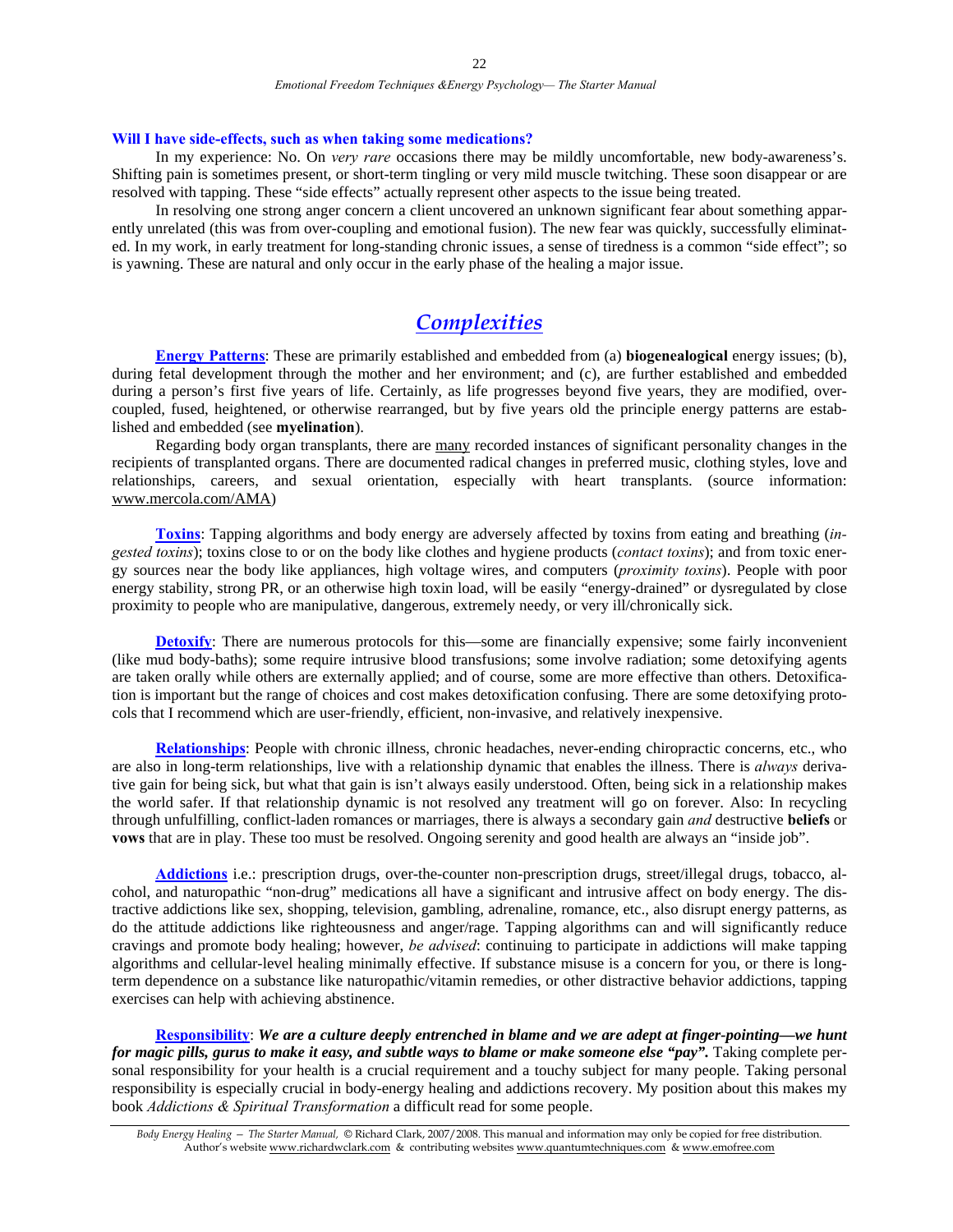**Will I have side-effects, such as when taking some medications?**

In my experience: No. On *very rare* occasions there may be mildly uncomfortable, new body-awareness's. Shifting pain is sometimes present, or short-term tingling or very mild muscle twitching. These soon disappear or are resolved with tapping. These "side effects" actually represent other aspects to the issue being treated.

In resolving one strong anger concern a client uncovered an unknown significant fear about something apparently unrelated (this was from over-coupling and emotional fusion). The new fear was quickly, successfully eliminated. In my work, in early treatment for long-standing chronic issues, a sense of tiredness is a common "side effect"; so is yawning. These are natural and only occur in the early phase of the healing a major issue.

## *Complexities*

**Energy Patterns**: These are primarily established and embedded from (a) **biogenealogical** energy issues; (b), during fetal development through the mother and her environment; and (c), are further established and embedded during a person's first five years of life. Certainly, as life progresses beyond five years, they are modified, over-coupled, fused, heightened, or otherwise rearranged, but by five years old the principle energy patterns are established and embedded (see **myelination**).

Regarding body organ transplants, there are many recorded instances of significant personality changes in the recipients of transplanted organs. There are documented radical changes in preferred music, clothing styles, love and relationships, careers, and sexual orientation, especially with heart transplants. (source information: www.mercola.com/AMA)

**Toxins**: Tapping algorithms and body energy are adversely affected by toxins from eating and breathing (*ingested toxins*); toxins close to or on the body like clothes and hygiene products (*contact toxins*); and from toxic energy sources near the body like appliances, high voltage wires, and computers (*proximity toxins*). People with poor energy stability, strong PR, or an otherwise high toxin load, will be easily "energy-drained" or dysregulated by close proximity to people who are manipulative, dangerous, extremely needy, or very ill/chronically sick.

**Detoxify**: There are numerous protocols for this—some are financially expensive; some fairly inconvenient (like mud body-baths); some require intrusive blood transfusions; some involve radiation; some detoxifying agents are taken orally while others are externally applied; and of course, some are more effective than others. Detoxification is important but the range of choices and cost makes detoxification confusing. There are some detoxifying protocols that I recommend which are user-friendly, efficient, non-invasive, and relatively inexpensive.

**Relationships**: People with chronic illness, chronic headaches, never-ending chiropractic concerns, etc., who are also in long-term relationships, live with a relationship dynamic that enables the illness. There is *always* derivative gain for being sick, but what that gain is isn't always easily understood. Often, being sick in a relationship makes the world safer. If that relationship dynamic is not resolved any treatment will go on forever. Also: In recycling through unfulfilling, conflict-laden romances or marriages, there is always a secondary gain *and* destructive **beliefs** or **vows** that are in play. These too must be resolved. Ongoing serenity and good health are always an "inside job".

**Addictions** i.e.: prescription drugs, over-the-counter non-prescription drugs, street/illegal drugs, tobacco, alcohol, and naturopathic "non-drug" medications all have a significant and intrusive affect on body energy. The distractive addictions like sex, shopping, television, gambling, adrenaline, romance, etc., also disrupt energy patterns, as do the attitude addictions like righteousness and anger/rage. Tapping algorithms can and will significantly reduce cravings and promote body healing; however, *be advised*: continuing to participate in addictions will make tapping algorithms and cellular-level healing minimally effective. If substance misuse is a concern for you, or there is long-term dependence on a substance like naturopathic/vitamin remedies, or other distractive behavior addictions, tapping exercises can help with achieving abstinence.

**Responsibility**: ***We are a culture deeply entrenched in blame and we are adept at finger-pointing—we hunt for magic pills, gurus to make it easy, and subtle ways to blame or make someone else "pay".*** Taking complete personal responsibility for your health is a crucial requirement and a touchy subject for many people. Taking personal responsibility is especially crucial in body-energy healing and addictions recovery. My position about this makes my book *Addictions & Spiritual Transformation* a difficult read for some people.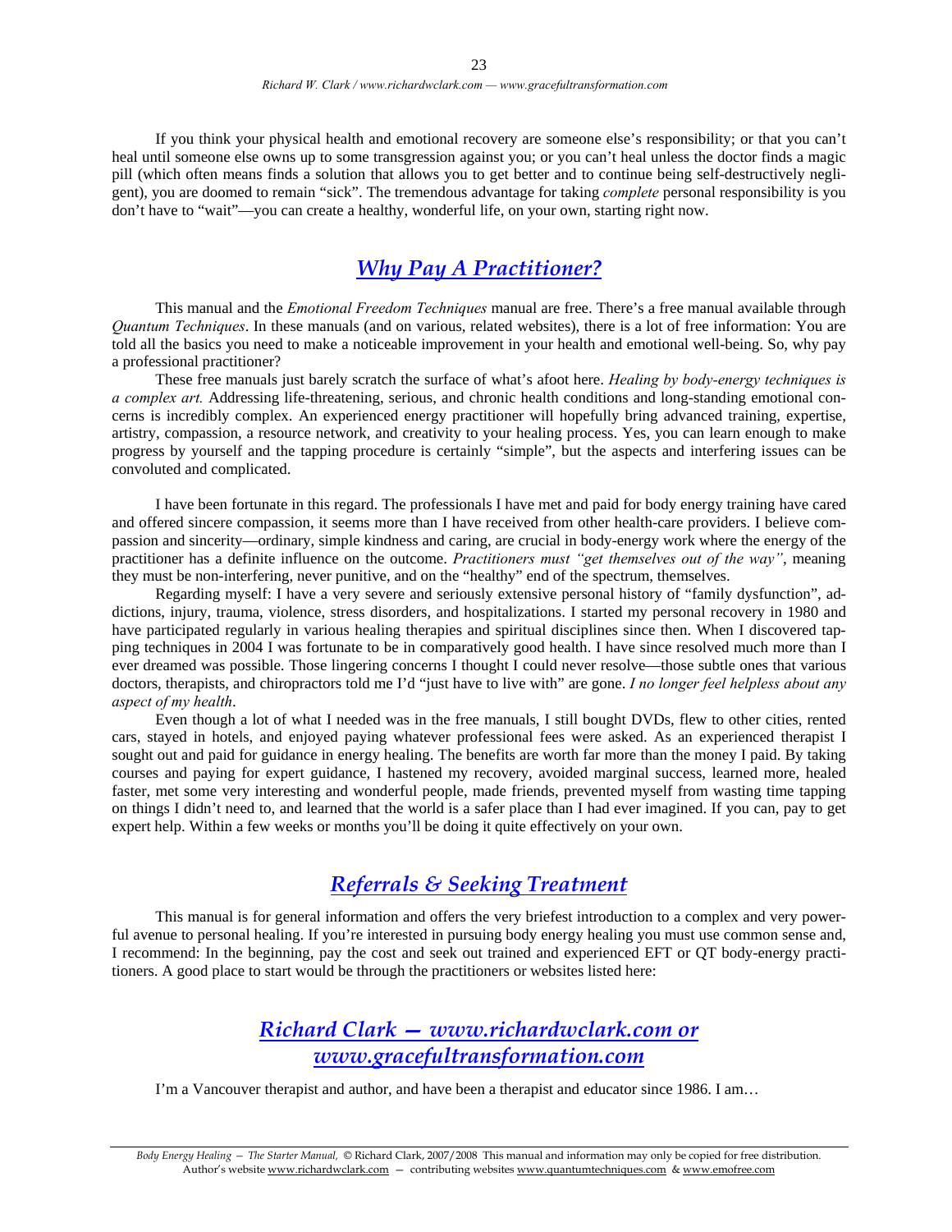If you think your physical health and emotional recovery are someone else's responsibility; or that you can't heal until someone else owns up to some transgression against you; or you can't heal unless the doctor finds a magic pill (which often means finds a solution that allows you to get better and to continue being self-destructively negligent), you are doomed to remain "sick". The tremendous advantage for taking *complete* personal responsibility is you don't have to "wait"—you can create a healthy, wonderful life, on your own, starting right now.

## *Why Pay A Practitioner?*

This manual and the *Emotional Freedom Techniques* manual are free. There's a free manual available through *Quantum Techniques*. In these manuals (and on various, related websites), there is a lot of free information: You are told all the basics you need to make a noticeable improvement in your health and emotional well-being. So, why pay a professional practitioner?

These free manuals just barely scratch the surface of what's afoot here. *Healing by body-energy techniques is a complex art.* Addressing life-threatening, serious, and chronic health conditions and long-standing emotional concerns is incredibly complex. An experienced energy practitioner will hopefully bring advanced training, expertise, artistry, compassion, a resource network, and creativity to your healing process. Yes, you can learn enough to make progress by yourself and the tapping procedure is certainly "simple", but the aspects and interfering issues can be convoluted and complicated.

I have been fortunate in this regard. The professionals I have met and paid for body energy training have cared and offered sincere compassion, it seems more than I have received from other health-care providers. I believe compassion and sincerity—ordinary, simple kindness and caring, are crucial in body-energy work where the energy of the practitioner has a definite influence on the outcome. *Practitioners must "get themselves out of the way"*, meaning they must be non-interfering, never punitive, and on the "healthy" end of the spectrum, themselves.

Regarding myself: I have a very severe and seriously extensive personal history of "family dysfunction", addictions, injury, trauma, violence, stress disorders, and hospitalizations. I started my personal recovery in 1980 and have participated regularly in various healing therapies and spiritual disciplines since then. When I discovered tapping techniques in 2004 I was fortunate to be in comparatively good health. I have since resolved much more than I ever dreamed was possible. Those lingering concerns I thought I could never resolve—those subtle ones that various doctors, therapists, and chiropractors told me I'd "just have to live with" are gone. *I no longer feel helpless about any aspect of my health*.

Even though a lot of what I needed was in the free manuals, I still bought DVDs, flew to other cities, rented cars, stayed in hotels, and enjoyed paying whatever professional fees were asked. As an experienced therapist I sought out and paid for guidance in energy healing. The benefits are worth far more than the money I paid. By taking courses and paying for expert guidance, I hastened my recovery, avoided marginal success, learned more, healed faster, met some very interesting and wonderful people, made friends, prevented myself from wasting time tapping on things I didn't need to, and learned that the world is a safer place than I had ever imagined. If you can, pay to get expert help. Within a few weeks or months you'll be doing it quite effectively on your own.

## *Referrals & Seeking Treatment*

This manual is for general information and offers the very briefest introduction to a complex and very powerful avenue to personal healing. If you're interested in pursuing body energy healing you must use common sense and, I recommend: In the beginning, pay the cost and seek out trained and experienced EFT or QT body-energy practitioners. A good place to start would be through the practitioners or websites listed here:

## *Richard Clark — www.richardwclark.com or www.gracefultransformation.com*

I'm a Vancouver therapist and author, and have been a therapist and educator since 1986. I am…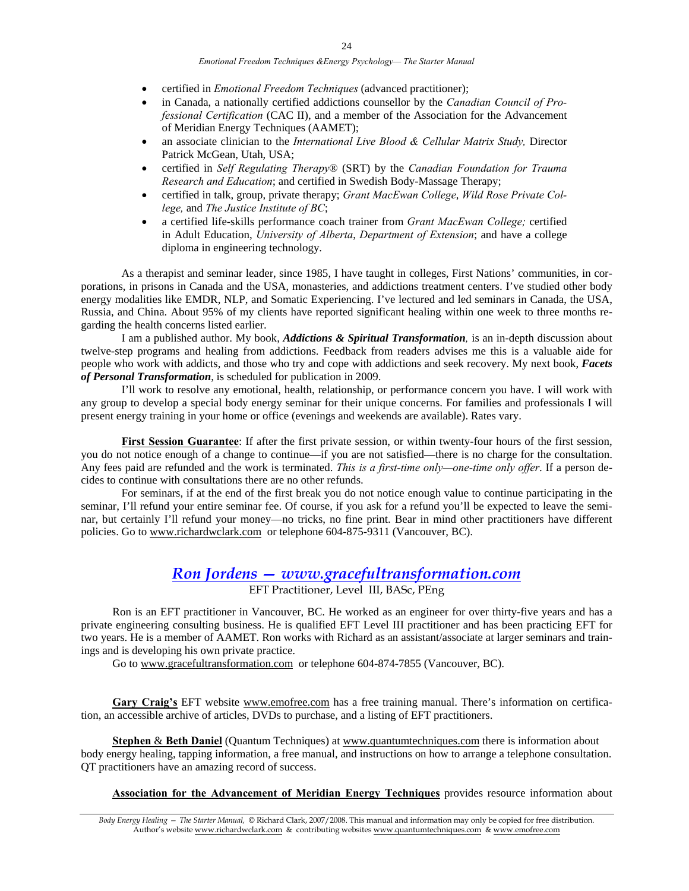- certified in *Emotional Freedom Techniques* (advanced practitioner);
- in Canada, a nationally certified addictions counsellor by the *Canadian Council of Professional Certification* (CAC II), and a member of the Association for the Advancement of Meridian Energy Techniques (AAMET);
- an associate clinician to the *International Live Blood & Cellular Matrix Study,* Director Patrick McGean, Utah, USA;
- certified in *Self Regulating Therapy®* (SRT) by the *Canadian Foundation for Trauma Research and Education*; and certified in Swedish Body-Massage Therapy;
- certified in talk, group, private therapy; *Grant MacEwan College*, *Wild Rose Private College,* and *The Justice Institute of BC*;
- a certified life-skills performance coach trainer from *Grant MacEwan College;* certified in Adult Education, *University of Alberta*, *Department of Extension*; and have a college diploma in engineering technology.

As a therapist and seminar leader, since 1985, I have taught in colleges, First Nations' communities, in corporations, in prisons in Canada and the USA, monasteries, and addictions treatment centers. I've studied other body energy modalities like EMDR, NLP, and Somatic Experiencing. I've lectured and led seminars in Canada, the USA, Russia, and China. About 95% of my clients have reported significant healing within one week to three months regarding the health concerns listed earlier.

I am a published author. My book, ***Addictions & Spiritual Transformation****,* is an in-depth discussion about twelve-step programs and healing from addictions. Feedback from readers advises me this is a valuable aide for people who work with addicts, and those who try and cope with addictions and seek recovery. My next book, ***Facets of Personal Transformation***, is scheduled for publication in 2009.

I'll work to resolve any emotional, health, relationship, or performance concern you have. I will work with any group to develop a special body energy seminar for their unique concerns. For families and professionals I will present energy training in your home or office (evenings and weekends are available). Rates vary.

**First Session Guarantee**: If after the first private session, or within twenty-four hours of the first session, you do not notice enough of a change to continue—if you are not satisfied—there is no charge for the consultation. Any fees paid are refunded and the work is terminated. *This is a first-time only—one-time only offer*. If a person decides to continue with consultations there are no other refunds.

For seminars, if at the end of the first break you do not notice enough value to continue participating in the seminar, I'll refund your entire seminar fee. Of course, if you ask for a refund you'll be expected to leave the seminar, but certainly I'll refund your money—no tricks, no fine print. Bear in mind other practitioners have different policies. Go to www.richardwclark.com or telephone 604-875-9311 (Vancouver, BC).

## *Ron Jordens — www.gracefultransformation.com*

EFT Practitioner, Level III, BASc, PEng

Ron is an EFT practitioner in Vancouver, BC. He worked as an engineer for over thirty-five years and has a private engineering consulting business. He is qualified EFT Level III practitioner and has been practicing EFT for two years. He is a member of AAMET. Ron works with Richard as an assistant/associate at larger seminars and trainings and is developing his own private practice.

Go to www.gracefultransformation.com or telephone 604-874-7855 (Vancouver, BC).

**Gary Craig's** EFT website www.emofree.com has a free training manual. There's information on certification, an accessible archive of articles, DVDs to purchase, and a listing of EFT practitioners.

**Stephen** & **Beth Daniel** (Quantum Techniques) at www.quantumtechniques.com there is information about body energy healing, tapping information, a free manual, and instructions on how to arrange a telephone consultation. QT practitioners have an amazing record of success.

**Association for the Advancement of Meridian Energy Techniques** provides resource information about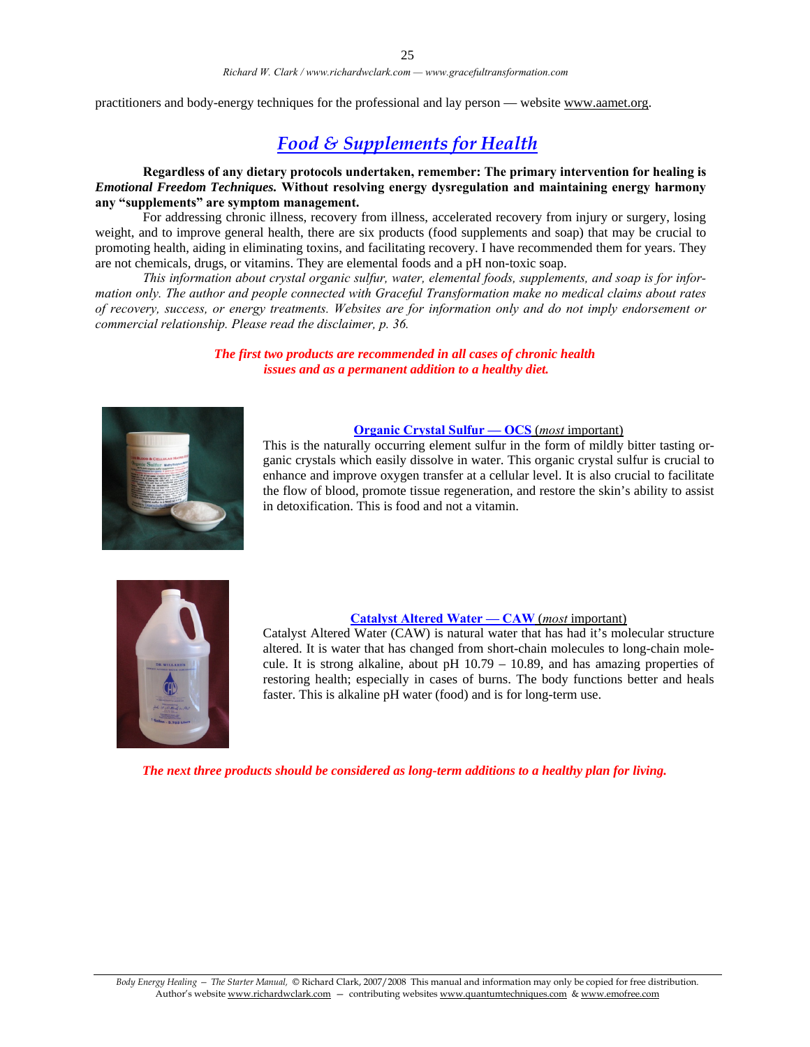practitioners and body-energy techniques for the professional and lay person — website www.aamet.org.

## *Food & Supplements for Health*

**Regardless of any dietary protocols undertaken, remember: The primary intervention for healing is *Emotional Freedom Techniques.* Without resolving energy dysregulation and maintaining energy harmony any "supplements" are symptom management.**

For addressing chronic illness, recovery from illness, accelerated recovery from injury or surgery, losing weight, and to improve general health, there are six products (food supplements and soap) that may be crucial to promoting health, aiding in eliminating toxins, and facilitating recovery. I have recommended them for years. They are not chemicals, drugs, or vitamins. They are elemental foods and a pH non-toxic soap.

*This information about crystal organic sulfur, water, elemental foods, supplements, and soap is for information only. The author and people connected with Graceful Transformation make no medical claims about rates of recovery, success, or energy treatments. Websites are for information only and do not imply endorsement or commercial relationship. Please read the disclaimer, p. 36.*

***The first two products are recommended in all cases of chronic health issues and as a permanent addition to a healthy diet.***

**Organic Crystal Sulfur — OCS** (*most* important)

This is the naturally occurring element sulfur in the form of mildly bitter tasting organic crystals which easily dissolve in water. This organic crystal sulfur is crucial to enhance and improve oxygen transfer at a cellular level. It is also crucial to facilitate the flow of blood, promote tissue regeneration, and restore the skin's ability to assist in detoxification. This is food and not a vitamin.

**Catalyst Altered Water — CAW** (*most* important)

Catalyst Altered Water (CAW) is natural water that has had it's molecular structure altered. It is water that has changed from short-chain molecules to long-chain molecule. It is strong alkaline, about pH 10.79 – 10.89, and has amazing properties of restoring health; especially in cases of burns. The body functions better and heals faster. This is alkaline pH water (food) and is for long-term use.

***The next three products should be considered as long-term additions to a healthy plan for living.***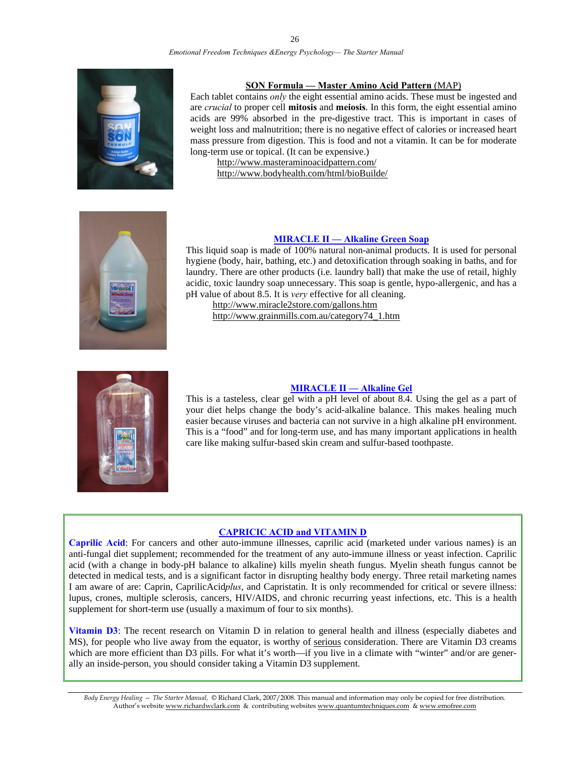### SON Formula — Master Amino Acid Pattern (MAP)

Each tablet contains *only* the eight essential amino acids. These must be ingested and are *crucial* to proper cell **mitosis** and **meiosis**. In this form, the eight essential amino acids are 99% absorbed in the pre-digestive tract. This is important in cases of weight loss and malnutrition; there is no negative effect of calories or increased heart mass pressure from digestion. This is food and not a vitamin. It can be for moderate long-term use or topical. (It can be expensive.)

http://www.masteraminoacidpattern.com/
http://www.bodyhealth.com/html/bioBuilde/

### MIRACLE II — Alkaline Green Soap

This liquid soap is made of 100% natural non-animal products. It is used for personal hygiene (body, hair, bathing, etc.) and detoxification through soaking in baths, and for laundry. There are other products (i.e. laundry ball) that make the use of retail, highly acidic, toxic laundry soap unnecessary. This soap is gentle, hypo-allergenic, and has a pH value of about 8.5. It is *very* effective for all cleaning.

http://www.miracle2store.com/gallons.htm
http://www.grainmills.com.au/category74_1.htm

### MIRACLE II — Alkaline Gel

This is a tasteless, clear gel with a pH level of about 8.4. Using the gel as a part of your diet helps change the body's acid-alkaline balance. This makes healing much easier because viruses and bacteria can not survive in a high alkaline pH environment. This is a "food" and for long-term use, and has many important applications in health care like making sulfur-based skin cream and sulfur-based toothpaste.

### CAPRICIC ACID and VITAMIN D

**Caprilic Acid**: For cancers and other auto-immune illnesses, caprilic acid (marketed under various names) is an anti-fungal diet supplement; recommended for the treatment of any auto-immune illness or yeast infection. Caprilic acid (with a change in body-pH balance to alkaline) kills myelin sheath fungus. Myelin sheath fungus cannot be detected in medical tests, and is a significant factor in disrupting healthy body energy. Three retail marketing names I am aware of are: Caprin, CaprilicAcid*plus*, and Capristatin. It is only recommended for critical or severe illness: lupus, crones, multiple sclerosis, cancers, HIV/AIDS, and chronic recurring yeast infections, etc. This is a health supplement for short-term use (usually a maximum of four to six months).

**Vitamin D3**: The recent research on Vitamin D in relation to general health and illness (especially diabetes and MS), for people who live away from the equator, is worthy of serious consideration. There are Vitamin D3 creams which are more efficient than D3 pills. For what it's worth—if you live in a climate with "winter" and/or are generally an inside-person, you should consider taking a Vitamin D3 supplement.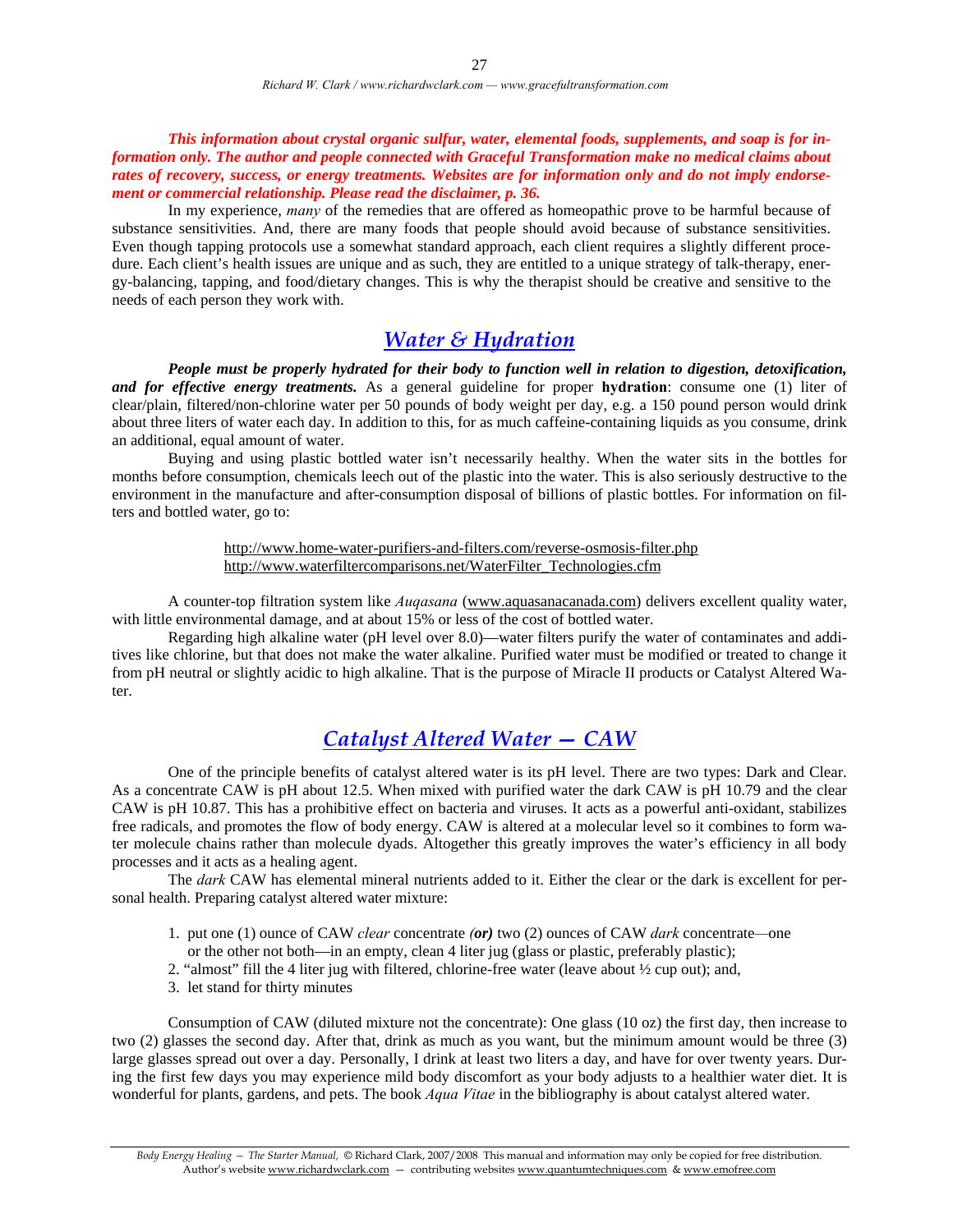***This information about crystal organic sulfur, water, elemental foods, supplements, and soap is for information only. The author and people connected with Graceful Transformation make no medical claims about rates of recovery, success, or energy treatments. Websites are for information only and do not imply endorsement or commercial relationship. Please read the disclaimer, p. 36.***

In my experience, *many* of the remedies that are offered as homeopathic prove to be harmful because of substance sensitivities. And, there are many foods that people should avoid because of substance sensitivities. Even though tapping protocols use a somewhat standard approach, each client requires a slightly different procedure. Each client's health issues are unique and as such, they are entitled to a unique strategy of talk-therapy, energy-balancing, tapping, and food/dietary changes. This is why the therapist should be creative and sensitive to the needs of each person they work with.

## *Water & Hydration*

***People must be properly hydrated for their body to function well in relation to digestion, detoxification, and for effective energy treatments.*** As a general guideline for proper **hydration**: consume one (1) liter of clear/plain, filtered/non-chlorine water per 50 pounds of body weight per day, e.g. a 150 pound person would drink about three liters of water each day. In addition to this, for as much caffeine-containing liquids as you consume, drink an additional, equal amount of water.

Buying and using plastic bottled water isn't necessarily healthy. When the water sits in the bottles for months before consumption, chemicals leech out of the plastic into the water. This is also seriously destructive to the environment in the manufacture and after-consumption disposal of billions of plastic bottles. For information on filters and bottled water, go to:

http://www.home-water-purifiers-and-filters.com/reverse-osmosis-filter.php
http://www.waterfiltercomparisons.net/WaterFilter_Technologies.cfm

A counter-top filtration system like *Auqasana* (www.aquasanacanada.com) delivers excellent quality water, with little environmental damage, and at about 15% or less of the cost of bottled water.

Regarding high alkaline water (pH level over 8.0)—water filters purify the water of contaminates and additives like chlorine, but that does not make the water alkaline. Purified water must be modified or treated to change it from pH neutral or slightly acidic to high alkaline. That is the purpose of Miracle II products or Catalyst Altered Water.

## *Catalyst Altered Water — CAW*

One of the principle benefits of catalyst altered water is its pH level. There are two types: Dark and Clear. As a concentrate CAW is pH about 12.5. When mixed with purified water the dark CAW is pH 10.79 and the clear CAW is pH 10.87. This has a prohibitive effect on bacteria and viruses. It acts as a powerful anti-oxidant, stabilizes free radicals, and promotes the flow of body energy. CAW is altered at a molecular level so it combines to form water molecule chains rather than molecule dyads. Altogether this greatly improves the water's efficiency in all body processes and it acts as a healing agent.

The *dark* CAW has elemental mineral nutrients added to it. Either the clear or the dark is excellent for personal health. Preparing catalyst altered water mixture:

1. put one (1) ounce of CAW *clear* concentrate ***(or)*** two (2) ounces of CAW *dark* concentrate—one or the other not both—in an empty, clean 4 liter jug (glass or plastic, preferably plastic);
2. "almost" fill the 4 liter jug with filtered, chlorine-free water (leave about ½ cup out); and,
3. let stand for thirty minutes

Consumption of CAW (diluted mixture not the concentrate): One glass (10 oz) the first day, then increase to two (2) glasses the second day. After that, drink as much as you want, but the minimum amount would be three (3) large glasses spread out over a day. Personally, I drink at least two liters a day, and have for over twenty years. During the first few days you may experience mild body discomfort as your body adjusts to a healthier water diet. It is wonderful for plants, gardens, and pets. The book *Aqua Vitae* in the bibliography is about catalyst altered water.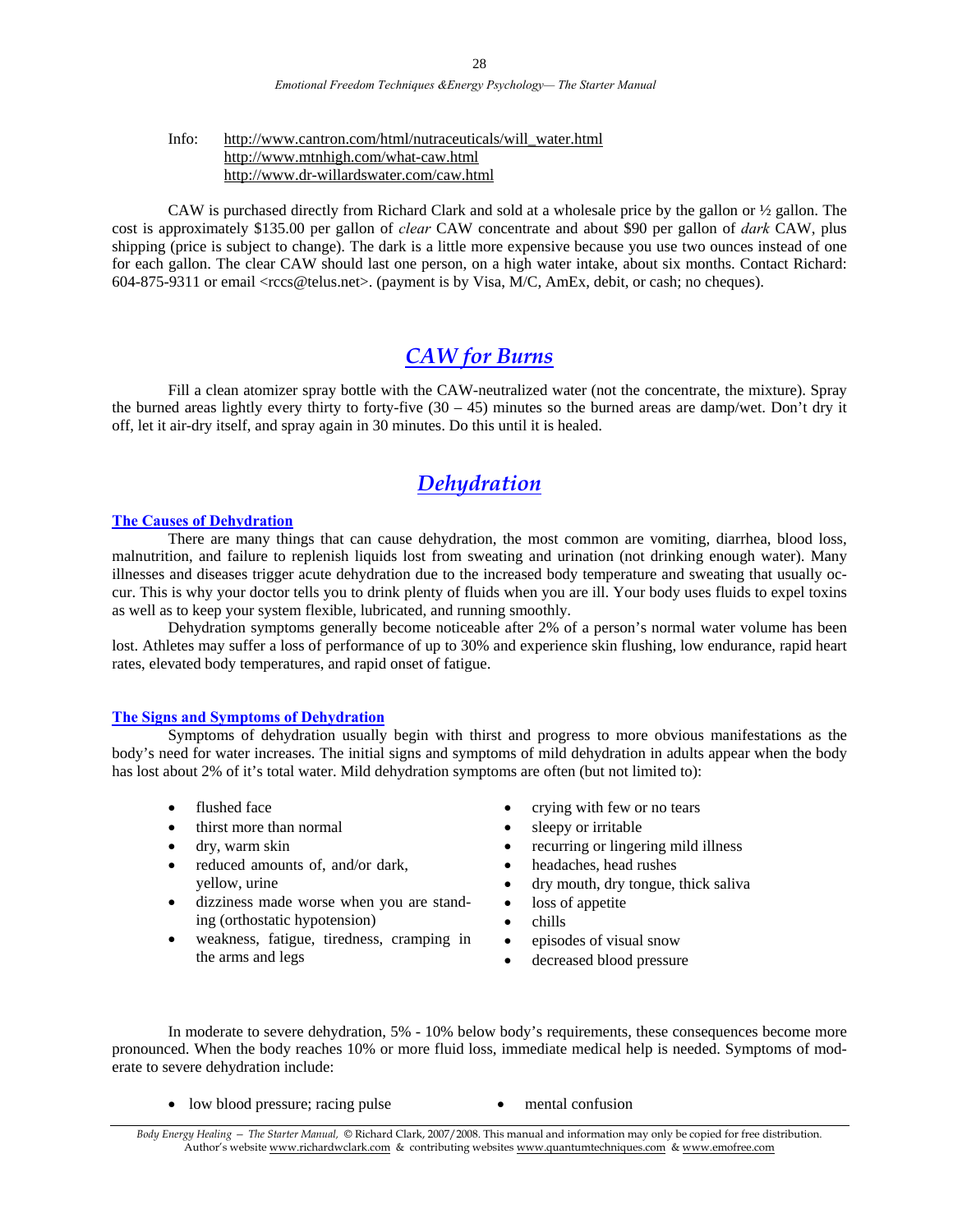Info: http://www.cantron.com/html/nutraceuticals/will_water.html
http://www.mtnhigh.com/what-caw.html
http://www.dr-willardswater.com/caw.html

CAW is purchased directly from Richard Clark and sold at a wholesale price by the gallon or ½ gallon. The cost is approximately $135.00 per gallon of *clear* CAW concentrate and about $90 per gallon of *dark* CAW, plus shipping (price is subject to change). The dark is a little more expensive because you use two ounces instead of one for each gallon. The clear CAW should last one person, on a high water intake, about six months. Contact Richard: 604-875-9311 or email <rccs@telus.net>. (payment is by Visa, M/C, AmEx, debit, or cash; no cheques).

## *CAW for Burns*

Fill a clean atomizer spray bottle with the CAW-neutralized water (not the concentrate, the mixture). Spray the burned areas lightly every thirty to forty-five (30 – 45) minutes so the burned areas are damp/wet. Don't dry it off, let it air-dry itself, and spray again in 30 minutes. Do this until it is healed.

## *Dehydration*

### The Causes of Dehydration

There are many things that can cause dehydration, the most common are vomiting, diarrhea, blood loss, malnutrition, and failure to replenish liquids lost from sweating and urination (not drinking enough water). Many illnesses and diseases trigger acute dehydration due to the increased body temperature and sweating that usually occur. This is why your doctor tells you to drink plenty of fluids when you are ill. Your body uses fluids to expel toxins as well as to keep your system flexible, lubricated, and running smoothly.

Dehydration symptoms generally become noticeable after 2% of a person's normal water volume has been lost. Athletes may suffer a loss of performance of up to 30% and experience skin flushing, low endurance, rapid heart rates, elevated body temperatures, and rapid onset of fatigue.

### The Signs and Symptoms of Dehydration

Symptoms of dehydration usually begin with thirst and progress to more obvious manifestations as the body's need for water increases. The initial signs and symptoms of mild dehydration in adults appear when the body has lost about 2% of it's total water. Mild dehydration symptoms are often (but not limited to):

- flushed face
- thirst more than normal
- dry, warm skin
- reduced amounts of, and/or dark, yellow, urine
- dizziness made worse when you are standing (orthostatic hypotension)
- weakness, fatigue, tiredness, cramping in the arms and legs
- crying with few or no tears
- sleepy or irritable
- recurring or lingering mild illness
- headaches, head rushes
- dry mouth, dry tongue, thick saliva
- loss of appetite
- chills
- episodes of visual snow
- decreased blood pressure

In moderate to severe dehydration, 5% - 10% below body's requirements, these consequences become more pronounced. When the body reaches 10% or more fluid loss, immediate medical help is needed. Symptoms of moderate to severe dehydration include:

- low blood pressure; racing pulse
- mental confusion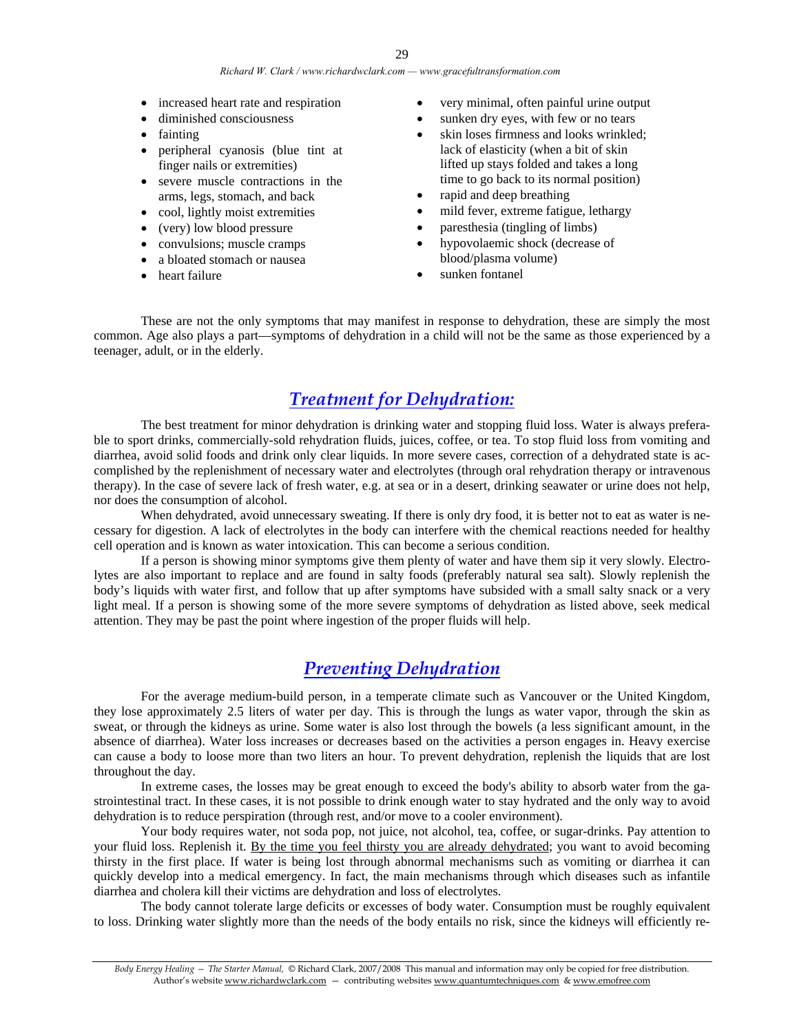- increased heart rate and respiration
- diminished consciousness
- fainting
- peripheral cyanosis (blue tint at finger nails or extremities)
- severe muscle contractions in the arms, legs, stomach, and back
- cool, lightly moist extremities
- (very) low blood pressure
- convulsions; muscle cramps
- a bloated stomach or nausea
- heart failure
- very minimal, often painful urine output
- sunken dry eyes, with few or no tears
- skin loses firmness and looks wrinkled; lack of elasticity (when a bit of skin lifted up stays folded and takes a long time to go back to its normal position)
- rapid and deep breathing
- mild fever, extreme fatigue, lethargy
- paresthesia (tingling of limbs)
- hypovolaemic shock (decrease of blood/plasma volume)
- sunken fontanel

These are not the only symptoms that may manifest in response to dehydration, these are simply the most common. Age also plays a part—symptoms of dehydration in a child will not be the same as those experienced by a teenager, adult, or in the elderly.

## *Treatment for Dehydration:*

The best treatment for minor dehydration is drinking water and stopping fluid loss. Water is always preferable to sport drinks, commercially-sold rehydration fluids, juices, coffee, or tea. To stop fluid loss from vomiting and diarrhea, avoid solid foods and drink only clear liquids. In more severe cases, correction of a dehydrated state is accomplished by the replenishment of necessary water and electrolytes (through oral rehydration therapy or intravenous therapy). In the case of severe lack of fresh water, e.g. at sea or in a desert, drinking seawater or urine does not help, nor does the consumption of alcohol.

When dehydrated, avoid unnecessary sweating. If there is only dry food, it is better not to eat as water is necessary for digestion. A lack of electrolytes in the body can interfere with the chemical reactions needed for healthy cell operation and is known as water intoxication. This can become a serious condition.

If a person is showing minor symptoms give them plenty of water and have them sip it very slowly. Electrolytes are also important to replace and are found in salty foods (preferably natural sea salt). Slowly replenish the body's liquids with water first, and follow that up after symptoms have subsided with a small salty snack or a very light meal. If a person is showing some of the more severe symptoms of dehydration as listed above, seek medical attention. They may be past the point where ingestion of the proper fluids will help.

## *Preventing Dehydration*

For the average medium-build person, in a temperate climate such as Vancouver or the United Kingdom, they lose approximately 2.5 liters of water per day. This is through the lungs as water vapor, through the skin as sweat, or through the kidneys as urine. Some water is also lost through the bowels (a less significant amount, in the absence of diarrhea). Water loss increases or decreases based on the activities a person engages in. Heavy exercise can cause a body to loose more than two liters an hour. To prevent dehydration, replenish the liquids that are lost throughout the day.

In extreme cases, the losses may be great enough to exceed the body's ability to absorb water from the gastrointestinal tract. In these cases, it is not possible to drink enough water to stay hydrated and the only way to avoid dehydration is to reduce perspiration (through rest, and/or move to a cooler environment).

Your body requires water, not soda pop, not juice, not alcohol, tea, coffee, or sugar-drinks. Pay attention to your fluid loss. Replenish it. <u>By the time you feel thirsty you are already dehydrated</u>; you want to avoid becoming thirsty in the first place. If water is being lost through abnormal mechanisms such as vomiting or diarrhea it can quickly develop into a medical emergency. In fact, the main mechanisms through which diseases such as infantile diarrhea and cholera kill their victims are dehydration and loss of electrolytes.

The body cannot tolerate large deficits or excesses of body water. Consumption must be roughly equivalent to loss. Drinking water slightly more than the needs of the body entails no risk, since the kidneys will efficiently re-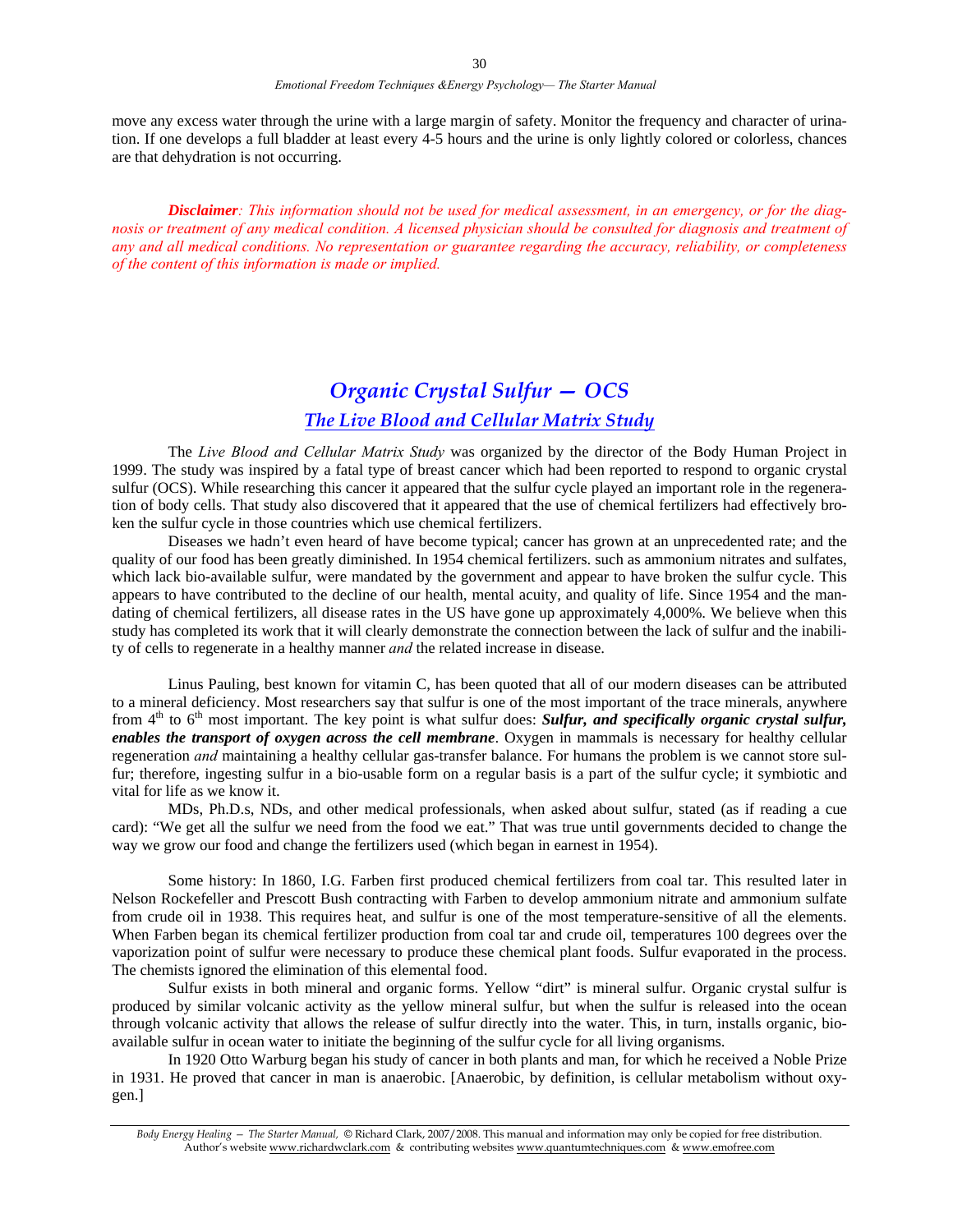move any excess water through the urine with a large margin of safety. Monitor the frequency and character of urination. If one develops a full bladder at least every 4-5 hours and the urine is only lightly colored or colorless, chances are that dehydration is not occurring.

***Disclaimer**: This information should not be used for medical assessment, in an emergency, or for the diagnosis or treatment of any medical condition. A licensed physician should be consulted for diagnosis and treatment of any and all medical conditions. No representation or guarantee regarding the accuracy, reliability, or completeness of the content of this information is made or implied.*

## *Organic Crystal Sulfur — OCS*

### *The Live Blood and Cellular Matrix Study*

The *Live Blood and Cellular Matrix Study* was organized by the director of the Body Human Project in 1999. The study was inspired by a fatal type of breast cancer which had been reported to respond to organic crystal sulfur (OCS). While researching this cancer it appeared that the sulfur cycle played an important role in the regeneration of body cells. That study also discovered that it appeared that the use of chemical fertilizers had effectively broken the sulfur cycle in those countries which use chemical fertilizers.

Diseases we hadn't even heard of have become typical; cancer has grown at an unprecedented rate; and the quality of our food has been greatly diminished. In 1954 chemical fertilizers. such as ammonium nitrates and sulfates, which lack bio-available sulfur, were mandated by the government and appear to have broken the sulfur cycle. This appears to have contributed to the decline of our health, mental acuity, and quality of life. Since 1954 and the mandating of chemical fertilizers, all disease rates in the US have gone up approximately 4,000%. We believe when this study has completed its work that it will clearly demonstrate the connection between the lack of sulfur and the inability of cells to regenerate in a healthy manner *and* the related increase in disease.

Linus Pauling, best known for vitamin C, has been quoted that all of our modern diseases can be attributed to a mineral deficiency. Most researchers say that sulfur is one of the most important of the trace minerals, anywhere from 4th to 6th most important. The key point is what sulfur does: ***Sulfur, and specifically organic crystal sulfur, enables the transport of oxygen across the cell membrane***. Oxygen in mammals is necessary for healthy cellular regeneration *and* maintaining a healthy cellular gas-transfer balance. For humans the problem is we cannot store sulfur; therefore, ingesting sulfur in a bio-usable form on a regular basis is a part of the sulfur cycle; it symbiotic and vital for life as we know it.

MDs, Ph.D.s, NDs, and other medical professionals, when asked about sulfur, stated (as if reading a cue card): "We get all the sulfur we need from the food we eat." That was true until governments decided to change the way we grow our food and change the fertilizers used (which began in earnest in 1954).

Some history: In 1860, I.G. Farben first produced chemical fertilizers from coal tar. This resulted later in Nelson Rockefeller and Prescott Bush contracting with Farben to develop ammonium nitrate and ammonium sulfate from crude oil in 1938. This requires heat, and sulfur is one of the most temperature-sensitive of all the elements. When Farben began its chemical fertilizer production from coal tar and crude oil, temperatures 100 degrees over the vaporization point of sulfur were necessary to produce these chemical plant foods. Sulfur evaporated in the process. The chemists ignored the elimination of this elemental food.

Sulfur exists in both mineral and organic forms. Yellow "dirt" is mineral sulfur. Organic crystal sulfur is produced by similar volcanic activity as the yellow mineral sulfur, but when the sulfur is released into the ocean through volcanic activity that allows the release of sulfur directly into the water. This, in turn, installs organic, bio-available sulfur in ocean water to initiate the beginning of the sulfur cycle for all living organisms.

In 1920 Otto Warburg began his study of cancer in both plants and man, for which he received a Noble Prize in 1931. He proved that cancer in man is anaerobic. [Anaerobic, by definition, is cellular metabolism without oxygen.]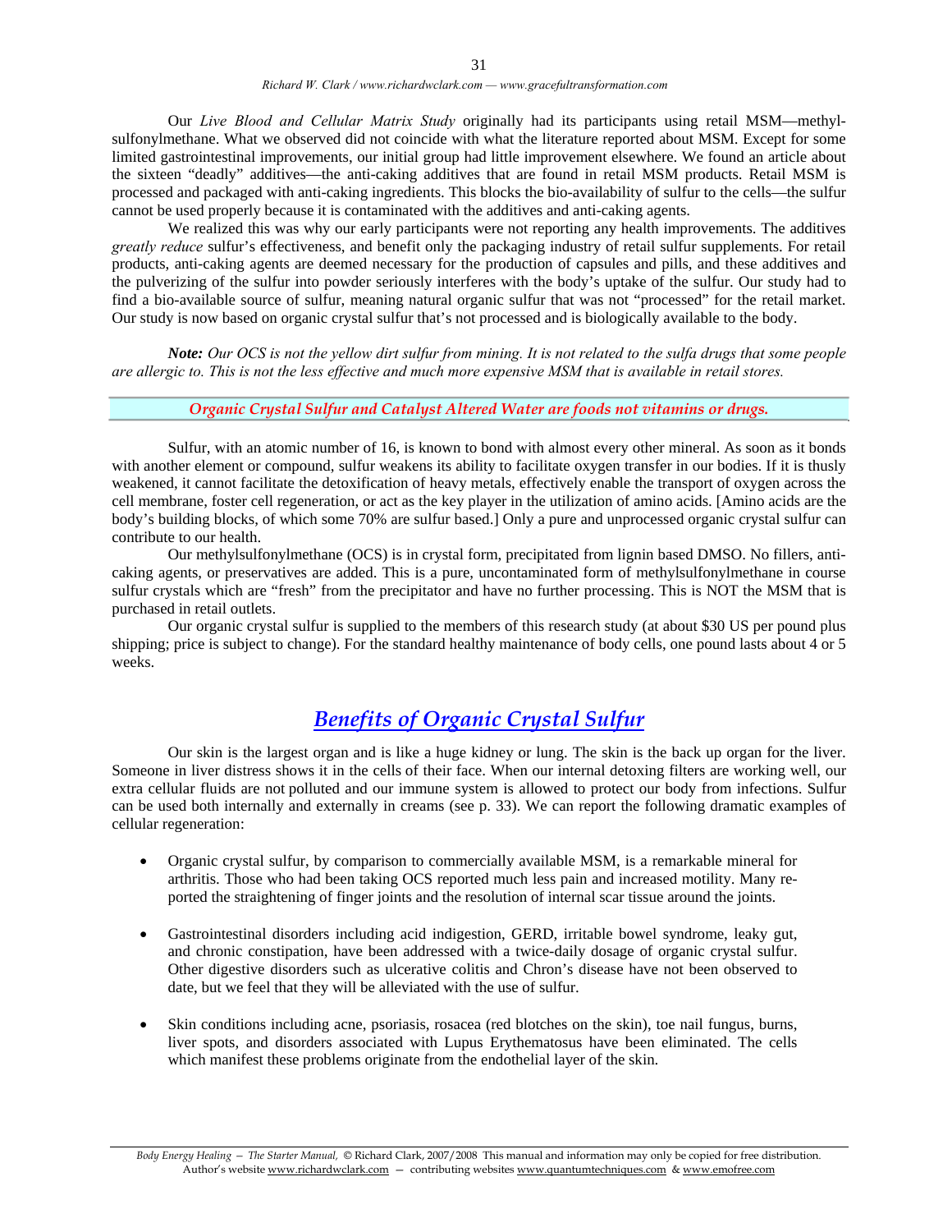Our *Live Blood and Cellular Matrix Study* originally had its participants using retail MSM—methyl-sulfonylmethane. What we observed did not coincide with what the literature reported about MSM. Except for some limited gastrointestinal improvements, our initial group had little improvement elsewhere. We found an article about the sixteen "deadly" additives—the anti-caking additives that are found in retail MSM products. Retail MSM is processed and packaged with anti-caking ingredients. This blocks the bio-availability of sulfur to the cells—the sulfur cannot be used properly because it is contaminated with the additives and anti-caking agents.

We realized this was why our early participants were not reporting any health improvements. The additives *greatly reduce* sulfur's effectiveness, and benefit only the packaging industry of retail sulfur supplements. For retail products, anti-caking agents are deemed necessary for the production of capsules and pills, and these additives and the pulverizing of the sulfur into powder seriously interferes with the body's uptake of the sulfur. Our study had to find a bio-available source of sulfur, meaning natural organic sulfur that was not "processed" for the retail market. Our study is now based on organic crystal sulfur that's not processed and is biologically available to the body.

***Note:*** *Our OCS is not the yellow dirt sulfur from mining. It is not related to the sulfa drugs that some people are allergic to. This is not the less effective and much more expensive MSM that is available in retail stores.*

***Organic Crystal Sulfur and Catalyst Altered Water are foods not vitamins or drugs.***

Sulfur, with an atomic number of 16, is known to bond with almost every other mineral. As soon as it bonds with another element or compound, sulfur weakens its ability to facilitate oxygen transfer in our bodies. If it is thusly weakened, it cannot facilitate the detoxification of heavy metals, effectively enable the transport of oxygen across the cell membrane, foster cell regeneration, or act as the key player in the utilization of amino acids. [Amino acids are the body's building blocks, of which some 70% are sulfur based.] Only a pure and unprocessed organic crystal sulfur can contribute to our health.

Our methylsulfonylmethane (OCS) is in crystal form, precipitated from lignin based DMSO. No fillers, anti-caking agents, or preservatives are added. This is a pure, uncontaminated form of methylsulfonylmethane in course sulfur crystals which are "fresh" from the precipitator and have no further processing. This is NOT the MSM that is purchased in retail outlets.

Our organic crystal sulfur is supplied to the members of this research study (at about $30 US per pound plus shipping; price is subject to change). For the standard healthy maintenance of body cells, one pound lasts about 4 or 5 weeks.

## Benefits of Organic Crystal Sulfur

Our skin is the largest organ and is like a huge kidney or lung. The skin is the back up organ for the liver. Someone in liver distress shows it in the cells of their face. When our internal detoxing filters are working well, our extra cellular fluids are not polluted and our immune system is allowed to protect our body from infections. Sulfur can be used both internally and externally in creams (see p. 33). We can report the following dramatic examples of cellular regeneration:

- Organic crystal sulfur, by comparison to commercially available MSM, is a remarkable mineral for arthritis. Those who had been taking OCS reported much less pain and increased motility. Many reported the straightening of finger joints and the resolution of internal scar tissue around the joints.

- Gastrointestinal disorders including acid indigestion, GERD, irritable bowel syndrome, leaky gut, and chronic constipation, have been addressed with a twice-daily dosage of organic crystal sulfur. Other digestive disorders such as ulcerative colitis and Chron's disease have not been observed to date, but we feel that they will be alleviated with the use of sulfur.

- Skin conditions including acne, psoriasis, rosacea (red blotches on the skin), toe nail fungus, burns, liver spots, and disorders associated with Lupus Erythematosus have been eliminated. The cells which manifest these problems originate from the endothelial layer of the skin.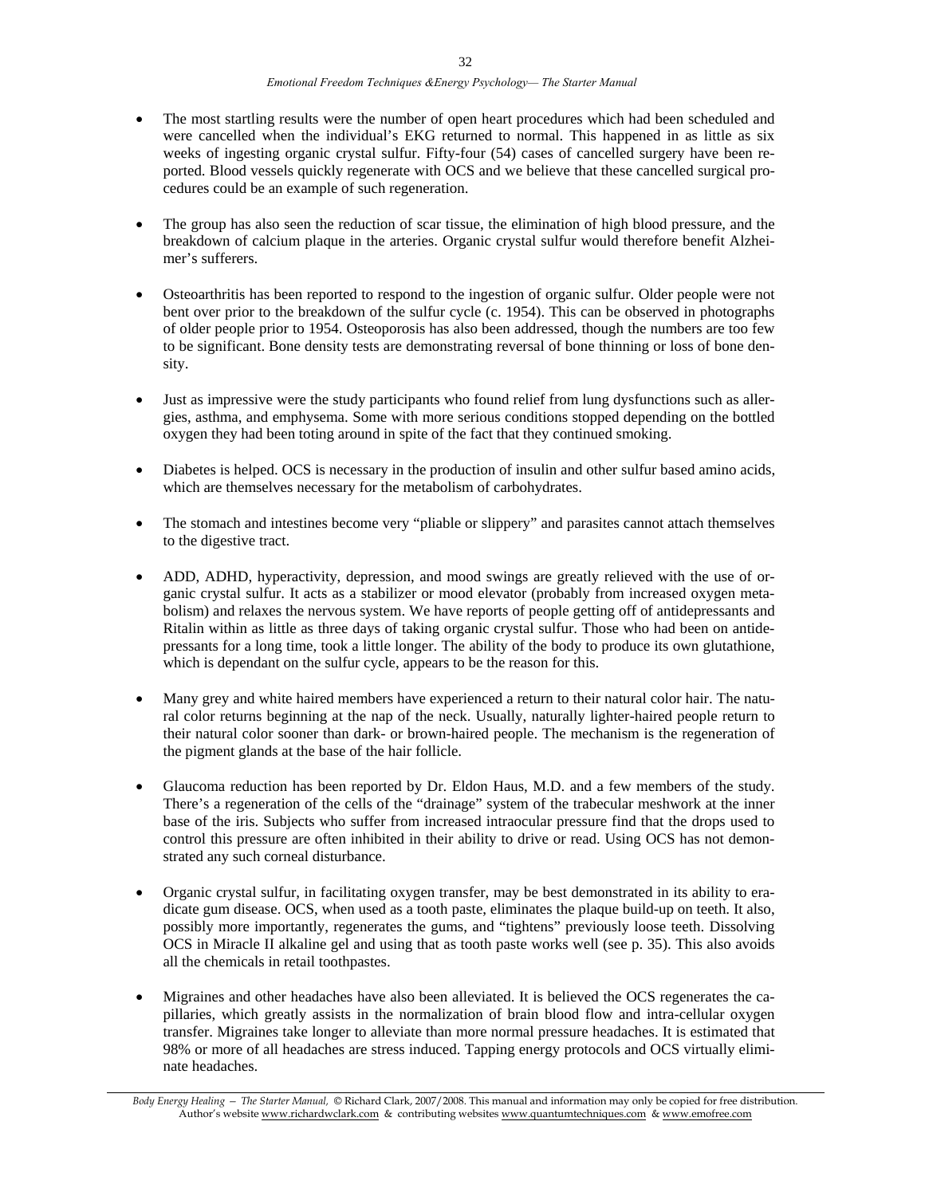- The most startling results were the number of open heart procedures which had been scheduled and were cancelled when the individual's EKG returned to normal. This happened in as little as six weeks of ingesting organic crystal sulfur. Fifty-four (54) cases of cancelled surgery have been reported. Blood vessels quickly regenerate with OCS and we believe that these cancelled surgical procedures could be an example of such regeneration.

- The group has also seen the reduction of scar tissue, the elimination of high blood pressure, and the breakdown of calcium plaque in the arteries. Organic crystal sulfur would therefore benefit Alzheimer's sufferers.

- Osteoarthritis has been reported to respond to the ingestion of organic sulfur. Older people were not bent over prior to the breakdown of the sulfur cycle (c. 1954). This can be observed in photographs of older people prior to 1954. Osteoporosis has also been addressed, though the numbers are too few to be significant. Bone density tests are demonstrating reversal of bone thinning or loss of bone density.

- Just as impressive were the study participants who found relief from lung dysfunctions such as allergies, asthma, and emphysema. Some with more serious conditions stopped depending on the bottled oxygen they had been toting around in spite of the fact that they continued smoking.

- Diabetes is helped. OCS is necessary in the production of insulin and other sulfur based amino acids, which are themselves necessary for the metabolism of carbohydrates.

- The stomach and intestines become very "pliable or slippery" and parasites cannot attach themselves to the digestive tract.

- ADD, ADHD, hyperactivity, depression, and mood swings are greatly relieved with the use of organic crystal sulfur. It acts as a stabilizer or mood elevator (probably from increased oxygen metabolism) and relaxes the nervous system. We have reports of people getting off of antidepressants and Ritalin within as little as three days of taking organic crystal sulfur. Those who had been on antidepressants for a long time, took a little longer. The ability of the body to produce its own glutathione, which is dependant on the sulfur cycle, appears to be the reason for this.

- Many grey and white haired members have experienced a return to their natural color hair. The natural color returns beginning at the nap of the neck. Usually, naturally lighter-haired people return to their natural color sooner than dark- or brown-haired people. The mechanism is the regeneration of the pigment glands at the base of the hair follicle.

- Glaucoma reduction has been reported by Dr. Eldon Haus, M.D. and a few members of the study. There's a regeneration of the cells of the "drainage" system of the trabecular meshwork at the inner base of the iris. Subjects who suffer from increased intraocular pressure find that the drops used to control this pressure are often inhibited in their ability to drive or read. Using OCS has not demonstrated any such corneal disturbance.

- Organic crystal sulfur, in facilitating oxygen transfer, may be best demonstrated in its ability to eradicate gum disease. OCS, when used as a tooth paste, eliminates the plaque build-up on teeth. It also, possibly more importantly, regenerates the gums, and "tightens" previously loose teeth. Dissolving OCS in Miracle II alkaline gel and using that as tooth paste works well (see p. 35). This also avoids all the chemicals in retail toothpastes.

- Migraines and other headaches have also been alleviated. It is believed the OCS regenerates the capillaries, which greatly assists in the normalization of brain blood flow and intra-cellular oxygen transfer. Migraines take longer to alleviate than more normal pressure headaches. It is estimated that 98% or more of all headaches are stress induced. Tapping energy protocols and OCS virtually eliminate headaches.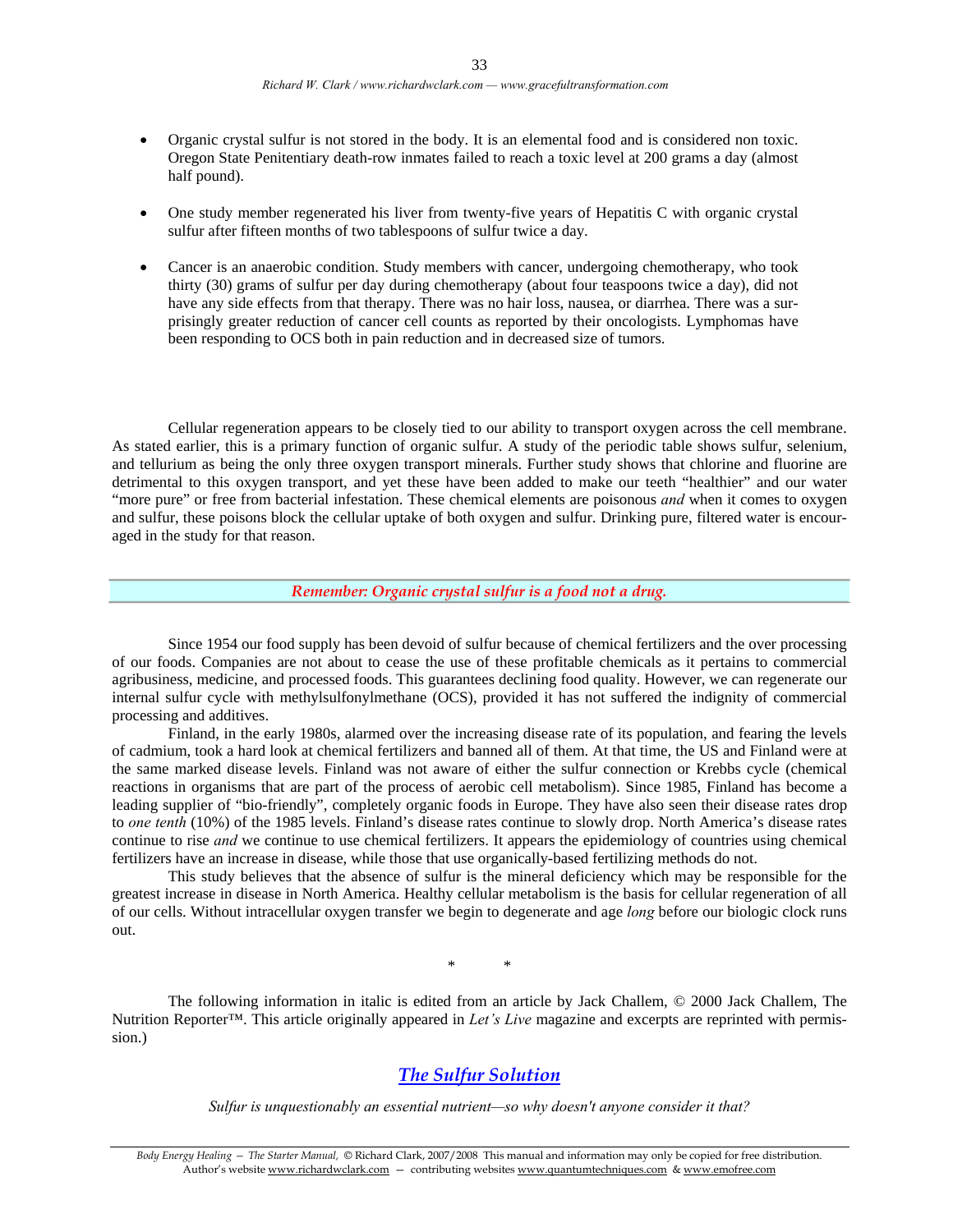- Organic crystal sulfur is not stored in the body. It is an elemental food and is considered non toxic. Oregon State Penitentiary death-row inmates failed to reach a toxic level at 200 grams a day (almost half pound).

- One study member regenerated his liver from twenty-five years of Hepatitis C with organic crystal sulfur after fifteen months of two tablespoons of sulfur twice a day.

- Cancer is an anaerobic condition. Study members with cancer, undergoing chemotherapy, who took thirty (30) grams of sulfur per day during chemotherapy (about four teaspoons twice a day), did not have any side effects from that therapy. There was no hair loss, nausea, or diarrhea. There was a surprisingly greater reduction of cancer cell counts as reported by their oncologists. Lymphomas have been responding to OCS both in pain reduction and in decreased size of tumors.

Cellular regeneration appears to be closely tied to our ability to transport oxygen across the cell membrane. As stated earlier, this is a primary function of organic sulfur. A study of the periodic table shows sulfur, selenium, and tellurium as being the only three oxygen transport minerals. Further study shows that chlorine and fluorine are detrimental to this oxygen transport, and yet these have been added to make our teeth "healthier" and our water "more pure" or free from bacterial infestation. These chemical elements are poisonous *and* when it comes to oxygen and sulfur, these poisons block the cellular uptake of both oxygen and sulfur. Drinking pure, filtered water is encouraged in the study for that reason.

***Remember: Organic crystal sulfur is a food not a drug.***

Since 1954 our food supply has been devoid of sulfur because of chemical fertilizers and the over processing of our foods. Companies are not about to cease the use of these profitable chemicals as it pertains to commercial agribusiness, medicine, and processed foods. This guarantees declining food quality. However, we can regenerate our internal sulfur cycle with methylsulfonylmethane (OCS), provided it has not suffered the indignity of commercial processing and additives.

Finland, in the early 1980s, alarmed over the increasing disease rate of its population, and fearing the levels of cadmium, took a hard look at chemical fertilizers and banned all of them. At that time, the US and Finland were at the same marked disease levels. Finland was not aware of either the sulfur connection or Krebbs cycle (chemical reactions in organisms that are part of the process of aerobic cell metabolism). Since 1985, Finland has become a leading supplier of "bio-friendly", completely organic foods in Europe. They have also seen their disease rates drop to *one tenth* (10%) of the 1985 levels. Finland's disease rates continue to slowly drop. North America's disease rates continue to rise *and* we continue to use chemical fertilizers. It appears the epidemiology of countries using chemical fertilizers have an increase in disease, while those that use organically-based fertilizing methods do not.

This study believes that the absence of sulfur is the mineral deficiency which may be responsible for the greatest increase in disease in North America. Healthy cellular metabolism is the basis for cellular regeneration of all of our cells. Without intracellular oxygen transfer we begin to degenerate and age *long* before our biologic clock runs out.

\* \*

The following information in italic is edited from an article by Jack Challem, © 2000 Jack Challem, The Nutrition Reporter™. This article originally appeared in *Let's Live* magazine and excerpts are reprinted with permission.)

## *The Sulfur Solution*

*Sulfur is unquestionably an essential nutrient—so why doesn't anyone consider it that?*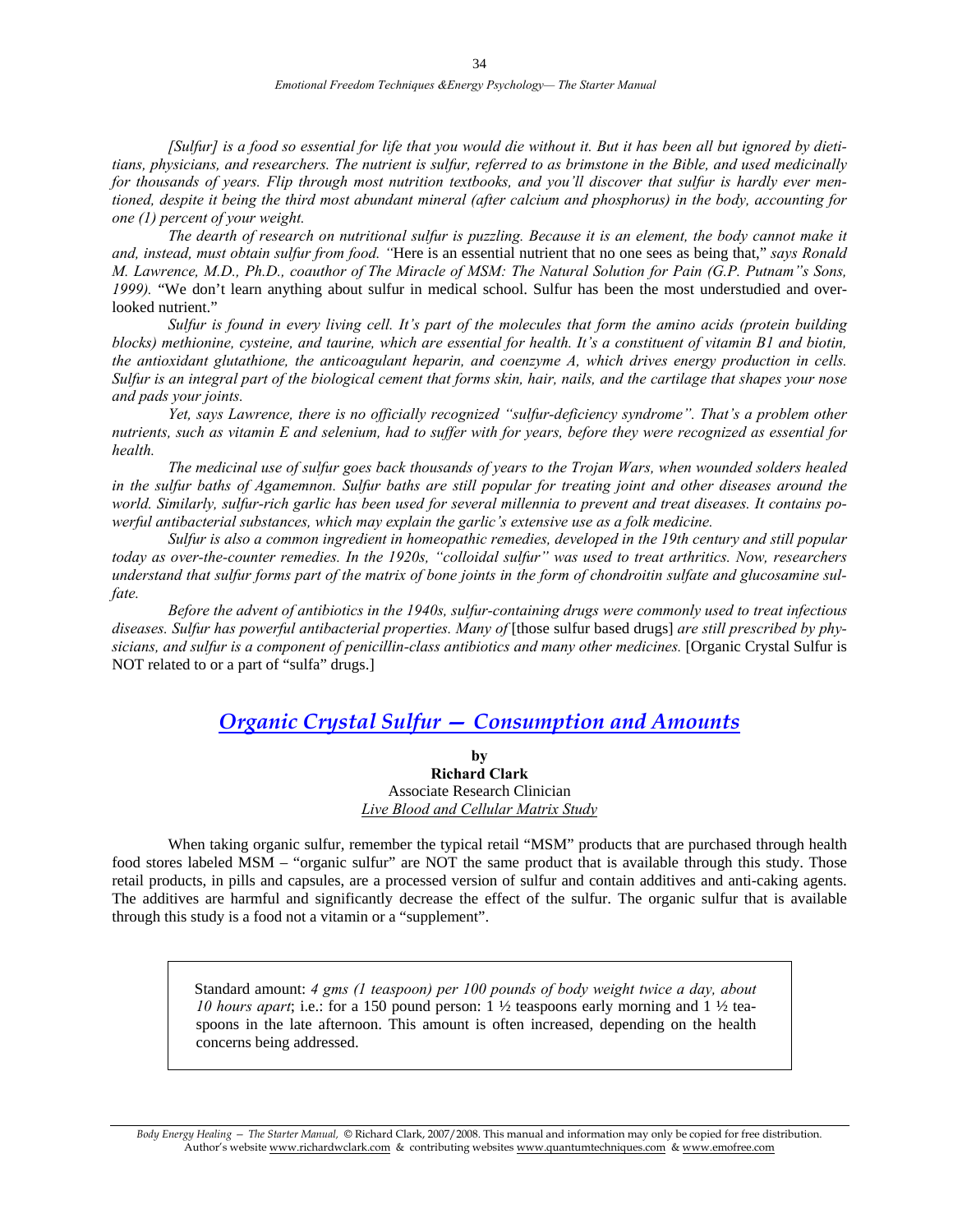*[Sulfur] is a food so essential for life that you would die without it. But it has been all but ignored by dietitians, physicians, and researchers. The nutrient is sulfur, referred to as brimstone in the Bible, and used medicinally for thousands of years. Flip through most nutrition textbooks, and you'll discover that sulfur is hardly ever mentioned, despite it being the third most abundant mineral (after calcium and phosphorus) in the body, accounting for one (1) percent of your weight.*

*The dearth of research on nutritional sulfur is puzzling. Because it is an element, the body cannot make it and, instead, must obtain sulfur from food. "*Here is an essential nutrient that no one sees as being that," *says Ronald M. Lawrence, M.D., Ph.D., coauthor of The Miracle of MSM: The Natural Solution for Pain (G.P. Putnam"s Sons, 1999).* "We don't learn anything about sulfur in medical school. Sulfur has been the most understudied and overlooked nutrient."

*Sulfur is found in every living cell. It's part of the molecules that form the amino acids (protein building blocks) methionine, cysteine, and taurine, which are essential for health. It's a constituent of vitamin B1 and biotin, the antioxidant glutathione, the anticoagulant heparin, and coenzyme A, which drives energy production in cells. Sulfur is an integral part of the biological cement that forms skin, hair, nails, and the cartilage that shapes your nose and pads your joints.*

*Yet, says Lawrence, there is no officially recognized "sulfur-deficiency syndrome". That's a problem other nutrients, such as vitamin E and selenium, had to suffer with for years, before they were recognized as essential for health.*

*The medicinal use of sulfur goes back thousands of years to the Trojan Wars, when wounded solders healed in the sulfur baths of Agamemnon. Sulfur baths are still popular for treating joint and other diseases around the world. Similarly, sulfur-rich garlic has been used for several millennia to prevent and treat diseases. It contains powerful antibacterial substances, which may explain the garlic's extensive use as a folk medicine.*

*Sulfur is also a common ingredient in homeopathic remedies, developed in the 19th century and still popular today as over-the-counter remedies. In the 1920s, "colloidal sulfur" was used to treat arthritics. Now, researchers understand that sulfur forms part of the matrix of bone joints in the form of chondroitin sulfate and glucosamine sulfate.*

*Before the advent of antibiotics in the 1940s, sulfur-containing drugs were commonly used to treat infectious diseases. Sulfur has powerful antibacterial properties. Many of* [those sulfur based drugs] *are still prescribed by physicians, and sulfur is a component of penicillin-class antibiotics and many other medicines.* [Organic Crystal Sulfur is NOT related to or a part of "sulfa" drugs.]

## *Organic Crystal Sulfur — Consumption and Amounts*

by
**Richard Clark**
Associate Research Clinician
*Live Blood and Cellular Matrix Study*

When taking organic sulfur, remember the typical retail "MSM" products that are purchased through health food stores labeled MSM – "organic sulfur" are NOT the same product that is available through this study. Those retail products, in pills and capsules, are a processed version of sulfur and contain additives and anti-caking agents. The additives are harmful and significantly decrease the effect of the sulfur. The organic sulfur that is available through this study is a food not a vitamin or a "supplement".

> Standard amount: *4 gms (1 teaspoon) per 100 pounds of body weight twice a day, about 10 hours apart*; i.e.: for a 150 pound person: 1 ½ teaspoons early morning and 1 ½ teaspoons in the late afternoon. This amount is often increased, depending on the health concerns being addressed.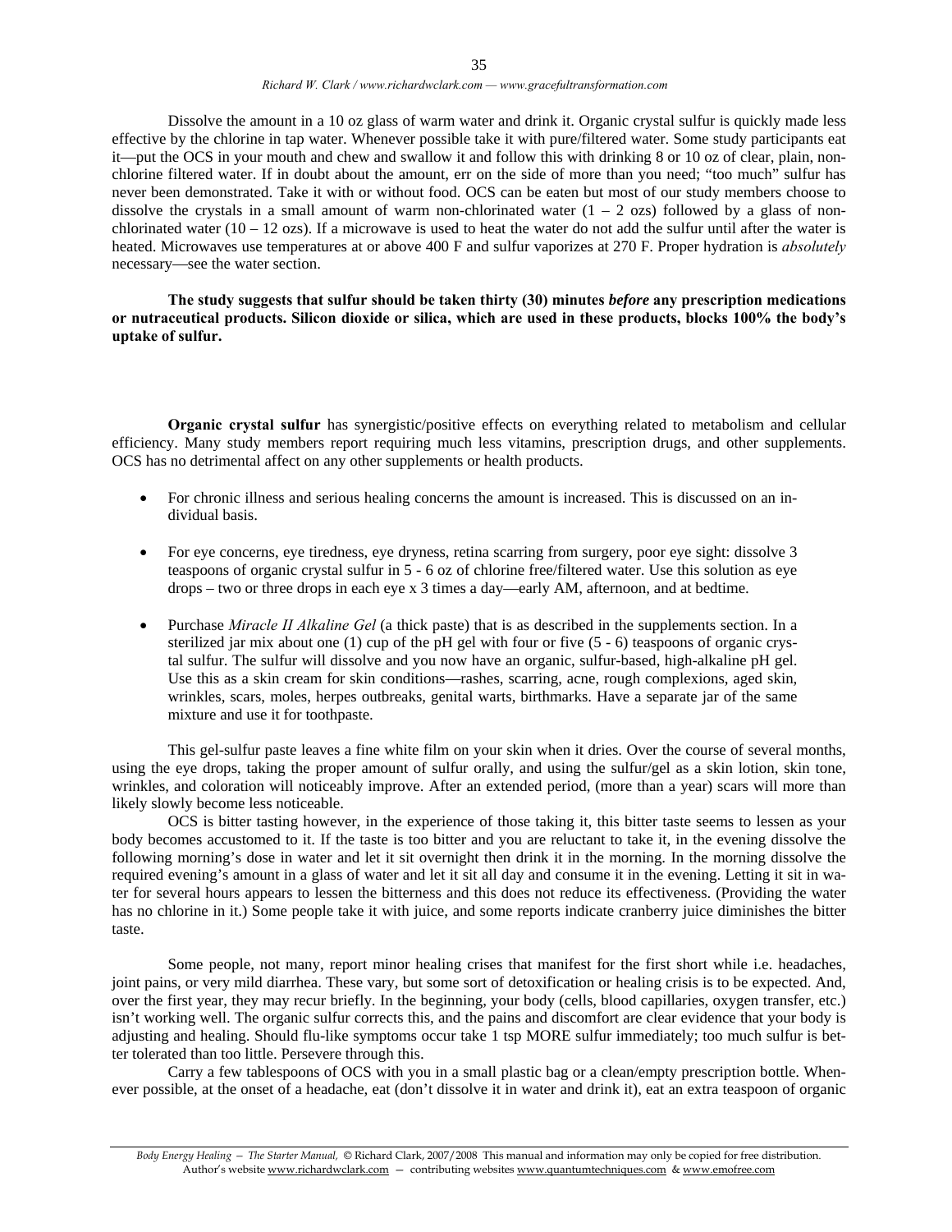Dissolve the amount in a 10 oz glass of warm water and drink it. Organic crystal sulfur is quickly made less effective by the chlorine in tap water. Whenever possible take it with pure/filtered water. Some study participants eat it—put the OCS in your mouth and chew and swallow it and follow this with drinking 8 or 10 oz of clear, plain, non-chlorine filtered water. If in doubt about the amount, err on the side of more than you need; "too much" sulfur has never been demonstrated. Take it with or without food. OCS can be eaten but most of our study members choose to dissolve the crystals in a small amount of warm non-chlorinated water (1 – 2 ozs) followed by a glass of non-chlorinated water (10 – 12 ozs). If a microwave is used to heat the water do not add the sulfur until after the water is heated. Microwaves use temperatures at or above 400 F and sulfur vaporizes at 270 F. Proper hydration is *absolutely* necessary—see the water section.

**The study suggests that sulfur should be taken thirty (30) minutes *before* any prescription medications or nutraceutical products. Silicon dioxide or silica, which are used in these products, blocks 100% the body's uptake of sulfur.**

**Organic crystal sulfur** has synergistic/positive effects on everything related to metabolism and cellular efficiency. Many study members report requiring much less vitamins, prescription drugs, and other supplements. OCS has no detrimental affect on any other supplements or health products.

- For chronic illness and serious healing concerns the amount is increased. This is discussed on an individual basis.
- For eye concerns, eye tiredness, eye dryness, retina scarring from surgery, poor eye sight: dissolve 3 teaspoons of organic crystal sulfur in 5 - 6 oz of chlorine free/filtered water. Use this solution as eye drops – two or three drops in each eye x 3 times a day—early AM, afternoon, and at bedtime.
- Purchase *Miracle II Alkaline Gel* (a thick paste) that is as described in the supplements section. In a sterilized jar mix about one (1) cup of the pH gel with four or five (5 - 6) teaspoons of organic crystal sulfur. The sulfur will dissolve and you now have an organic, sulfur-based, high-alkaline pH gel. Use this as a skin cream for skin conditions—rashes, scarring, acne, rough complexions, aged skin, wrinkles, scars, moles, herpes outbreaks, genital warts, birthmarks. Have a separate jar of the same mixture and use it for toothpaste.

This gel-sulfur paste leaves a fine white film on your skin when it dries. Over the course of several months, using the eye drops, taking the proper amount of sulfur orally, and using the sulfur/gel as a skin lotion, skin tone, wrinkles, and coloration will noticeably improve. After an extended period, (more than a year) scars will more than likely slowly become less noticeable.

OCS is bitter tasting however, in the experience of those taking it, this bitter taste seems to lessen as your body becomes accustomed to it. If the taste is too bitter and you are reluctant to take it, in the evening dissolve the following morning's dose in water and let it sit overnight then drink it in the morning. In the morning dissolve the required evening's amount in a glass of water and let it sit all day and consume it in the evening. Letting it sit in water for several hours appears to lessen the bitterness and this does not reduce its effectiveness. (Providing the water has no chlorine in it.) Some people take it with juice, and some reports indicate cranberry juice diminishes the bitter taste.

Some people, not many, report minor healing crises that manifest for the first short while i.e. headaches, joint pains, or very mild diarrhea. These vary, but some sort of detoxification or healing crisis is to be expected. And, over the first year, they may recur briefly. In the beginning, your body (cells, blood capillaries, oxygen transfer, etc.) isn't working well. The organic sulfur corrects this, and the pains and discomfort are clear evidence that your body is adjusting and healing. Should flu-like symptoms occur take 1 tsp MORE sulfur immediately; too much sulfur is better tolerated than too little. Persevere through this.

Carry a few tablespoons of OCS with you in a small plastic bag or a clean/empty prescription bottle. Whenever possible, at the onset of a headache, eat (don't dissolve it in water and drink it), eat an extra teaspoon of organic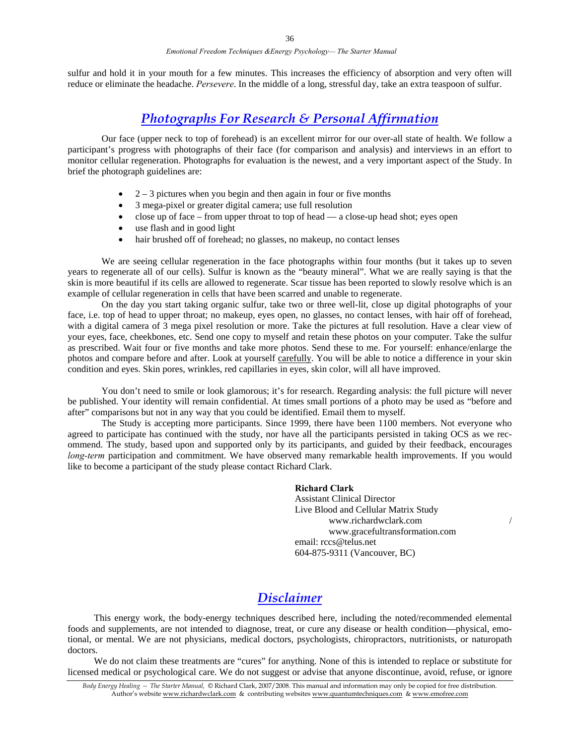sulfur and hold it in your mouth for a few minutes. This increases the efficiency of absorption and very often will reduce or eliminate the headache. *Persevere*. In the middle of a long, stressful day, take an extra teaspoon of sulfur.

## *Photographs For Research & Personal Affirmation*

Our face (upper neck to top of forehead) is an excellent mirror for our over-all state of health. We follow a participant's progress with photographs of their face (for comparison and analysis) and interviews in an effort to monitor cellular regeneration. Photographs for evaluation is the newest, and a very important aspect of the Study. In brief the photograph guidelines are:

- 2 – 3 pictures when you begin and then again in four or five months
- 3 mega-pixel or greater digital camera; use full resolution
- close up of face – from upper throat to top of head — a close-up head shot; eyes open
- use flash and in good light
- hair brushed off of forehead; no glasses, no makeup, no contact lenses

We are seeing cellular regeneration in the face photographs within four months (but it takes up to seven years to regenerate all of our cells). Sulfur is known as the "beauty mineral". What we are really saying is that the skin is more beautiful if its cells are allowed to regenerate. Scar tissue has been reported to slowly resolve which is an example of cellular regeneration in cells that have been scarred and unable to regenerate.

On the day you start taking organic sulfur, take two or three well-lit, close up digital photographs of your face, i.e. top of head to upper throat; no makeup, eyes open, no glasses, no contact lenses, with hair off of forehead, with a digital camera of 3 mega pixel resolution or more. Take the pictures at full resolution. Have a clear view of your eyes, face, cheekbones, etc. Send one copy to myself and retain these photos on your computer. Take the sulfur as prescribed. Wait four or five months and take more photos. Send these to me. For yourself: enhance/enlarge the photos and compare before and after. Look at yourself carefully. You will be able to notice a difference in your skin condition and eyes. Skin pores, wrinkles, red capillaries in eyes, skin color, will all have improved.

You don't need to smile or look glamorous; it's for research. Regarding analysis: the full picture will never be published. Your identity will remain confidential. At times small portions of a photo may be used as "before and after" comparisons but not in any way that you could be identified. Email them to myself.

The Study is accepting more participants. Since 1999, there have been 1100 members. Not everyone who agreed to participate has continued with the study, nor have all the participants persisted in taking OCS as we recommend. The study, based upon and supported only by its participants, and guided by their feedback, encourages *long-term* participation and commitment. We have observed many remarkable health improvements. If you would like to become a participant of the study please contact Richard Clark.

**Richard Clark**
Assistant Clinical Director
Live Blood and Cellular Matrix Study
www.richardwclark.com /
www.gracefultransformation.com
email: rccs@telus.net
604-875-9311 (Vancouver, BC)

## *Disclaimer*

This energy work, the body-energy techniques described here, including the noted/recommended elemental foods and supplements, are not intended to diagnose, treat, or cure any disease or health condition—physical, emotional, or mental. We are not physicians, medical doctors, psychologists, chiropractors, nutritionists, or naturopath doctors.

We do not claim these treatments are "cures" for anything. None of this is intended to replace or substitute for licensed medical or psychological care. We do not suggest or advise that anyone discontinue, avoid, refuse, or ignore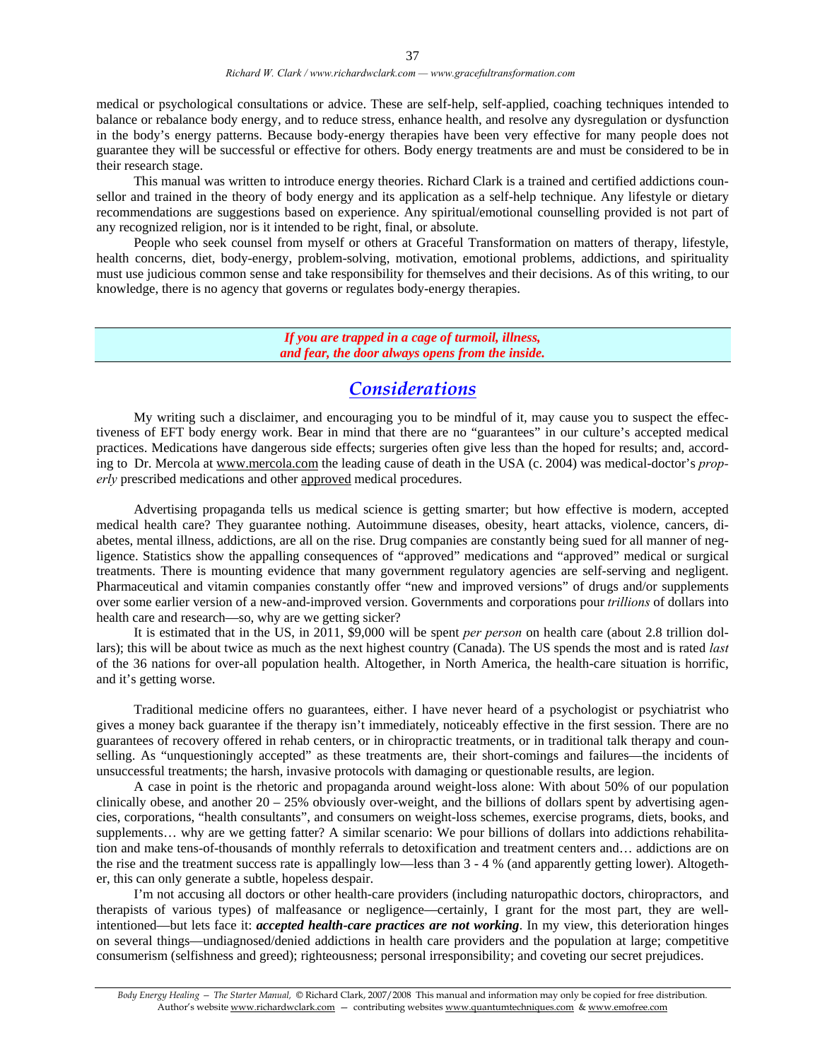medical or psychological consultations or advice. These are self-help, self-applied, coaching techniques intended to balance or rebalance body energy, and to reduce stress, enhance health, and resolve any dysregulation or dysfunction in the body's energy patterns. Because body-energy therapies have been very effective for many people does not guarantee they will be successful or effective for others. Body energy treatments are and must be considered to be in their research stage.

This manual was written to introduce energy theories. Richard Clark is a trained and certified addictions counsellor and trained in the theory of body energy and its application as a self-help technique. Any lifestyle or dietary recommendations are suggestions based on experience. Any spiritual/emotional counselling provided is not part of any recognized religion, nor is it intended to be right, final, or absolute.

People who seek counsel from myself or others at Graceful Transformation on matters of therapy, lifestyle, health concerns, diet, body-energy, problem-solving, motivation, emotional problems, addictions, and spirituality must use judicious common sense and take responsibility for themselves and their decisions. As of this writing, to our knowledge, there is no agency that governs or regulates body-energy therapies.

***If you are trapped in a cage of turmoil, illness, and fear, the door always opens from the inside.***

## *Considerations*

My writing such a disclaimer, and encouraging you to be mindful of it, may cause you to suspect the effectiveness of EFT body energy work. Bear in mind that there are no "guarantees" in our culture's accepted medical practices. Medications have dangerous side effects; surgeries often give less than the hoped for results; and, according to Dr. Mercola at www.mercola.com the leading cause of death in the USA (c. 2004) was medical-doctor's *properly* prescribed medications and other approved medical procedures.

Advertising propaganda tells us medical science is getting smarter; but how effective is modern, accepted medical health care? They guarantee nothing. Autoimmune diseases, obesity, heart attacks, violence, cancers, diabetes, mental illness, addictions, are all on the rise. Drug companies are constantly being sued for all manner of negligence. Statistics show the appalling consequences of "approved" medications and "approved" medical or surgical treatments. There is mounting evidence that many government regulatory agencies are self-serving and negligent. Pharmaceutical and vitamin companies constantly offer "new and improved versions" of drugs and/or supplements over some earlier version of a new-and-improved version. Governments and corporations pour *trillions* of dollars into health care and research—so, why are we getting sicker?

It is estimated that in the US, in 2011, $9,000 will be spent *per person* on health care (about 2.8 trillion dollars); this will be about twice as much as the next highest country (Canada). The US spends the most and is rated *last* of the 36 nations for over-all population health. Altogether, in North America, the health-care situation is horrific, and it's getting worse.

Traditional medicine offers no guarantees, either. I have never heard of a psychologist or psychiatrist who gives a money back guarantee if the therapy isn't immediately, noticeably effective in the first session. There are no guarantees of recovery offered in rehab centers, or in chiropractic treatments, or in traditional talk therapy and counselling. As "unquestioningly accepted" as these treatments are, their short-comings and failures—the incidents of unsuccessful treatments; the harsh, invasive protocols with damaging or questionable results, are legion.

A case in point is the rhetoric and propaganda around weight-loss alone: With about 50% of our population clinically obese, and another 20 – 25% obviously over-weight, and the billions of dollars spent by advertising agencies, corporations, "health consultants", and consumers on weight-loss schemes, exercise programs, diets, books, and supplements… why are we getting fatter? A similar scenario: We pour billions of dollars into addictions rehabilitation and make tens-of-thousands of monthly referrals to detoxification and treatment centers and… addictions are on the rise and the treatment success rate is appallingly low—less than 3 - 4 % (and apparently getting lower). Altogether, this can only generate a subtle, hopeless despair.

I'm not accusing all doctors or other health-care providers (including naturopathic doctors, chiropractors, and therapists of various types) of malfeasance or negligence—certainly, I grant for the most part, they are well-intentioned—but lets face it: ***accepted health-care practices are not working***. In my view, this deterioration hinges on several things—undiagnosed/denied addictions in health care providers and the population at large; competitive consumerism (selfishness and greed); righteousness; personal irresponsibility; and coveting our secret prejudices.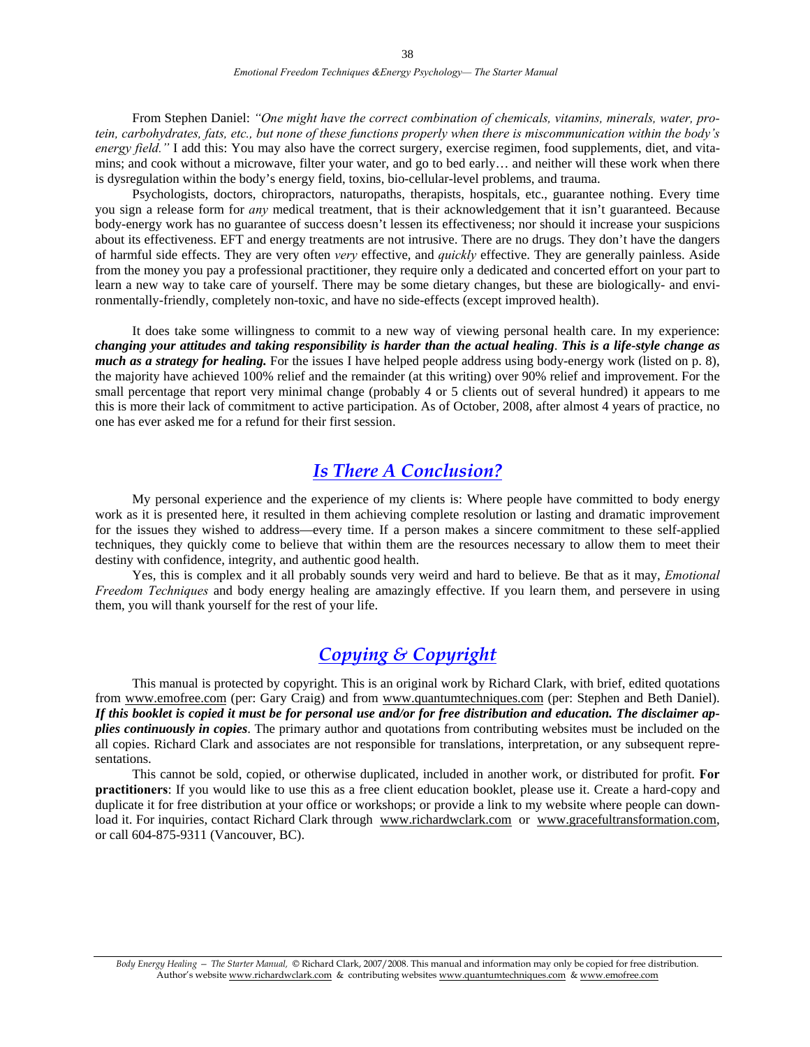From Stephen Daniel: *"One might have the correct combination of chemicals, vitamins, minerals, water, protein, carbohydrates, fats, etc., but none of these functions properly when there is miscommunication within the body's energy field."* I add this: You may also have the correct surgery, exercise regimen, food supplements, diet, and vitamins; and cook without a microwave, filter your water, and go to bed early… and neither will these work when there is dysregulation within the body's energy field, toxins, bio-cellular-level problems, and trauma.

Psychologists, doctors, chiropractors, naturopaths, therapists, hospitals, etc., guarantee nothing. Every time you sign a release form for *any* medical treatment, that is their acknowledgement that it isn't guaranteed. Because body-energy work has no guarantee of success doesn't lessen its effectiveness; nor should it increase your suspicions about its effectiveness. EFT and energy treatments are not intrusive. There are no drugs. They don't have the dangers of harmful side effects. They are very often *very* effective, and *quickly* effective. They are generally painless. Aside from the money you pay a professional practitioner, they require only a dedicated and concerted effort on your part to learn a new way to take care of yourself. There may be some dietary changes, but these are biologically- and environmentally-friendly, completely non-toxic, and have no side-effects (except improved health).

It does take some willingness to commit to a new way of viewing personal health care. In my experience: ***changing your attitudes and taking responsibility is harder than the actual healing***. ***This is a life-style change as much as a strategy for healing.*** For the issues I have helped people address using body-energy work (listed on p. 8), the majority have achieved 100% relief and the remainder (at this writing) over 90% relief and improvement. For the small percentage that report very minimal change (probably 4 or 5 clients out of several hundred) it appears to me this is more their lack of commitment to active participation. As of October, 2008, after almost 4 years of practice, no one has ever asked me for a refund for their first session.

## Is There A Conclusion?

My personal experience and the experience of my clients is: Where people have committed to body energy work as it is presented here, it resulted in them achieving complete resolution or lasting and dramatic improvement for the issues they wished to address—every time. If a person makes a sincere commitment to these self-applied techniques, they quickly come to believe that within them are the resources necessary to allow them to meet their destiny with confidence, integrity, and authentic good health.

Yes, this is complex and it all probably sounds very weird and hard to believe. Be that as it may, *Emotional Freedom Techniques* and body energy healing are amazingly effective. If you learn them, and persevere in using them, you will thank yourself for the rest of your life.

## Copying & Copyright

This manual is protected by copyright. This is an original work by Richard Clark, with brief, edited quotations from www.emofree.com (per: Gary Craig) and from www.quantumtechniques.com (per: Stephen and Beth Daniel). ***If this booklet is copied it must be for personal use and/or for free distribution and education. The disclaimer applies continuously in copies***. The primary author and quotations from contributing websites must be included on the all copies. Richard Clark and associates are not responsible for translations, interpretation, or any subsequent representations.

This cannot be sold, copied, or otherwise duplicated, included in another work, or distributed for profit. **For practitioners**: If you would like to use this as a free client education booklet, please use it. Create a hard-copy and duplicate it for free distribution at your office or workshops; or provide a link to my website where people can download it. For inquiries, contact Richard Clark through www.richardwclark.com or www.gracefultransformation.com, or call 604-875-9311 (Vancouver, BC).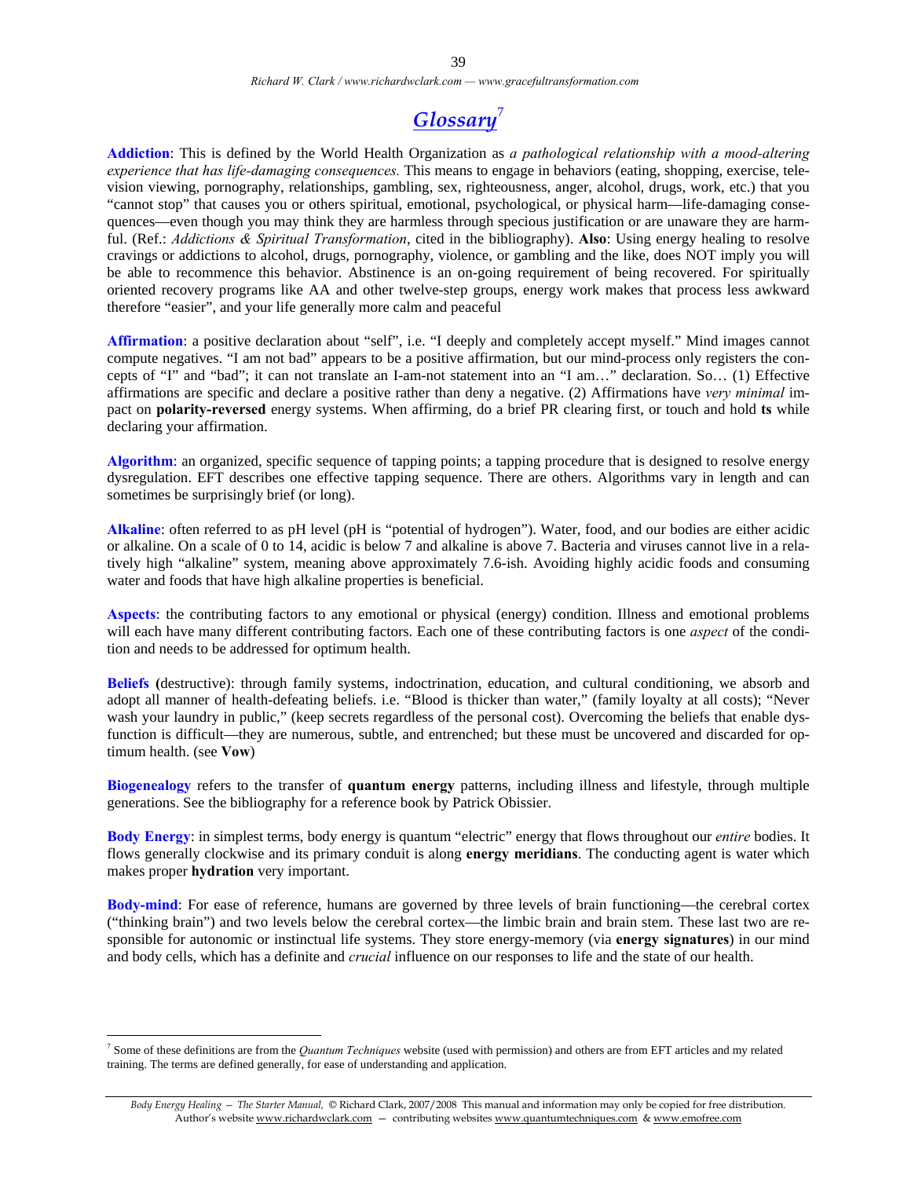# Glossary[7]

**Addiction**: This is defined by the World Health Organization as *a pathological relationship with a mood-altering experience that has life-damaging consequences.* This means to engage in behaviors (eating, shopping, exercise, television viewing, pornography, relationships, gambling, sex, righteousness, anger, alcohol, drugs, work, etc.) that you "cannot stop" that causes you or others spiritual, emotional, psychological, or physical harm—life-damaging consequences—even though you may think they are harmless through specious justification or are unaware they are harmful. (Ref.: *Addictions & Spiritual Transformation*, cited in the bibliography). **Also**: Using energy healing to resolve cravings or addictions to alcohol, drugs, pornography, violence, or gambling and the like, does NOT imply you will be able to recommence this behavior. Abstinence is an on-going requirement of being recovered. For spiritually oriented recovery programs like AA and other twelve-step groups, energy work makes that process less awkward therefore "easier", and your life generally more calm and peaceful

**Affirmation**: a positive declaration about "self", i.e. "I deeply and completely accept myself." Mind images cannot compute negatives. "I am not bad" appears to be a positive affirmation, but our mind-process only registers the concepts of "I" and "bad"; it can not translate an I-am-not statement into an "I am…" declaration. So… (1) Effective affirmations are specific and declare a positive rather than deny a negative. (2) Affirmations have *very minimal* impact on **polarity-reversed** energy systems. When affirming, do a brief PR clearing first, or touch and hold **ts** while declaring your affirmation.

**Algorithm**: an organized, specific sequence of tapping points; a tapping procedure that is designed to resolve energy dysregulation. EFT describes one effective tapping sequence. There are others. Algorithms vary in length and can sometimes be surprisingly brief (or long).

**Alkaline**: often referred to as pH level (pH is "potential of hydrogen"). Water, food, and our bodies are either acidic or alkaline. On a scale of 0 to 14, acidic is below 7 and alkaline is above 7. Bacteria and viruses cannot live in a relatively high "alkaline" system, meaning above approximately 7.6-ish. Avoiding highly acidic foods and consuming water and foods that have high alkaline properties is beneficial.

**Aspects**: the contributing factors to any emotional or physical (energy) condition. Illness and emotional problems will each have many different contributing factors. Each one of these contributing factors is one *aspect* of the condition and needs to be addressed for optimum health.

**Beliefs** (destructive): through family systems, indoctrination, education, and cultural conditioning, we absorb and adopt all manner of health-defeating beliefs. i.e. "Blood is thicker than water," (family loyalty at all costs); "Never wash your laundry in public," (keep secrets regardless of the personal cost). Overcoming the beliefs that enable dysfunction is difficult—they are numerous, subtle, and entrenched; but these must be uncovered and discarded for optimum health. (see **Vow**)

**Biogenealogy** refers to the transfer of **quantum energy** patterns, including illness and lifestyle, through multiple generations. See the bibliography for a reference book by Patrick Obissier.

**Body Energy**: in simplest terms, body energy is quantum "electric" energy that flows throughout our *entire* bodies. It flows generally clockwise and its primary conduit is along **energy meridians**. The conducting agent is water which makes proper **hydration** very important.

**Body-mind**: For ease of reference, humans are governed by three levels of brain functioning—the cerebral cortex ("thinking brain") and two levels below the cerebral cortex—the limbic brain and brain stem. These last two are responsible for autonomic or instinctual life systems. They store energy-memory (via **energy signatures**) in our mind and body cells, which has a definite and *crucial* influence on our responses to life and the state of our health.

---

[7] Some of these definitions are from the *Quantum Techniques* website (used with permission) and others are from EFT articles and my related training. The terms are defined generally, for ease of understanding and application.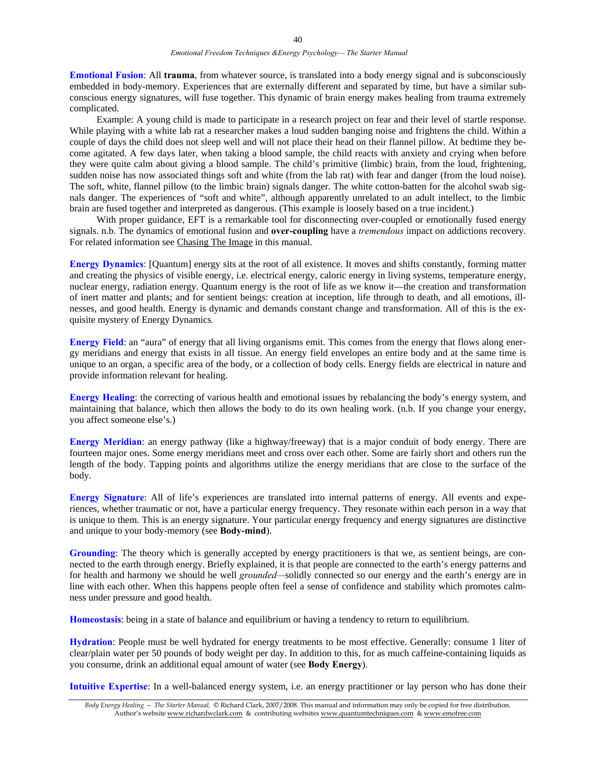**Emotional Fusion**: All **trauma**, from whatever source, is translated into a body energy signal and is subconsciously embedded in body-memory. Experiences that are externally different and separated by time, but have a similar subconscious energy signatures, will fuse together. This dynamic of brain energy makes healing from trauma extremely complicated.

Example: A young child is made to participate in a research project on fear and their level of startle response. While playing with a white lab rat a researcher makes a loud sudden banging noise and frightens the child. Within a couple of days the child does not sleep well and will not place their head on their flannel pillow. At bedtime they become agitated. A few days later, when taking a blood sample, the child reacts with anxiety and crying when before they were quite calm about giving a blood sample. The child's primitive (limbic) brain, from the loud, frightening, sudden noise has now associated things soft and white (from the lab rat) with fear and danger (from the loud noise). The soft, white, flannel pillow (to the limbic brain) signals danger. The white cotton-batten for the alcohol swab signals danger. The experiences of "soft and white", although apparently unrelated to an adult intellect, to the limbic brain are fused together and interpreted as dangerous. (This example is loosely based on a true incident.)

With proper guidance, EFT is a remarkable tool for disconnecting over-coupled or emotionally fused energy signals. n.b. The dynamics of emotional fusion and **over-coupling** have a *tremendous* impact on addictions recovery. For related information see Chasing The Image in this manual.

**Energy Dynamics**: [Quantum] energy sits at the root of all existence. It moves and shifts constantly, forming matter and creating the physics of visible energy, i.e. electrical energy, caloric energy in living systems, temperature energy, nuclear energy, radiation energy. Quantum energy is the root of life as we know it—the creation and transformation of inert matter and plants; and for sentient beings: creation at inception, life through to death, and all emotions, illnesses, and good health. Energy is dynamic and demands constant change and transformation. All of this is the exquisite mystery of Energy Dynamics.

**Energy Field**: an "aura" of energy that all living organisms emit. This comes from the energy that flows along energy meridians and energy that exists in all tissue. An energy field envelopes an entire body and at the same time is unique to an organ, a specific area of the body, or a collection of body cells. Energy fields are electrical in nature and provide information relevant for healing.

**Energy Healing**: the correcting of various health and emotional issues by rebalancing the body's energy system, and maintaining that balance, which then allows the body to do its own healing work. (n.b. If you change your energy, you affect someone else's.)

**Energy Meridian**: an energy pathway (like a highway/freeway) that is a major conduit of body energy. There are fourteen major ones. Some energy meridians meet and cross over each other. Some are fairly short and others run the length of the body. Tapping points and algorithms utilize the energy meridians that are close to the surface of the body.

**Energy Signature**: All of life's experiences are translated into internal patterns of energy. All events and experiences, whether traumatic or not, have a particular energy frequency. They resonate within each person in a way that is unique to them. This is an energy signature. Your particular energy frequency and energy signatures are distinctive and unique to your body-memory (see **Body-mind**).

**Grounding**: The theory which is generally accepted by energy practitioners is that we, as sentient beings, are connected to the earth through energy. Briefly explained, it is that people are connected to the earth's energy patterns and for health and harmony we should be well *grounded*—solidly connected so our energy and the earth's energy are in line with each other. When this happens people often feel a sense of confidence and stability which promotes calmness under pressure and good health.

**Homeostasis**: being in a state of balance and equilibrium or having a tendency to return to equilibrium.

**Hydration**: People must be well hydrated for energy treatments to be most effective. Generally: consume 1 liter of clear/plain water per 50 pounds of body weight per day. In addition to this, for as much caffeine-containing liquids as you consume, drink an additional equal amount of water (see **Body Energy**).

**Intuitive Expertise**: In a well-balanced energy system, i.e. an energy practitioner or lay person who has done their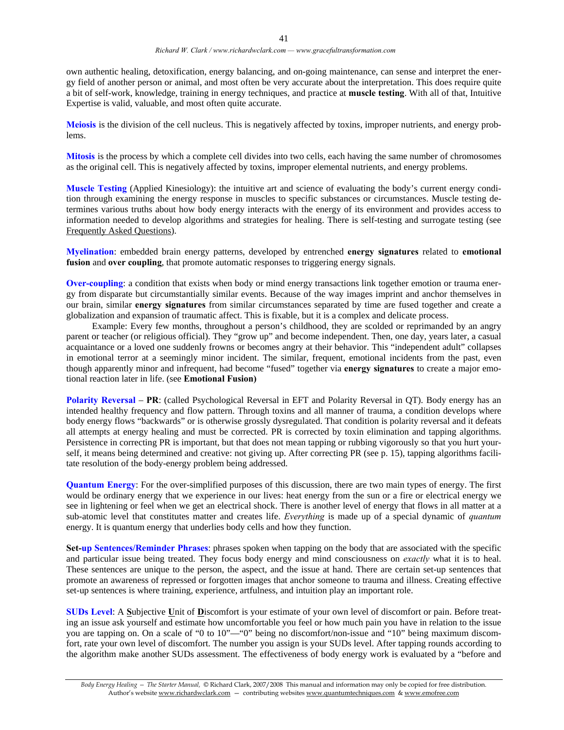own authentic healing, detoxification, energy balancing, and on-going maintenance, can sense and interpret the energy field of another person or animal, and most often be very accurate about the interpretation. This does require quite a bit of self-work, knowledge, training in energy techniques, and practice at **muscle testing**. With all of that, Intuitive Expertise is valid, valuable, and most often quite accurate.

**Meiosis** is the division of the cell nucleus. This is negatively affected by toxins, improper nutrients, and energy problems.

**Mitosis** is the process by which a complete cell divides into two cells, each having the same number of chromosomes as the original cell. This is negatively affected by toxins, improper elemental nutrients, and energy problems.

**Muscle Testing** (Applied Kinesiology): the intuitive art and science of evaluating the body's current energy condition through examining the energy response in muscles to specific substances or circumstances. Muscle testing determines various truths about how body energy interacts with the energy of its environment and provides access to information needed to develop algorithms and strategies for healing. There is self-testing and surrogate testing (see Frequently Asked Questions).

**Myelination**: embedded brain energy patterns, developed by entrenched **energy signatures** related to **emotional fusion** and **over coupling**, that promote automatic responses to triggering energy signals.

**Over-coupling**: a condition that exists when body or mind energy transactions link together emotion or trauma energy from disparate but circumstantially similar events. Because of the way images imprint and anchor themselves in our brain, similar **energy signatures** from similar circumstances separated by time are fused together and create a globalization and expansion of traumatic affect. This is fixable, but it is a complex and delicate process.

Example: Every few months, throughout a person's childhood, they are scolded or reprimanded by an angry parent or teacher (or religious official). They "grow up" and become independent. Then, one day, years later, a casual acquaintance or a loved one suddenly frowns or becomes angry at their behavior. This "independent adult" collapses in emotional terror at a seemingly minor incident. The similar, frequent, emotional incidents from the past, even though apparently minor and infrequent, had become "fused" together via **energy signatures** to create a major emotional reaction later in life. (see **Emotional Fusion)**

**Polarity Reversal** – **PR**: (called Psychological Reversal in EFT and Polarity Reversal in QT). Body energy has an intended healthy frequency and flow pattern. Through toxins and all manner of trauma, a condition develops where body energy flows "backwards" or is otherwise grossly dysregulated. That condition is polarity reversal and it defeats all attempts at energy healing and must be corrected. PR is corrected by toxin elimination and tapping algorithms. Persistence in correcting PR is important, but that does not mean tapping or rubbing vigorously so that you hurt yourself, it means being determined and creative: not giving up. After correcting PR (see p. 15), tapping algorithms facilitate resolution of the body-energy problem being addressed.

**Quantum Energy**: For the over-simplified purposes of this discussion, there are two main types of energy. The first would be ordinary energy that we experience in our lives: heat energy from the sun or a fire or electrical energy we see in lightening or feel when we get an electrical shock. There is another level of energy that flows in all matter at a sub-atomic level that constitutes matter and creates life. *Everything* is made up of a special dynamic of *quantum* energy. It is quantum energy that underlies body cells and how they function.

**Set-up Sentences/Reminder Phrases**: phrases spoken when tapping on the body that are associated with the specific and particular issue being treated. They focus body energy and mind consciousness on *exactly* what it is to heal. These sentences are unique to the person, the aspect, and the issue at hand. There are certain set-up sentences that promote an awareness of repressed or forgotten images that anchor someone to trauma and illness. Creating effective set-up sentences is where training, experience, artfulness, and intuition play an important role.

**SUDs Level**: A **S**ubjective **U**nit of **D**iscomfort is your estimate of your own level of discomfort or pain. Before treating an issue ask yourself and estimate how uncomfortable you feel or how much pain you have in relation to the issue you are tapping on. On a scale of "0 to 10"—"0" being no discomfort/non-issue and "10" being maximum discomfort, rate your own level of discomfort. The number you assign is your SUDs level. After tapping rounds according to the algorithm make another SUDs assessment. The effectiveness of body energy work is evaluated by a "before and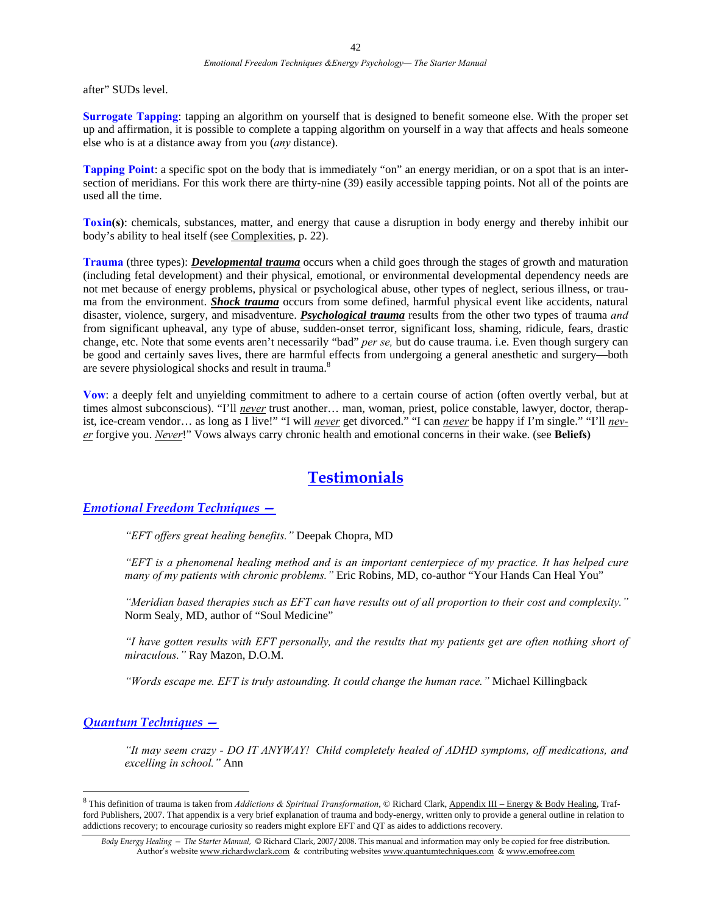after" SUDs level.

**Surrogate Tapping**: tapping an algorithm on yourself that is designed to benefit someone else. With the proper set up and affirmation, it is possible to complete a tapping algorithm on yourself in a way that affects and heals someone else who is at a distance away from you (*any* distance).

**Tapping Point**: a specific spot on the body that is immediately "on" an energy meridian, or on a spot that is an intersection of meridians. For this work there are thirty-nine (39) easily accessible tapping points. Not all of the points are used all the time.

**Toxin(s)**: chemicals, substances, matter, and energy that cause a disruption in body energy and thereby inhibit our body's ability to heal itself (see Complexities, p. 22).

**Trauma** (three types): ***Developmental trauma*** occurs when a child goes through the stages of growth and maturation (including fetal development) and their physical, emotional, or environmental developmental dependency needs are not met because of energy problems, physical or psychological abuse, other types of neglect, serious illness, or trauma from the environment. ***Shock trauma*** occurs from some defined, harmful physical event like accidents, natural disaster, violence, surgery, and misadventure. ***Psychological trauma*** results from the other two types of trauma *and* from significant upheaval, any type of abuse, sudden-onset terror, significant loss, shaming, ridicule, fears, drastic change, etc. Note that some events aren't necessarily "bad" *per se,* but do cause trauma. i.e. Even though surgery can be good and certainly saves lives, there are harmful effects from undergoing a general anesthetic and surgery—both are severe physiological shocks and result in trauma.[8]

**Vow**: a deeply felt and unyielding commitment to adhere to a certain course of action (often overtly verbal, but at times almost subconscious). "I'll *never* trust another… man, woman, priest, police constable, lawyer, doctor, therapist, ice-cream vendor… as long as I live!" "I will *never* get divorced." "I can *never* be happy if I'm single." "I'll *never* forgive you. *Never*!" Vows always carry chronic health and emotional concerns in their wake. (see **Beliefs)**

## Testimonials

### *Emotional Freedom Techniques —*

> *"EFT offers great healing benefits."* Deepak Chopra, MD
>
> *"EFT is a phenomenal healing method and is an important centerpiece of my practice. It has helped cure many of my patients with chronic problems."* Eric Robins, MD, co-author "Your Hands Can Heal You"
>
> *"Meridian based therapies such as EFT can have results out of all proportion to their cost and complexity."* Norm Sealy, MD, author of "Soul Medicine"
>
> *"I have gotten results with EFT personally, and the results that my patients get are often nothing short of miraculous."* Ray Mazon, D.O.M.
>
> *"Words escape me. EFT is truly astounding. It could change the human race."* Michael Killingback

### *Quantum Techniques —*

> *"It may seem crazy - DO IT ANYWAY! Child completely healed of ADHD symptoms, off medications, and excelling in school."* Ann

---

[8] This definition of trauma is taken from *Addictions & Spiritual Transformation*, © Richard Clark, Appendix III – Energy & Body Healing, Trafford Publishers, 2007. That appendix is a very brief explanation of trauma and body-energy, written only to provide a general outline in relation to addictions recovery; to encourage curiosity so readers might explore EFT and QT as aides to addictions recovery.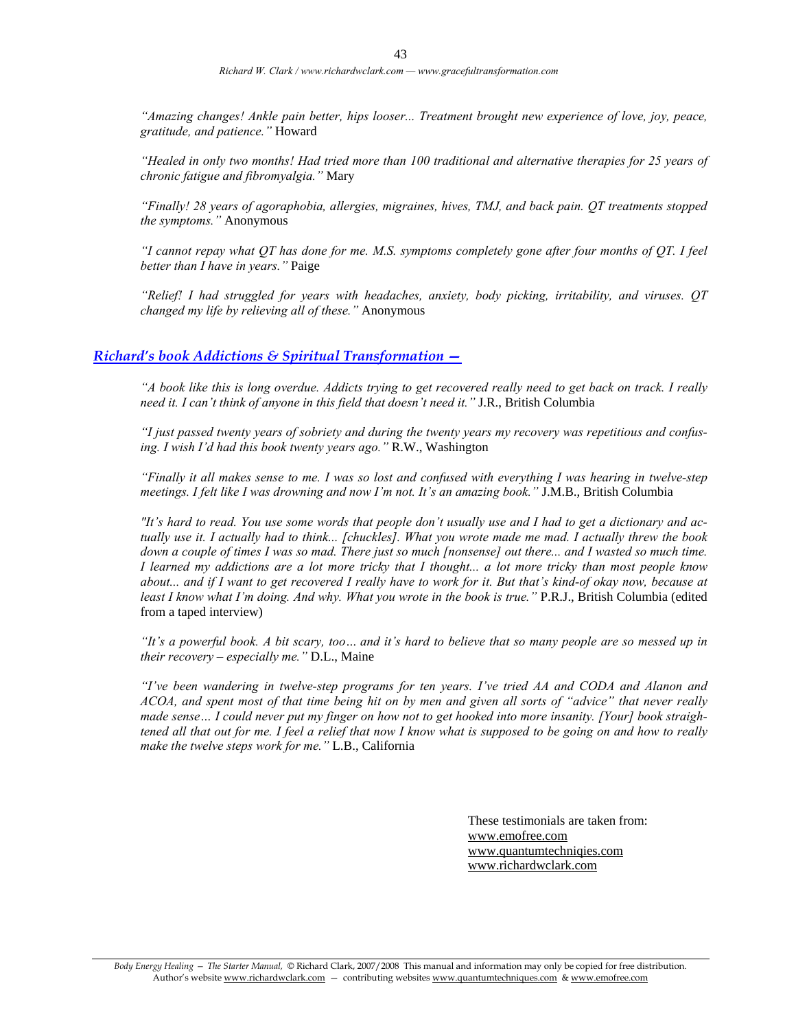*"Amazing changes! Ankle pain better, hips looser... Treatment brought new experience of love, joy, peace, gratitude, and patience."* Howard

*"Healed in only two months! Had tried more than 100 traditional and alternative therapies for 25 years of chronic fatigue and fibromyalgia."* Mary

*"Finally! 28 years of agoraphobia, allergies, migraines, hives, TMJ, and back pain. QT treatments stopped the symptoms."* Anonymous

*"I cannot repay what QT has done for me. M.S. symptoms completely gone after four months of QT. I feel better than I have in years."* Paige

*"Relief! I had struggled for years with headaches, anxiety, body picking, irritability, and viruses. QT changed my life by relieving all of these."* Anonymous

## *Richard's book Addictions & Spiritual Transformation —*

*"A book like this is long overdue. Addicts trying to get recovered really need to get back on track. I really need it. I can't think of anyone in this field that doesn't need it."* J.R., British Columbia

*"I just passed twenty years of sobriety and during the twenty years my recovery was repetitious and confusing. I wish I'd had this book twenty years ago."* R.W., Washington

*"Finally it all makes sense to me. I was so lost and confused with everything I was hearing in twelve-step meetings. I felt like I was drowning and now I'm not. It's an amazing book."* J.M.B., British Columbia

*"It's hard to read. You use some words that people don't usually use and I had to get a dictionary and actually use it. I actually had to think... [chuckles]. What you wrote made me mad. I actually threw the book down a couple of times I was so mad. There just so much [nonsense] out there... and I wasted so much time. I learned my addictions are a lot more tricky that I thought... a lot more tricky than most people know about... and if I want to get recovered I really have to work for it. But that's kind-of okay now, because at least I know what I'm doing. And why. What you wrote in the book is true."* P.R.J., British Columbia (edited from a taped interview)

*"It's a powerful book. A bit scary, too… and it's hard to believe that so many people are so messed up in their recovery – especially me."* D.L., Maine

*"I've been wandering in twelve-step programs for ten years. I've tried AA and CODA and Alanon and ACOA, and spent most of that time being hit on by men and given all sorts of "advice" that never really made sense… I could never put my finger on how not to get hooked into more insanity. [Your] book straightened all that out for me. I feel a relief that now I know what is supposed to be going on and how to really make the twelve steps work for me."* L.B., California

These testimonials are taken from:
www.emofree.com
www.quantumtechniqies.com
www.richardwclark.com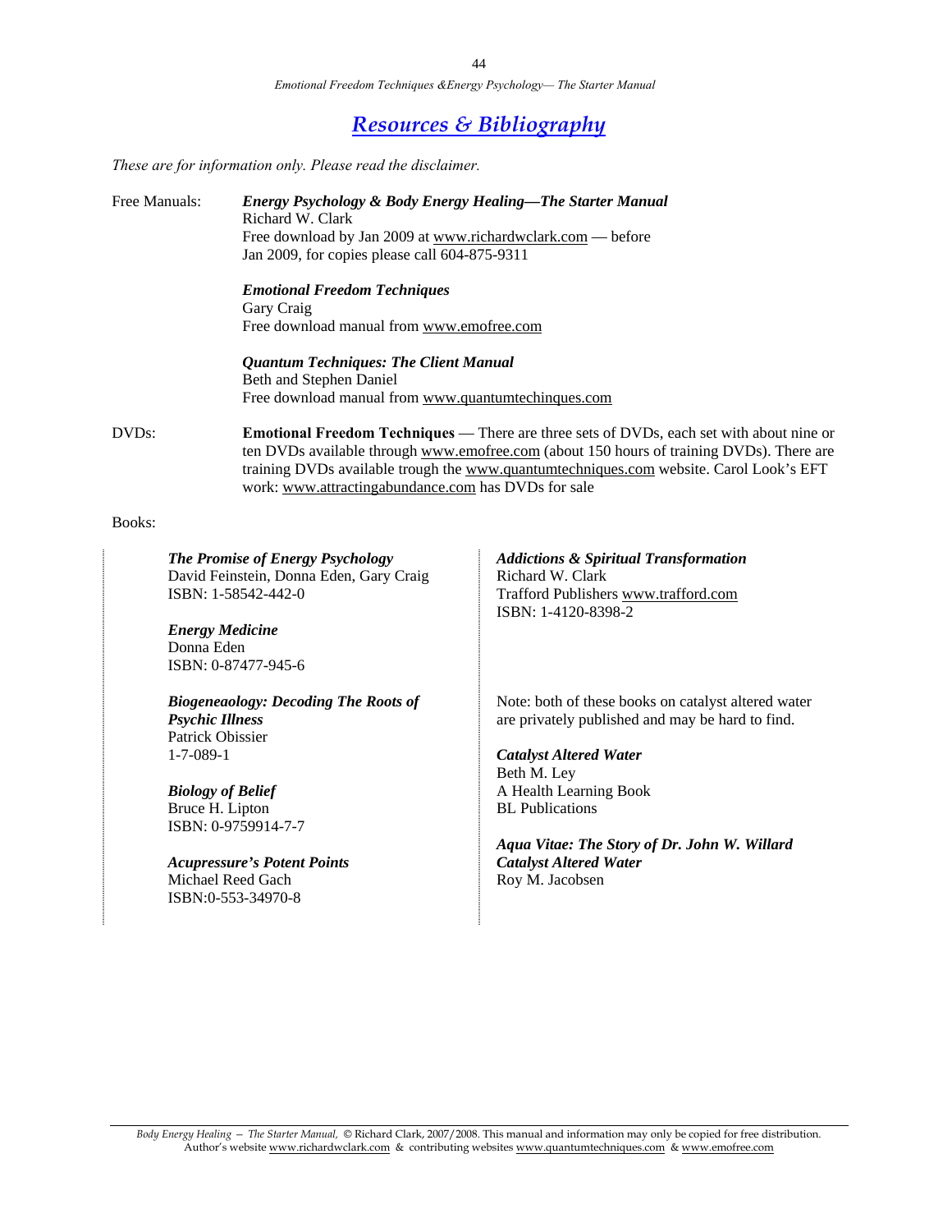## *Resources & Bibliography*

*These are for information only. Please read the disclaimer.*

Free Manuals:

***Energy Psychology & Body Energy Healing—The Starter Manual***
Richard W. Clark
Free download by Jan 2009 at www.richardwclark.com — before Jan 2009, for copies please call 604-875-9311

***Emotional Freedom Techniques***
Gary Craig
Free download manual from www.emofree.com

***Quantum Techniques: The Client Manual***
Beth and Stephen Daniel
Free download manual from www.quantumtechinques.com

DVDs:

**Emotional Freedom Techniques** — There are three sets of DVDs, each set with about nine or ten DVDs available through www.emofree.com (about 150 hours of training DVDs). There are training DVDs available trough the www.quantumtechniques.com website. Carol Look's EFT work: www.attractingabundance.com has DVDs for sale

Books:

***The Promise of Energy Psychology***
David Feinstein, Donna Eden, Gary Craig
ISBN: 1-58542-442-0

***Energy Medicine***
Donna Eden
ISBN: 0-87477-945-6

***Biogeneaology: Decoding The Roots of Psychic Illness***
Patrick Obissier
1-7-089-1

***Biology of Belief***
Bruce H. Lipton
ISBN: 0-9759914-7-7

***Acupressure's Potent Points***
Michael Reed Gach
ISBN:0-553-34970-8

***Addictions & Spiritual Transformation***
Richard W. Clark
Trafford Publishers www.trafford.com
ISBN: 1-4120-8398-2

Note: both of these books on catalyst altered water are privately published and may be hard to find.

***Catalyst Altered Water***
Beth M. Ley
A Health Learning Book
BL Publications

***Aqua Vitae: The Story of Dr. John W. Willard Catalyst Altered Water***
Roy M. Jacobsen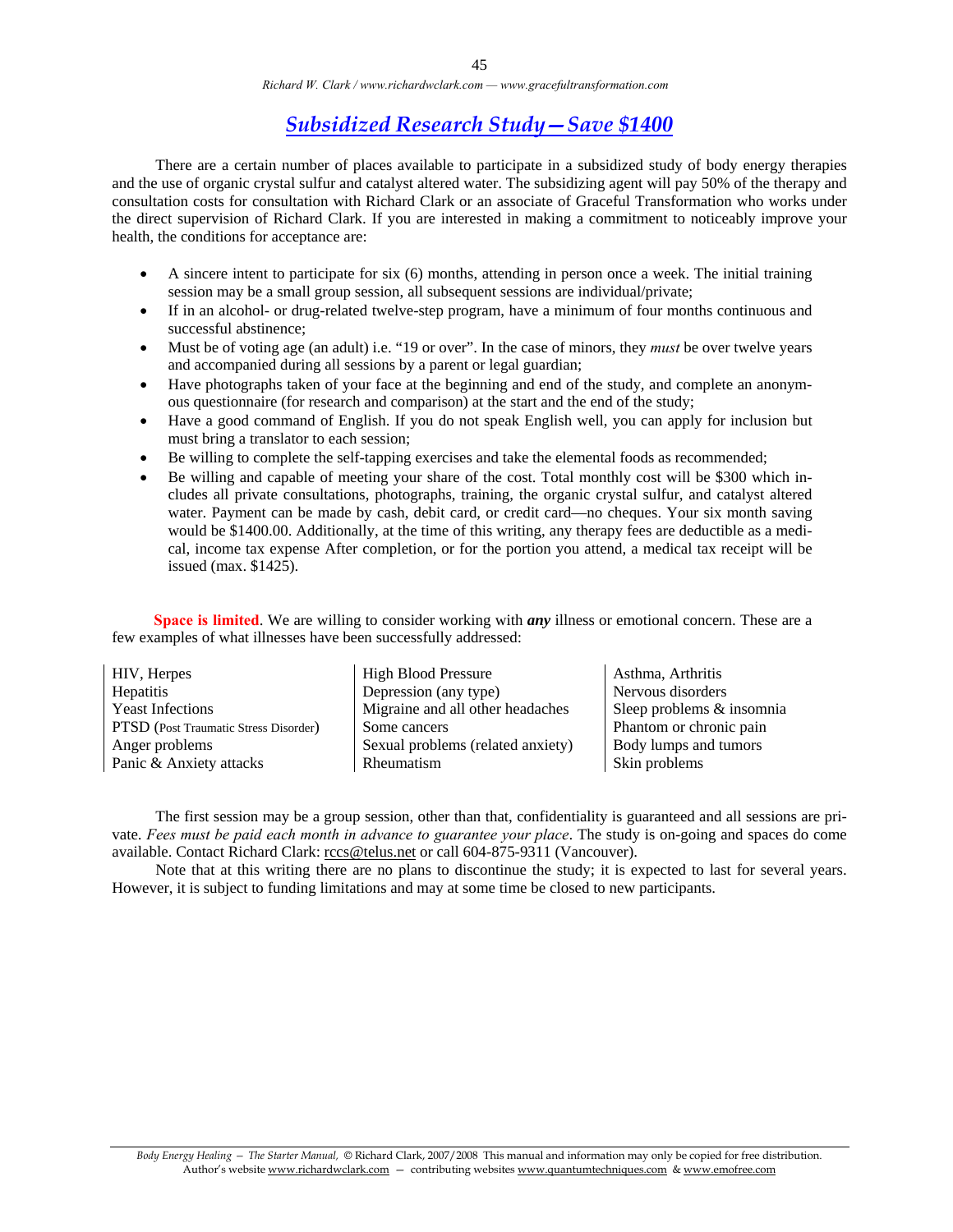## *Subsidized Research Study—Save $1400*

There are a certain number of places available to participate in a subsidized study of body energy therapies and the use of organic crystal sulfur and catalyst altered water. The subsidizing agent will pay 50% of the therapy and consultation costs for consultation with Richard Clark or an associate of Graceful Transformation who works under the direct supervision of Richard Clark. If you are interested in making a commitment to noticeably improve your health, the conditions for acceptance are:

- A sincere intent to participate for six (6) months, attending in person once a week. The initial training session may be a small group session, all subsequent sessions are individual/private;
- If in an alcohol- or drug-related twelve-step program, have a minimum of four months continuous and successful abstinence;
- Must be of voting age (an adult) i.e. "19 or over". In the case of minors, they *must* be over twelve years and accompanied during all sessions by a parent or legal guardian;
- Have photographs taken of your face at the beginning and end of the study, and complete an anonymous questionnaire (for research and comparison) at the start and the end of the study;
- Have a good command of English. If you do not speak English well, you can apply for inclusion but must bring a translator to each session;
- Be willing to complete the self-tapping exercises and take the elemental foods as recommended;
- Be willing and capable of meeting your share of the cost. Total monthly cost will be $300 which includes all private consultations, photographs, training, the organic crystal sulfur, and catalyst altered water. Payment can be made by cash, debit card, or credit card—no cheques. Your six month saving would be $1400.00. Additionally, at the time of this writing, any therapy fees are deductible as a medical, income tax expense After completion, or for the portion you attend, a medical tax receipt will be issued (max. $1425).

**Space is limited**. We are willing to consider working with ***any*** illness or emotional concern. These are a few examples of what illnesses have been successfully addressed:

| | | |
|---|---|---|
| HIV, Herpes | High Blood Pressure | Asthma, Arthritis |
| Hepatitis | Depression (any type) | Nervous disorders |
| Yeast Infections | Migraine and all other headaches | Sleep problems & insomnia |
| PTSD (Post Traumatic Stress Disorder) | Some cancers | Phantom or chronic pain |
| Anger problems | Sexual problems (related anxiety) | Body lumps and tumors |
| Panic & Anxiety attacks | Rheumatism | Skin problems |

The first session may be a group session, other than that, confidentiality is guaranteed and all sessions are private. *Fees must be paid each month in advance to guarantee your place*. The study is on-going and spaces do come available. Contact Richard Clark: rccs@telus.net or call 604-875-9311 (Vancouver).

Note that at this writing there are no plans to discontinue the study; it is expected to last for several years. However, it is subject to funding limitations and may at some time be closed to new participants.